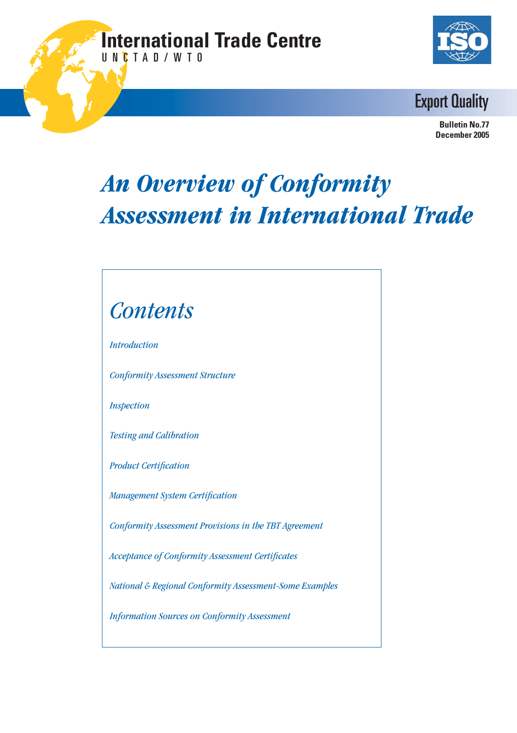International Trade Centre
UNCTAD/WTO

ISO

Export Quality

**Bulletin No.77**
**December 2005**

# *An Overview of Conformity Assessment in International Trade*

## *Contents*

*Introduction*

*Conformity Assessment Structure*

*Inspection*

*Testing and Calibration*

*Product Certification*

*Management System Certification*

*Conformity Assessment Provisions in the TBT Agreement*

*Acceptance of Conformity Assessment Certificates*

*National & Regional Conformity Assessment-Some Examples*

*Information Sources on Conformity Assessment*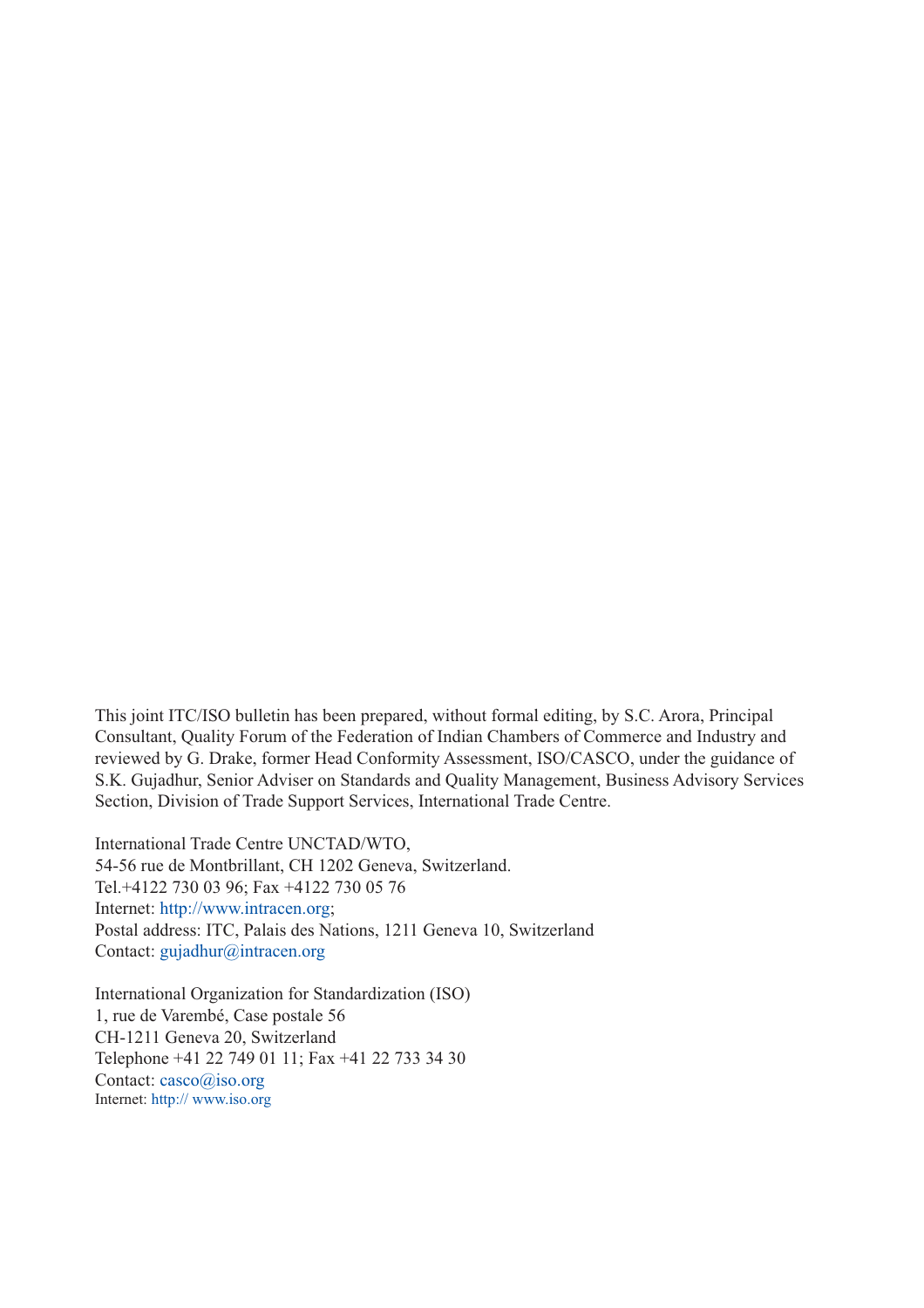This joint ITC/ISO bulletin has been prepared, without formal editing, by S.C. Arora, Principal Consultant, Quality Forum of the Federation of Indian Chambers of Commerce and Industry and reviewed by G. Drake, former Head Conformity Assessment, ISO/CASCO, under the guidance of S.K. Gujadhur, Senior Adviser on Standards and Quality Management, Business Advisory Services Section, Division of Trade Support Services, International Trade Centre.

International Trade Centre UNCTAD/WTO,  
54-56 rue de Montbrillant, CH 1202 Geneva, Switzerland.  
Tel.+4122 730 03 96; Fax +4122 730 05 76  
Internet: http://www.intracen.org;  
Postal address: ITC, Palais des Nations, 1211 Geneva 10, Switzerland  
Contact: gujadhur@intracen.org

International Organization for Standardization (ISO)  
1, rue de Varembé, Case postale 56  
CH-1211 Geneva 20, Switzerland  
Telephone +41 22 749 01 11; Fax +41 22 733 34 30  
Contact: casco@iso.org  
Internet: http:// www.iso.org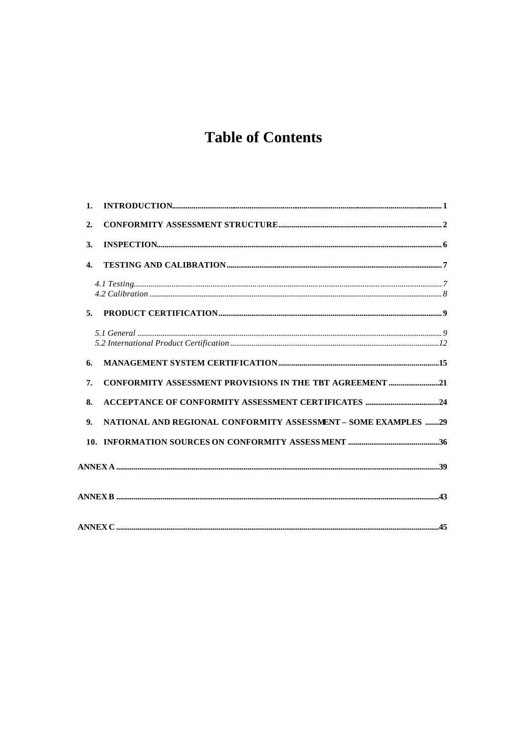# Table of Contents

1. **INTRODUCTION** ..... 1
2. **CONFORMITY ASSESSMENT STRUCTURE** ..... 2
3. **INSPECTION** ..... 6
4. **TESTING AND CALIBRATION** ..... 7
   - *4.1 Testing* ..... 7
   - *4.2 Calibration* ..... 8
5. **PRODUCT CERTIFICATION** ..... 9
   - *5.1 General* ..... 9
   - *5.2 International Product Certification* ..... 12
6. **MANAGEMENT SYSTEM CERTIFICATION** ..... 15
7. **CONFORMITY ASSESSMENT PROVISIONS IN THE TBT AGREEMENT** ..... 21
8. **ACCEPTANCE OF CONFORMITY ASSESSMENT CERTIFICATES** ..... 24
9. **NATIONAL AND REGIONAL CONFORMITY ASSESSMENT – SOME EXAMPLES** ..... 29
10. **INFORMATION SOURCES ON CONFORMITY ASSESSMENT** ..... 36

**ANNEX A** ..... 39

**ANNEX B** ..... 43

**ANNEX C** ..... 45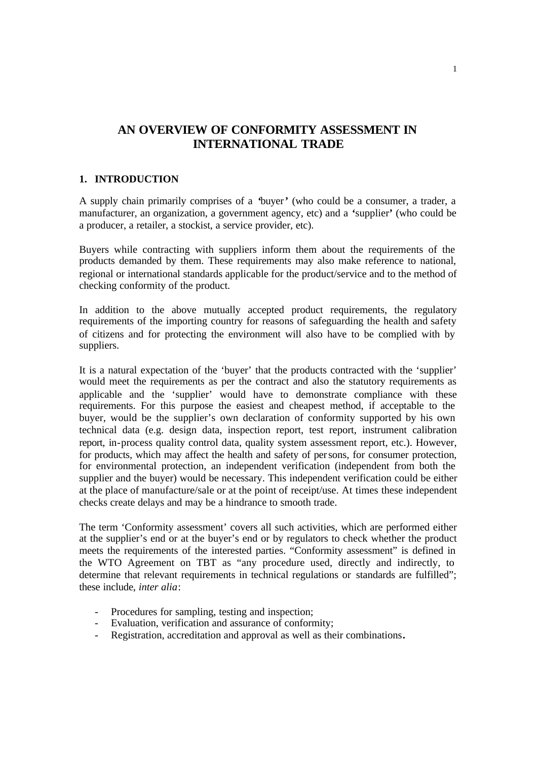# AN OVERVIEW OF CONFORMITY ASSESSMENT IN INTERNATIONAL TRADE

## 1. INTRODUCTION

A supply chain primarily comprises of a 'buyer' (who could be a consumer, a trader, a manufacturer, an organization, a government agency, etc) and a 'supplier' (who could be a producer, a retailer, a stockist, a service provider, etc).

Buyers while contracting with suppliers inform them about the requirements of the products demanded by them. These requirements may also make reference to national, regional or international standards applicable for the product/service and to the method of checking conformity of the product.

In addition to the above mutually accepted product requirements, the regulatory requirements of the importing country for reasons of safeguarding the health and safety of citizens and for protecting the environment will also have to be complied with by suppliers.

It is a natural expectation of the 'buyer' that the products contracted with the 'supplier' would meet the requirements as per the contract and also the statutory requirements as applicable and the 'supplier' would have to demonstrate compliance with these requirements. For this purpose the easiest and cheapest method, if acceptable to the buyer, would be the supplier's own declaration of conformity supported by his own technical data (e.g. design data, inspection report, test report, instrument calibration report, in-process quality control data, quality system assessment report, etc.). However, for products, which may affect the health and safety of persons, for consumer protection, for environmental protection, an independent verification (independent from both the supplier and the buyer) would be necessary. This independent verification could be either at the place of manufacture/sale or at the point of receipt/use. At times these independent checks create delays and may be a hindrance to smooth trade.

The term 'Conformity assessment' covers all such activities, which are performed either at the supplier's end or at the buyer's end or by regulators to check whether the product meets the requirements of the interested parties. "Conformity assessment" is defined in the WTO Agreement on TBT as "any procedure used, directly and indirectly, to determine that relevant requirements in technical regulations or standards are fulfilled"; these include, *inter alia*:

- Procedures for sampling, testing and inspection;
- Evaluation, verification and assurance of conformity;
- Registration, accreditation and approval as well as their combinations.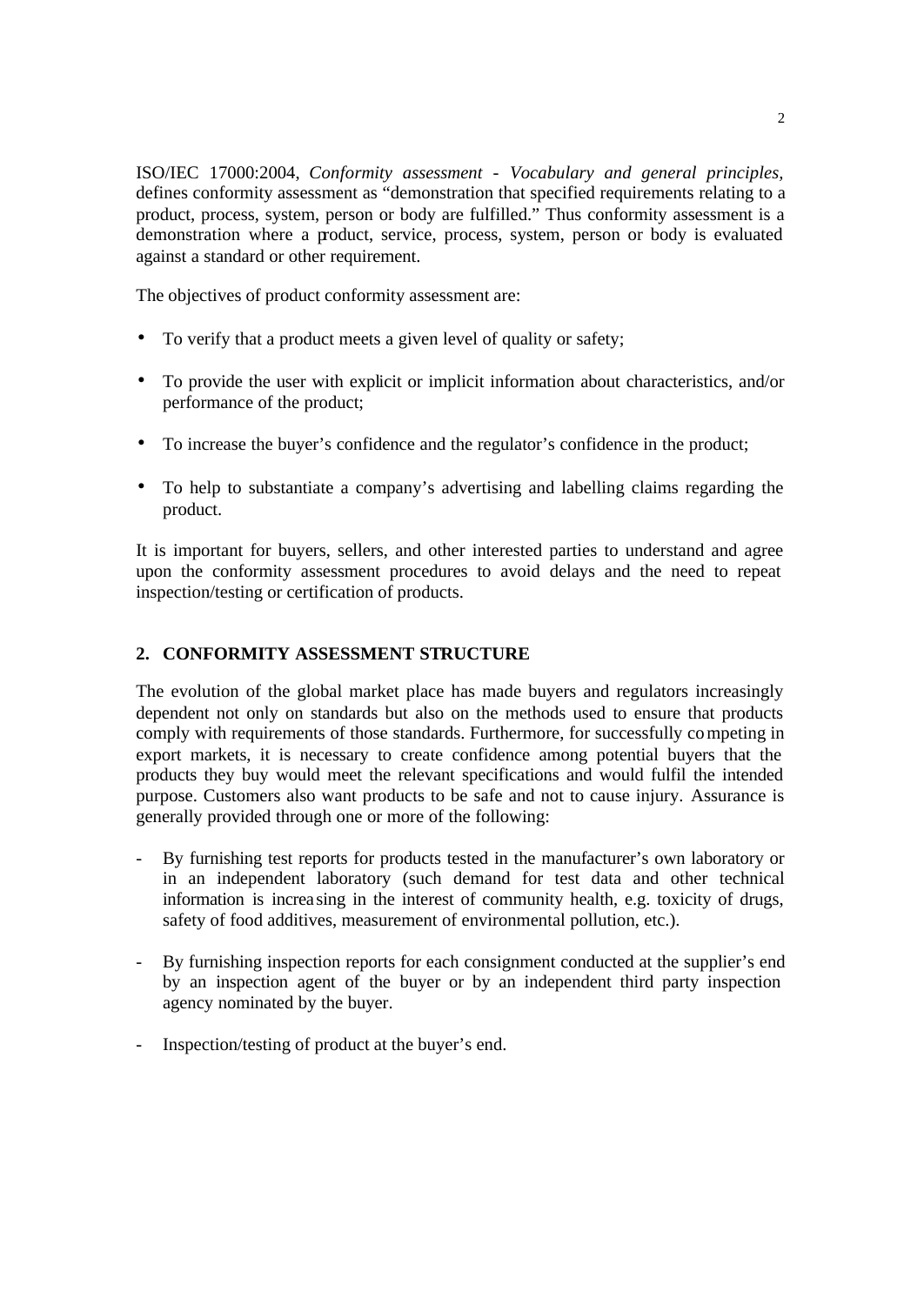ISO/IEC 17000:2004, *Conformity assessment - Vocabulary and general principles,* defines conformity assessment as "demonstration that specified requirements relating to a product, process, system, person or body are fulfilled." Thus conformity assessment is a demonstration where a product, service, process, system, person or body is evaluated against a standard or other requirement.

The objectives of product conformity assessment are:

- To verify that a product meets a given level of quality or safety;
- To provide the user with explicit or implicit information about characteristics, and/or performance of the product;
- To increase the buyer's confidence and the regulator's confidence in the product;
- To help to substantiate a company's advertising and labelling claims regarding the product.

It is important for buyers, sellers, and other interested parties to understand and agree upon the conformity assessment procedures to avoid delays and the need to repeat inspection/testing or certification of products.

## 2. CONFORMITY ASSESSMENT STRUCTURE

The evolution of the global market place has made buyers and regulators increasingly dependent not only on standards but also on the methods used to ensure that products comply with requirements of those standards. Furthermore, for successfully competing in export markets, it is necessary to create confidence among potential buyers that the products they buy would meet the relevant specifications and would fulfil the intended purpose. Customers also want products to be safe and not to cause injury. Assurance is generally provided through one or more of the following:

- By furnishing test reports for products tested in the manufacturer's own laboratory or in an independent laboratory (such demand for test data and other technical information is increasing in the interest of community health, e.g. toxicity of drugs, safety of food additives, measurement of environmental pollution, etc.).
- By furnishing inspection reports for each consignment conducted at the supplier's end by an inspection agent of the buyer or by an independent third party inspection agency nominated by the buyer.
- Inspection/testing of product at the buyer's end.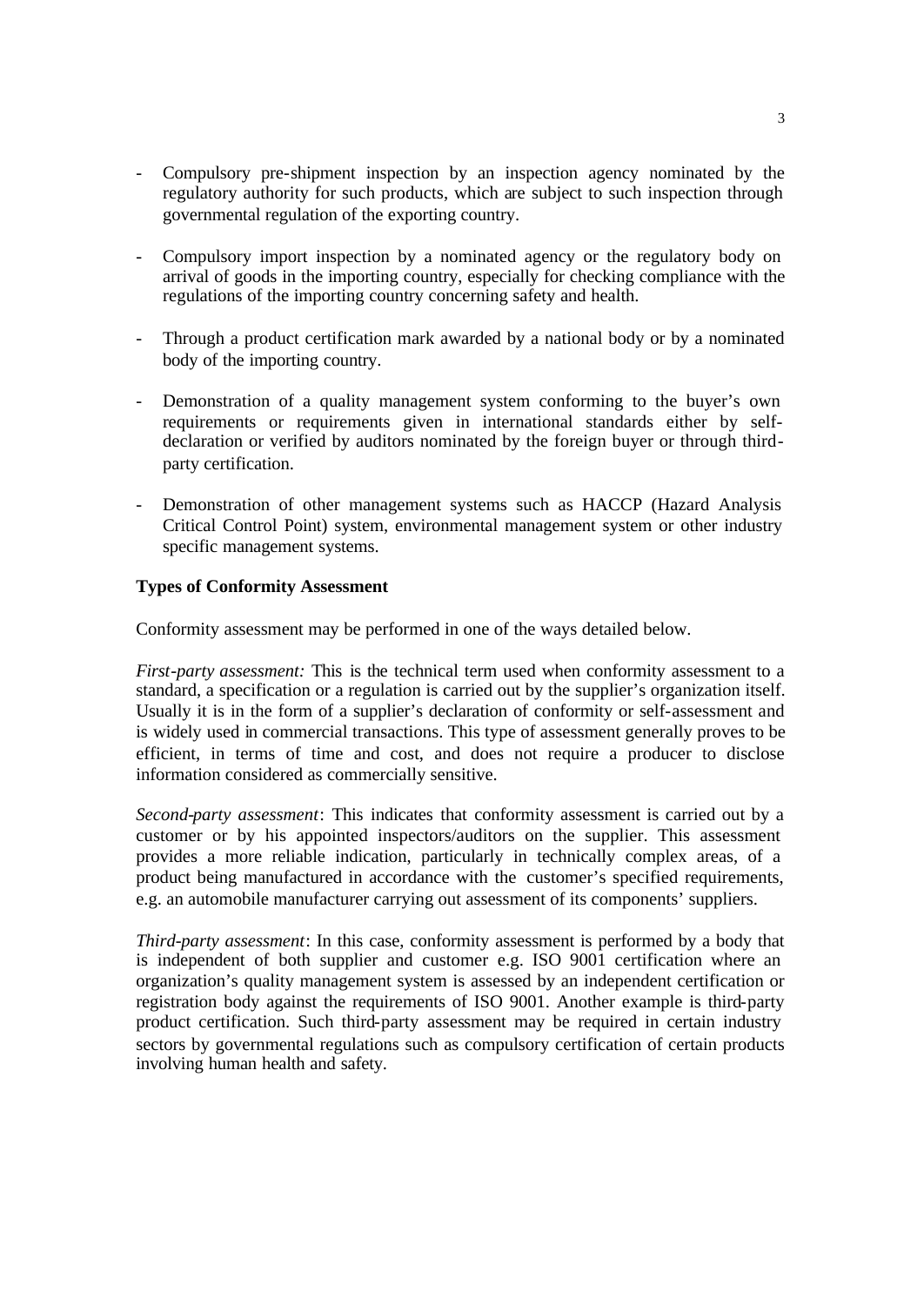- Compulsory pre-shipment inspection by an inspection agency nominated by the regulatory authority for such products, which are subject to such inspection through governmental regulation of the exporting country.

- Compulsory import inspection by a nominated agency or the regulatory body on arrival of goods in the importing country, especially for checking compliance with the regulations of the importing country concerning safety and health.

- Through a product certification mark awarded by a national body or by a nominated body of the importing country.

- Demonstration of a quality management system conforming to the buyer's own requirements or requirements given in international standards either by self-declaration or verified by auditors nominated by the foreign buyer or through third-party certification.

- Demonstration of other management systems such as HACCP (Hazard Analysis Critical Control Point) system, environmental management system or other industry specific management systems.

**Types of Conformity Assessment**

Conformity assessment may be performed in one of the ways detailed below.

*First-party assessment:* This is the technical term used when conformity assessment to a standard, a specification or a regulation is carried out by the supplier's organization itself. Usually it is in the form of a supplier's declaration of conformity or self-assessment and is widely used in commercial transactions. This type of assessment generally proves to be efficient, in terms of time and cost, and does not require a producer to disclose information considered as commercially sensitive.

*Second-party assessment*: This indicates that conformity assessment is carried out by a customer or by his appointed inspectors/auditors on the supplier. This assessment provides a more reliable indication, particularly in technically complex areas, of a product being manufactured in accordance with the customer's specified requirements, e.g. an automobile manufacturer carrying out assessment of its components' suppliers.

*Third-party assessment*: In this case, conformity assessment is performed by a body that is independent of both supplier and customer e.g. ISO 9001 certification where an organization's quality management system is assessed by an independent certification or registration body against the requirements of ISO 9001. Another example is third-party product certification. Such third-party assessment may be required in certain industry sectors by governmental regulations such as compulsory certification of certain products involving human health and safety.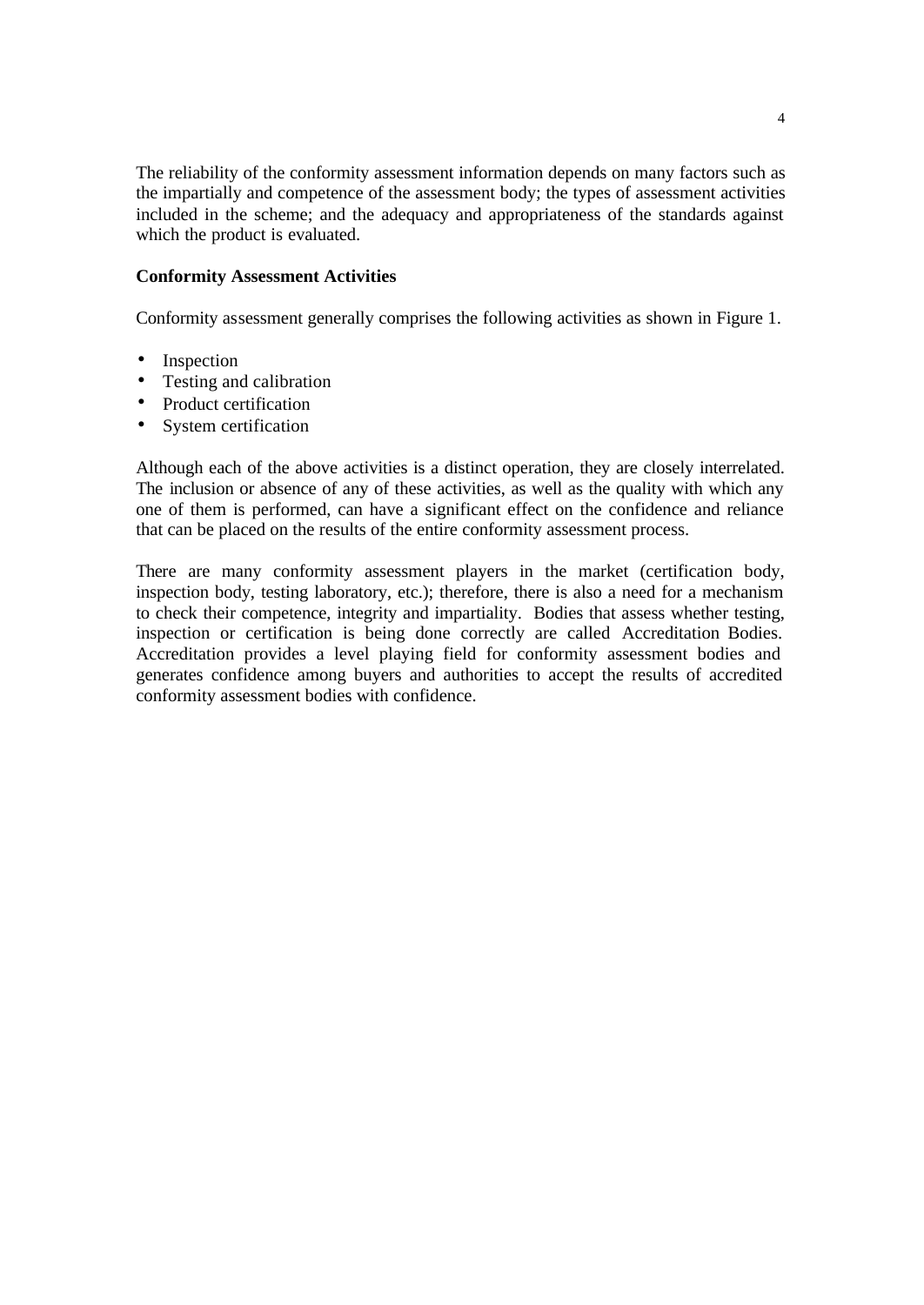The reliability of the conformity assessment information depends on many factors such as the impartially and competence of the assessment body; the types of assessment activities included in the scheme; and the adequacy and appropriateness of the standards against which the product is evaluated.

**Conformity Assessment Activities**

Conformity assessment generally comprises the following activities as shown in Figure 1.

- Inspection
- Testing and calibration
- Product certification
- System certification

Although each of the above activities is a distinct operation, they are closely interrelated. The inclusion or absence of any of these activities, as well as the quality with which any one of them is performed, can have a significant effect on the confidence and reliance that can be placed on the results of the entire conformity assessment process.

There are many conformity assessment players in the market (certification body, inspection body, testing laboratory, etc.); therefore, there is also a need for a mechanism to check their competence, integrity and impartiality. Bodies that assess whether testing, inspection or certification is being done correctly are called Accreditation Bodies. Accreditation provides a level playing field for conformity assessment bodies and generates confidence among buyers and authorities to accept the results of accredited conformity assessment bodies with confidence.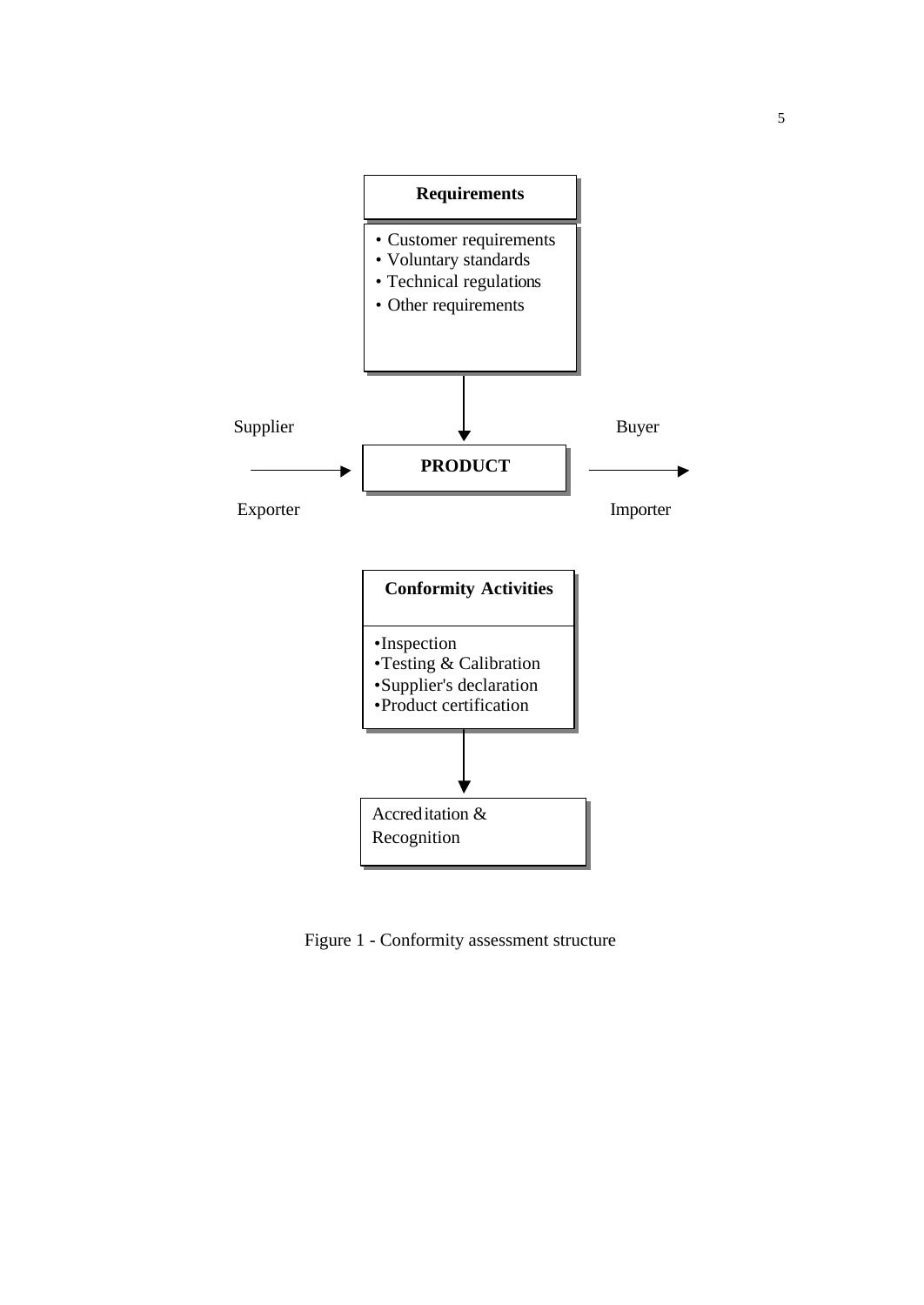**Requirements**

- Customer requirements
- Voluntary standards
- Technical regulations
- Other requirements

Supplier → **PRODUCT** → Buyer

Exporter → Importer

**Conformity Activities**

- Inspection
- Testing & Calibration
- Supplier's declaration
- Product certification

Accreditation & Recognition

Figure 1 - Conformity assessment structure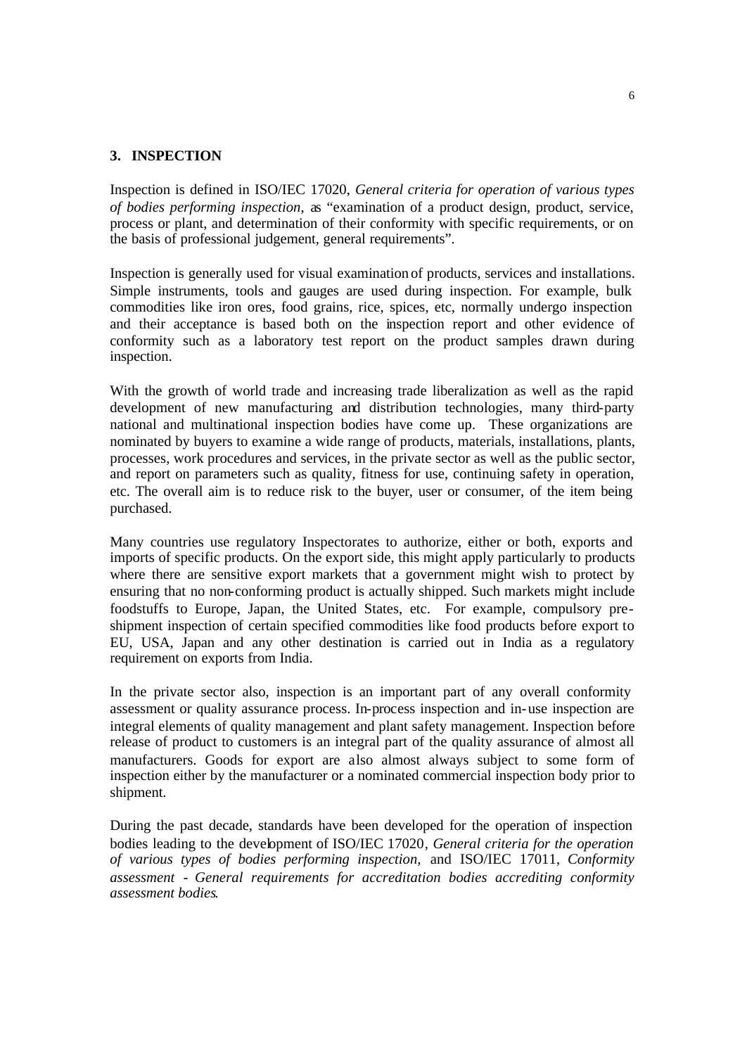## 3. INSPECTION

Inspection is defined in ISO/IEC 17020, *General criteria for operation of various types of bodies performing inspection*, as "examination of a product design, product, service, process or plant, and determination of their conformity with specific requirements, or on the basis of professional judgement, general requirements".

Inspection is generally used for visual examination of products, services and installations. Simple instruments, tools and gauges are used during inspection. For example, bulk commodities like iron ores, food grains, rice, spices, etc, normally undergo inspection and their acceptance is based both on the inspection report and other evidence of conformity such as a laboratory test report on the product samples drawn during inspection.

With the growth of world trade and increasing trade liberalization as well as the rapid development of new manufacturing and distribution technologies, many third-party national and multinational inspection bodies have come up. These organizations are nominated by buyers to examine a wide range of products, materials, installations, plants, processes, work procedures and services, in the private sector as well as the public sector, and report on parameters such as quality, fitness for use, continuing safety in operation, etc. The overall aim is to reduce risk to the buyer, user or consumer, of the item being purchased.

Many countries use regulatory Inspectorates to authorize, either or both, exports and imports of specific products. On the export side, this might apply particularly to products where there are sensitive export markets that a government might wish to protect by ensuring that no non-conforming product is actually shipped. Such markets might include foodstuffs to Europe, Japan, the United States, etc. For example, compulsory pre-shipment inspection of certain specified commodities like food products before export to EU, USA, Japan and any other destination is carried out in India as a regulatory requirement on exports from India.

In the private sector also, inspection is an important part of any overall conformity assessment or quality assurance process. In-process inspection and in-use inspection are integral elements of quality management and plant safety management. Inspection before release of product to customers is an integral part of the quality assurance of almost all manufacturers. Goods for export are also almost always subject to some form of inspection either by the manufacturer or a nominated commercial inspection body prior to shipment.

During the past decade, standards have been developed for the operation of inspection bodies leading to the development of ISO/IEC 17020, *General criteria for the operation of various types of bodies performing inspection*, and ISO/IEC 17011, *Conformity assessment - General requirements for accreditation bodies accrediting conformity assessment bodies*.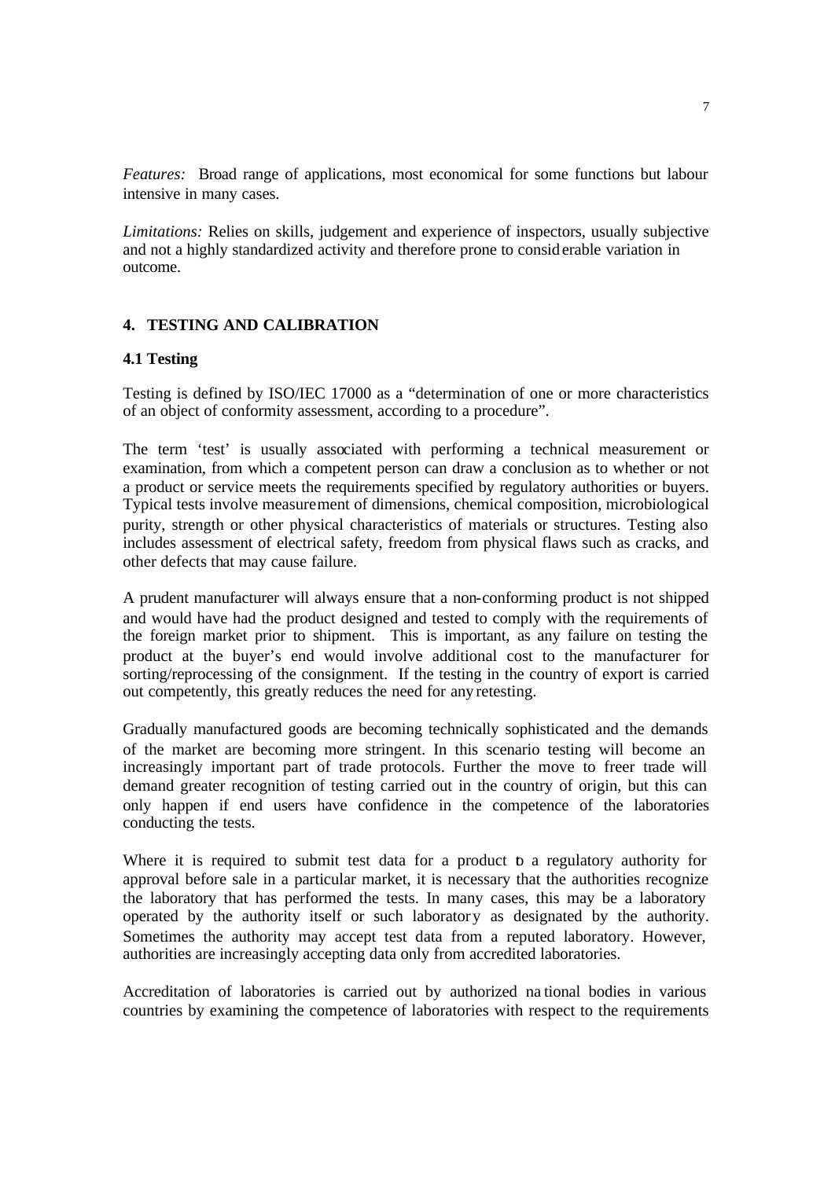*Features:* Broad range of applications, most economical for some functions but labour intensive in many cases.

*Limitations:* Relies on skills, judgement and experience of inspectors, usually subjective and not a highly standardized activity and therefore prone to considerable variation in outcome.

## 4. TESTING AND CALIBRATION

### 4.1 Testing

Testing is defined by ISO/IEC 17000 as a "determination of one or more characteristics of an object of conformity assessment, according to a procedure".

The term 'test' is usually associated with performing a technical measurement or examination, from which a competent person can draw a conclusion as to whether or not a product or service meets the requirements specified by regulatory authorities or buyers. Typical tests involve measurement of dimensions, chemical composition, microbiological purity, strength or other physical characteristics of materials or structures. Testing also includes assessment of electrical safety, freedom from physical flaws such as cracks, and other defects that may cause failure.

A prudent manufacturer will always ensure that a non-conforming product is not shipped and would have had the product designed and tested to comply with the requirements of the foreign market prior to shipment. This is important, as any failure on testing the product at the buyer's end would involve additional cost to the manufacturer for sorting/reprocessing of the consignment. If the testing in the country of export is carried out competently, this greatly reduces the need for any retesting.

Gradually manufactured goods are becoming technically sophisticated and the demands of the market are becoming more stringent. In this scenario testing will become an increasingly important part of trade protocols. Further the move to freer trade will demand greater recognition of testing carried out in the country of origin, but this can only happen if end users have confidence in the competence of the laboratories conducting the tests.

Where it is required to submit test data for a product to a regulatory authority for approval before sale in a particular market, it is necessary that the authorities recognize the laboratory that has performed the tests. In many cases, this may be a laboratory operated by the authority itself or such laboratory as designated by the authority. Sometimes the authority may accept test data from a reputed laboratory. However, authorities are increasingly accepting data only from accredited laboratories.

Accreditation of laboratories is carried out by authorized national bodies in various countries by examining the competence of laboratories with respect to the requirements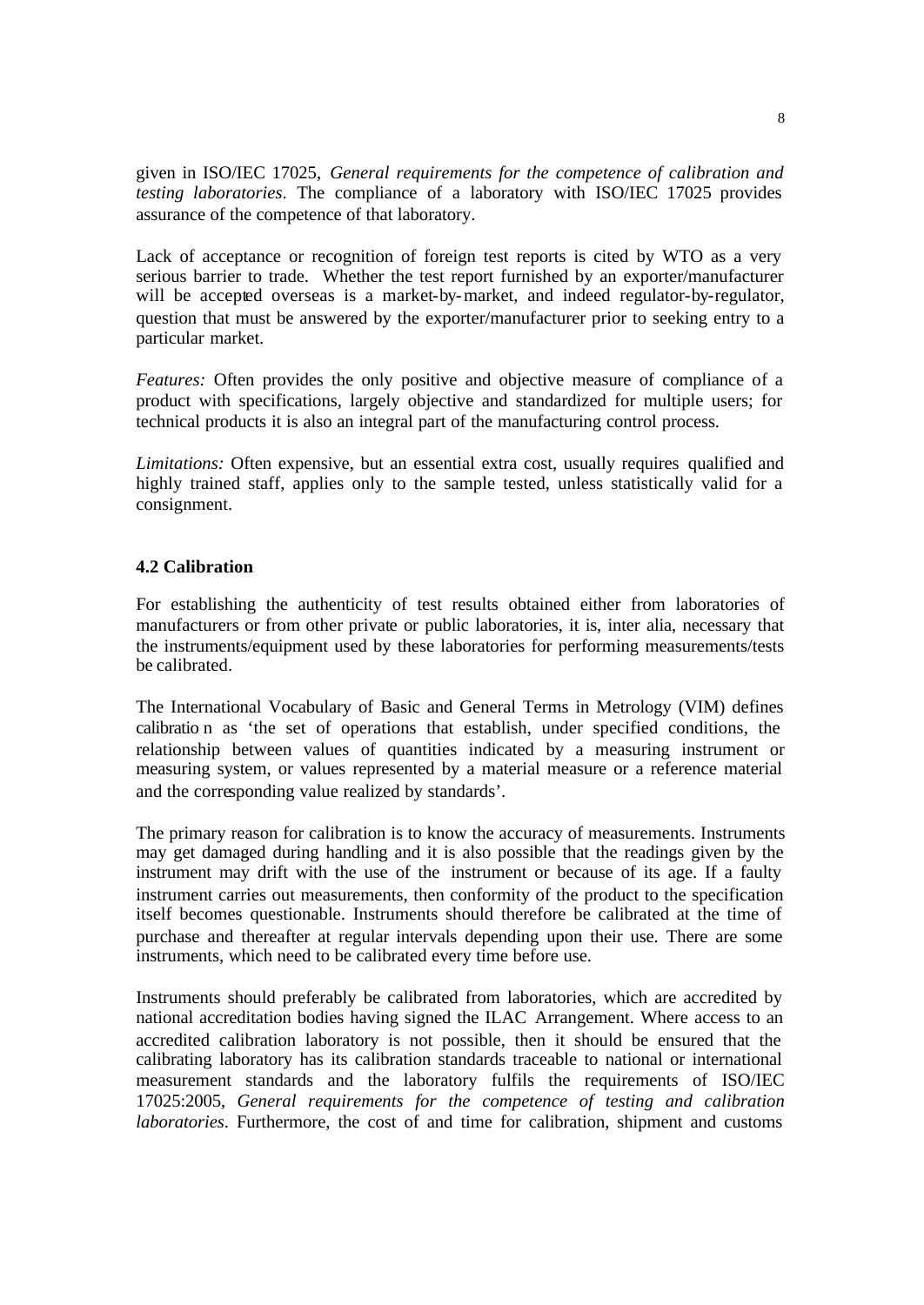given in ISO/IEC 17025, *General requirements for the competence of calibration and testing laboratories*. The compliance of a laboratory with ISO/IEC 17025 provides assurance of the competence of that laboratory.

Lack of acceptance or recognition of foreign test reports is cited by WTO as a very serious barrier to trade. Whether the test report furnished by an exporter/manufacturer will be accepted overseas is a market-by-market, and indeed regulator-by-regulator, question that must be answered by the exporter/manufacturer prior to seeking entry to a particular market.

*Features:* Often provides the only positive and objective measure of compliance of a product with specifications, largely objective and standardized for multiple users; for technical products it is also an integral part of the manufacturing control process.

*Limitations:* Often expensive, but an essential extra cost, usually requires qualified and highly trained staff, applies only to the sample tested, unless statistically valid for a consignment.

### 4.2 Calibration

For establishing the authenticity of test results obtained either from laboratories of manufacturers or from other private or public laboratories, it is, inter alia, necessary that the instruments/equipment used by these laboratories for performing measurements/tests be calibrated.

The International Vocabulary of Basic and General Terms in Metrology (VIM) defines calibration as 'the set of operations that establish, under specified conditions, the relationship between values of quantities indicated by a measuring instrument or measuring system, or values represented by a material measure or a reference material and the corresponding value realized by standards'.

The primary reason for calibration is to know the accuracy of measurements. Instruments may get damaged during handling and it is also possible that the readings given by the instrument may drift with the use of the instrument or because of its age. If a faulty instrument carries out measurements, then conformity of the product to the specification itself becomes questionable. Instruments should therefore be calibrated at the time of purchase and thereafter at regular intervals depending upon their use. There are some instruments, which need to be calibrated every time before use.

Instruments should preferably be calibrated from laboratories, which are accredited by national accreditation bodies having signed the ILAC Arrangement. Where access to an accredited calibration laboratory is not possible, then it should be ensured that the calibrating laboratory has its calibration standards traceable to national or international measurement standards and the laboratory fulfils the requirements of ISO/IEC 17025:2005, *General requirements for the competence of testing and calibration laboratories*. Furthermore, the cost of and time for calibration, shipment and customs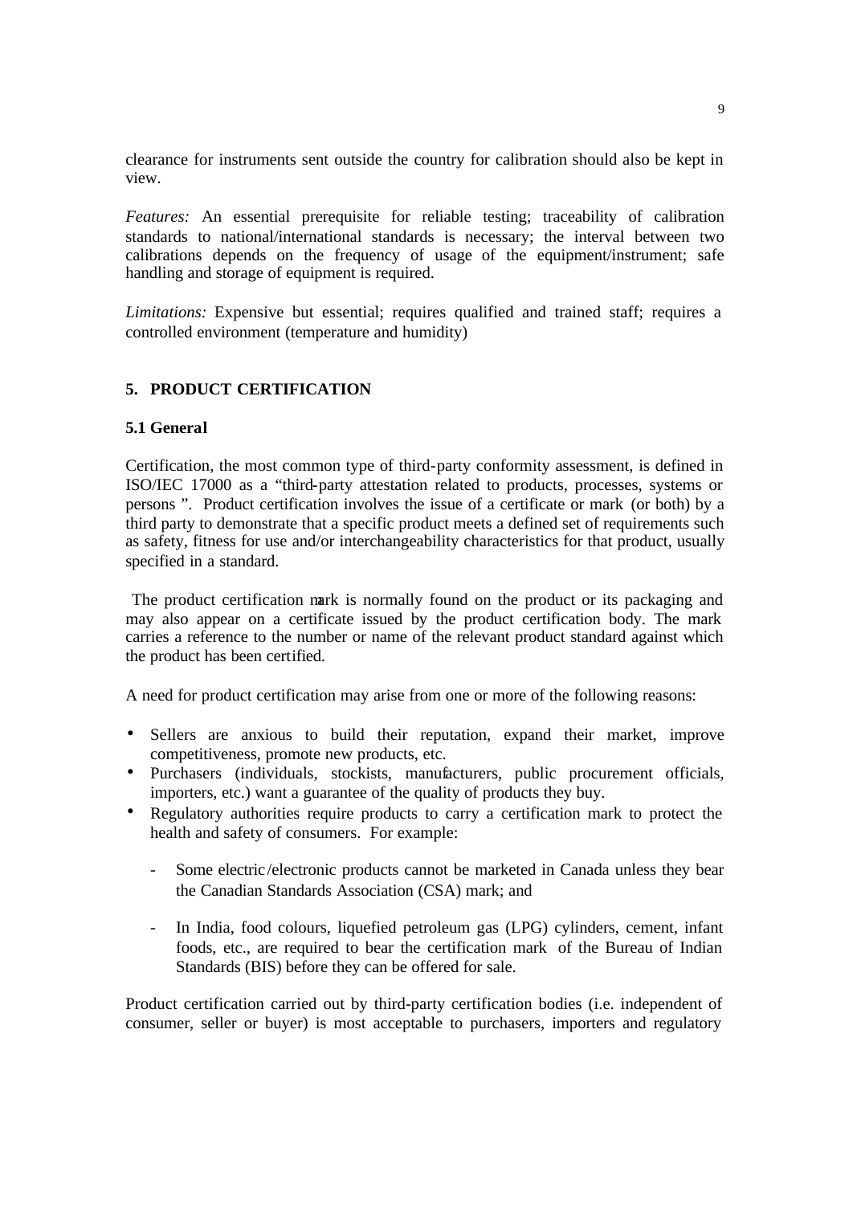clearance for instruments sent outside the country for calibration should also be kept in view.

*Features:* An essential prerequisite for reliable testing; traceability of calibration standards to national/international standards is necessary; the interval between two calibrations depends on the frequency of usage of the equipment/instrument; safe handling and storage of equipment is required.

*Limitations:* Expensive but essential; requires qualified and trained staff; requires a controlled environment (temperature and humidity)

## 5. PRODUCT CERTIFICATION

### 5.1 General

Certification, the most common type of third-party conformity assessment, is defined in ISO/IEC 17000 as a "third-party attestation related to products, processes, systems or persons ". Product certification involves the issue of a certificate or mark (or both) by a third party to demonstrate that a specific product meets a defined set of requirements such as safety, fitness for use and/or interchangeability characteristics for that product, usually specified in a standard.

The product certification mark is normally found on the product or its packaging and may also appear on a certificate issued by the product certification body. The mark carries a reference to the number or name of the relevant product standard against which the product has been certified.

A need for product certification may arise from one or more of the following reasons:

- Sellers are anxious to build their reputation, expand their market, improve competitiveness, promote new products, etc.
- Purchasers (individuals, stockists, manufacturers, public procurement officials, importers, etc.) want a guarantee of the quality of products they buy.
- Regulatory authorities require products to carry a certification mark to protect the health and safety of consumers. For example:
  - Some electric/electronic products cannot be marketed in Canada unless they bear the Canadian Standards Association (CSA) mark; and
  - In India, food colours, liquefied petroleum gas (LPG) cylinders, cement, infant foods, etc., are required to bear the certification mark of the Bureau of Indian Standards (BIS) before they can be offered for sale.

Product certification carried out by third-party certification bodies (i.e. independent of consumer, seller or buyer) is most acceptable to purchasers, importers and regulatory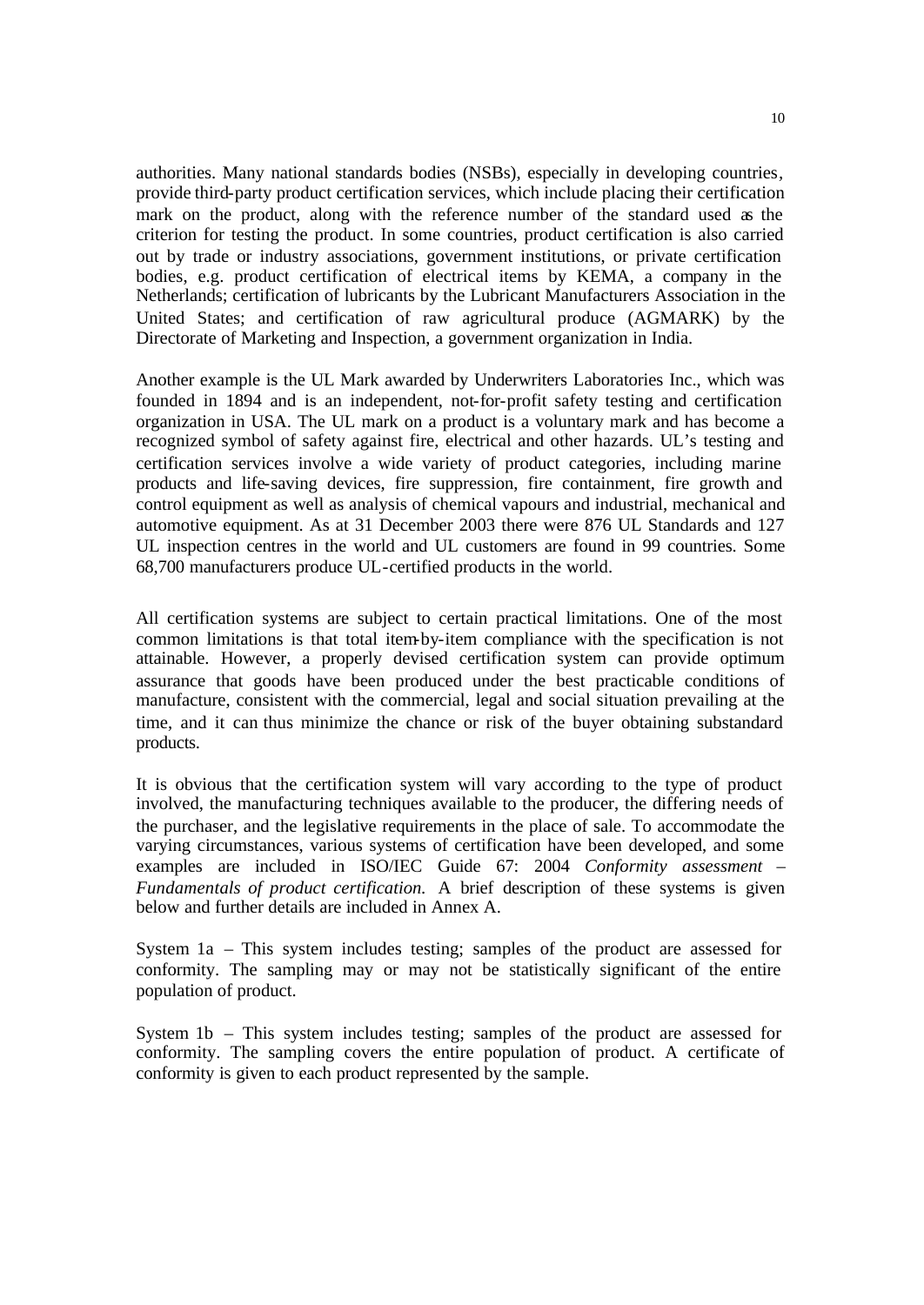authorities. Many national standards bodies (NSBs), especially in developing countries, provide third-party product certification services, which include placing their certification mark on the product, along with the reference number of the standard used as the criterion for testing the product. In some countries, product certification is also carried out by trade or industry associations, government institutions, or private certification bodies, e.g. product certification of electrical items by KEMA, a company in the Netherlands; certification of lubricants by the Lubricant Manufacturers Association in the United States; and certification of raw agricultural produce (AGMARK) by the Directorate of Marketing and Inspection, a government organization in India.

Another example is the UL Mark awarded by Underwriters Laboratories Inc., which was founded in 1894 and is an independent, not-for-profit safety testing and certification organization in USA. The UL mark on a product is a voluntary mark and has become a recognized symbol of safety against fire, electrical and other hazards. UL's testing and certification services involve a wide variety of product categories, including marine products and life-saving devices, fire suppression, fire containment, fire growth and control equipment as well as analysis of chemical vapours and industrial, mechanical and automotive equipment. As at 31 December 2003 there were 876 UL Standards and 127 UL inspection centres in the world and UL customers are found in 99 countries. Some 68,700 manufacturers produce UL-certified products in the world.

All certification systems are subject to certain practical limitations. One of the most common limitations is that total item-by-item compliance with the specification is not attainable. However, a properly devised certification system can provide optimum assurance that goods have been produced under the best practicable conditions of manufacture, consistent with the commercial, legal and social situation prevailing at the time, and it can thus minimize the chance or risk of the buyer obtaining substandard products.

It is obvious that the certification system will vary according to the type of product involved, the manufacturing techniques available to the producer, the differing needs of the purchaser, and the legislative requirements in the place of sale. To accommodate the varying circumstances, various systems of certification have been developed, and some examples are included in ISO/IEC Guide 67: 2004 *Conformity assessment – Fundamentals of product certification.* A brief description of these systems is given below and further details are included in Annex A.

System 1a – This system includes testing; samples of the product are assessed for conformity. The sampling may or may not be statistically significant of the entire population of product.

System 1b – This system includes testing; samples of the product are assessed for conformity. The sampling covers the entire population of product. A certificate of conformity is given to each product represented by the sample.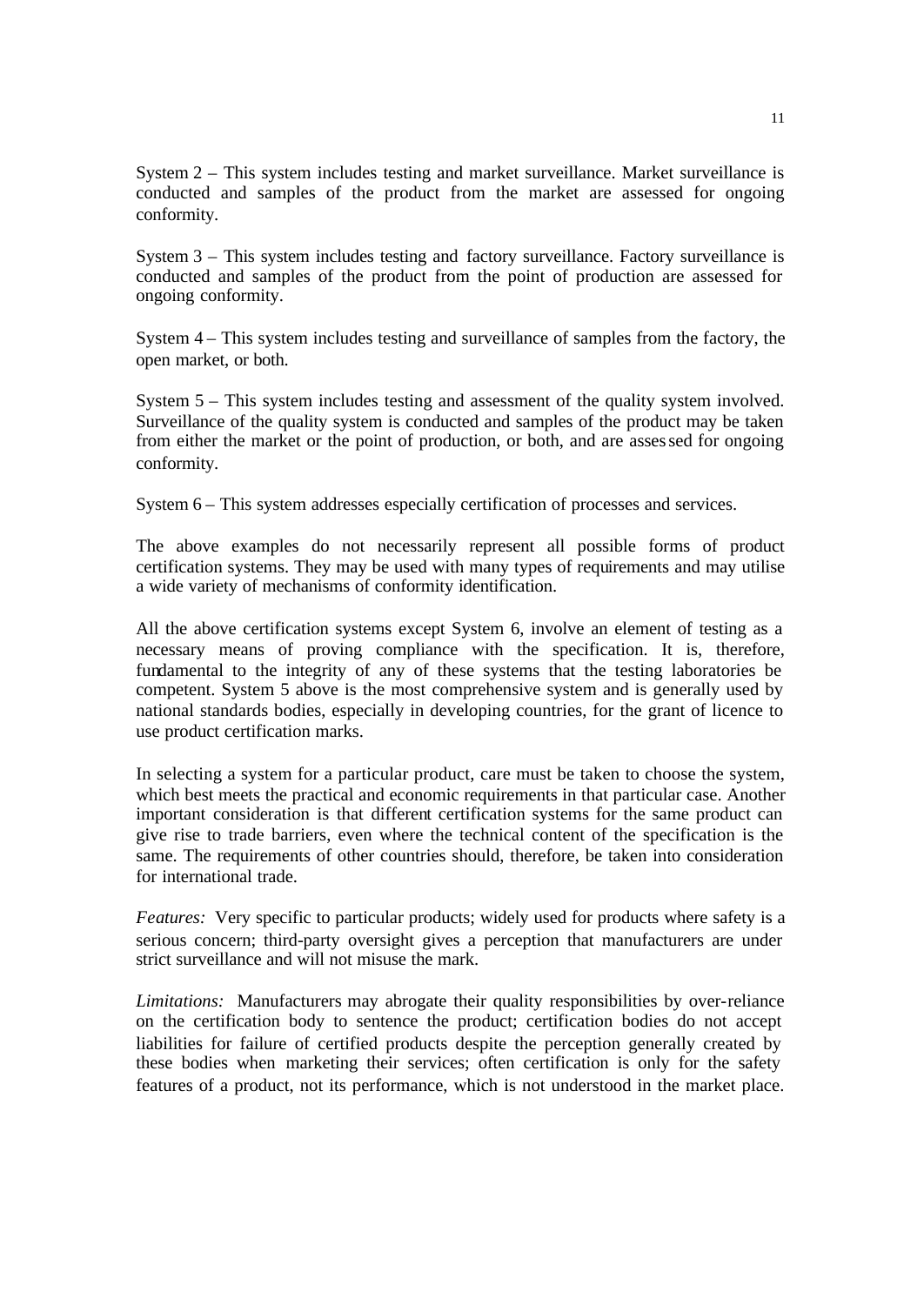System 2 – This system includes testing and market surveillance. Market surveillance is conducted and samples of the product from the market are assessed for ongoing conformity.

System 3 – This system includes testing and factory surveillance. Factory surveillance is conducted and samples of the product from the point of production are assessed for ongoing conformity.

System 4 – This system includes testing and surveillance of samples from the factory, the open market, or both.

System 5 – This system includes testing and assessment of the quality system involved. Surveillance of the quality system is conducted and samples of the product may be taken from either the market or the point of production, or both, and are assessed for ongoing conformity.

System 6 – This system addresses especially certification of processes and services.

The above examples do not necessarily represent all possible forms of product certification systems. They may be used with many types of requirements and may utilise a wide variety of mechanisms of conformity identification.

All the above certification systems except System 6, involve an element of testing as a necessary means of proving compliance with the specification. It is, therefore, fundamental to the integrity of any of these systems that the testing laboratories be competent. System 5 above is the most comprehensive system and is generally used by national standards bodies, especially in developing countries, for the grant of licence to use product certification marks.

In selecting a system for a particular product, care must be taken to choose the system, which best meets the practical and economic requirements in that particular case. Another important consideration is that different certification systems for the same product can give rise to trade barriers, even where the technical content of the specification is the same. The requirements of other countries should, therefore, be taken into consideration for international trade.

*Features:* Very specific to particular products; widely used for products where safety is a serious concern; third-party oversight gives a perception that manufacturers are under strict surveillance and will not misuse the mark.

*Limitations:* Manufacturers may abrogate their quality responsibilities by over-reliance on the certification body to sentence the product; certification bodies do not accept liabilities for failure of certified products despite the perception generally created by these bodies when marketing their services; often certification is only for the safety features of a product, not its performance, which is not understood in the market place.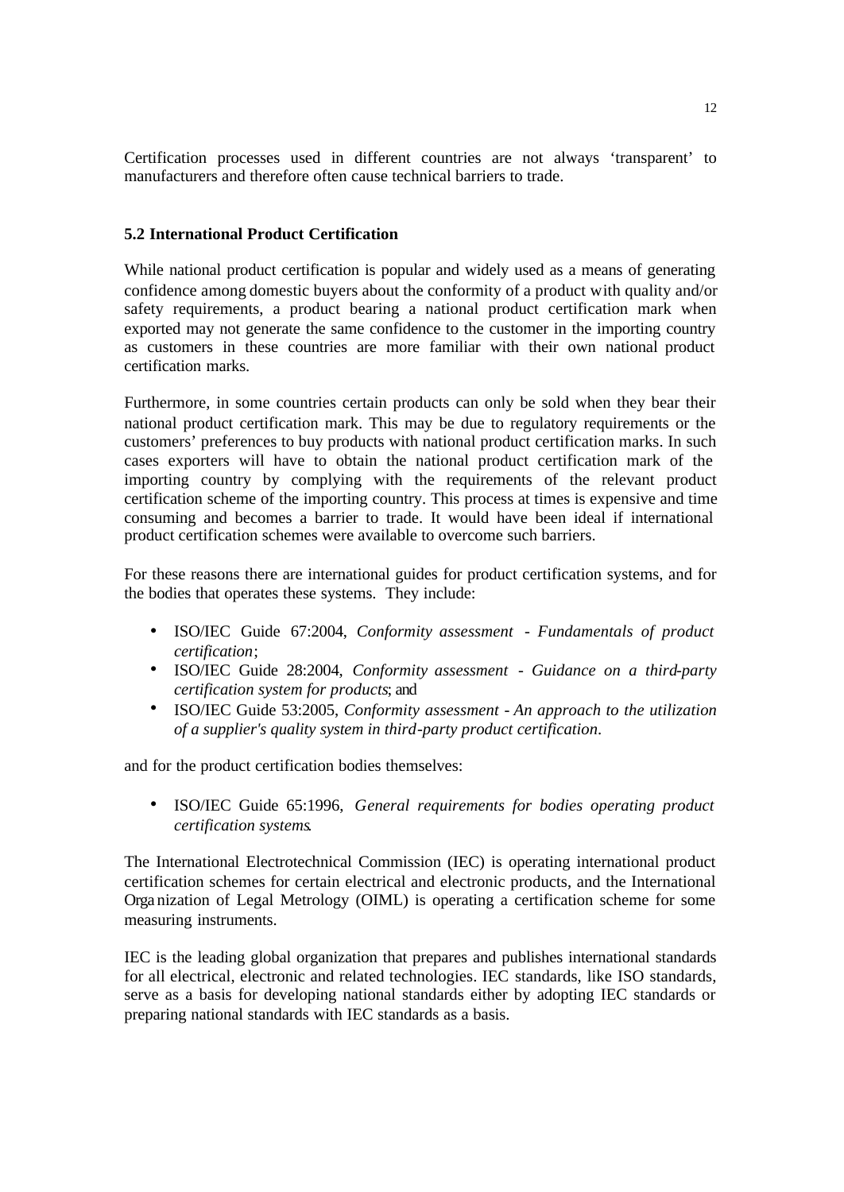Certification processes used in different countries are not always 'transparent' to manufacturers and therefore often cause technical barriers to trade.

## 5.2 International Product Certification

While national product certification is popular and widely used as a means of generating confidence among domestic buyers about the conformity of a product with quality and/or safety requirements, a product bearing a national product certification mark when exported may not generate the same confidence to the customer in the importing country as customers in these countries are more familiar with their own national product certification marks.

Furthermore, in some countries certain products can only be sold when they bear their national product certification mark. This may be due to regulatory requirements or the customers' preferences to buy products with national product certification marks. In such cases exporters will have to obtain the national product certification mark of the importing country by complying with the requirements of the relevant product certification scheme of the importing country. This process at times is expensive and time consuming and becomes a barrier to trade. It would have been ideal if international product certification schemes were available to overcome such barriers.

For these reasons there are international guides for product certification systems, and for the bodies that operates these systems. They include:

- ISO/IEC Guide 67:2004, *Conformity assessment - Fundamentals of product certification*;
- ISO/IEC Guide 28:2004, *Conformity assessment - Guidance on a third-party certification system for products*; and
- ISO/IEC Guide 53:2005, *Conformity assessment - An approach to the utilization of a supplier's quality system in third-party product certification*.

and for the product certification bodies themselves:

- ISO/IEC Guide 65:1996, *General requirements for bodies operating product certification systems*.

The International Electrotechnical Commission (IEC) is operating international product certification schemes for certain electrical and electronic products, and the International Organization of Legal Metrology (OIML) is operating a certification scheme for some measuring instruments.

IEC is the leading global organization that prepares and publishes international standards for all electrical, electronic and related technologies. IEC standards, like ISO standards, serve as a basis for developing national standards either by adopting IEC standards or preparing national standards with IEC standards as a basis.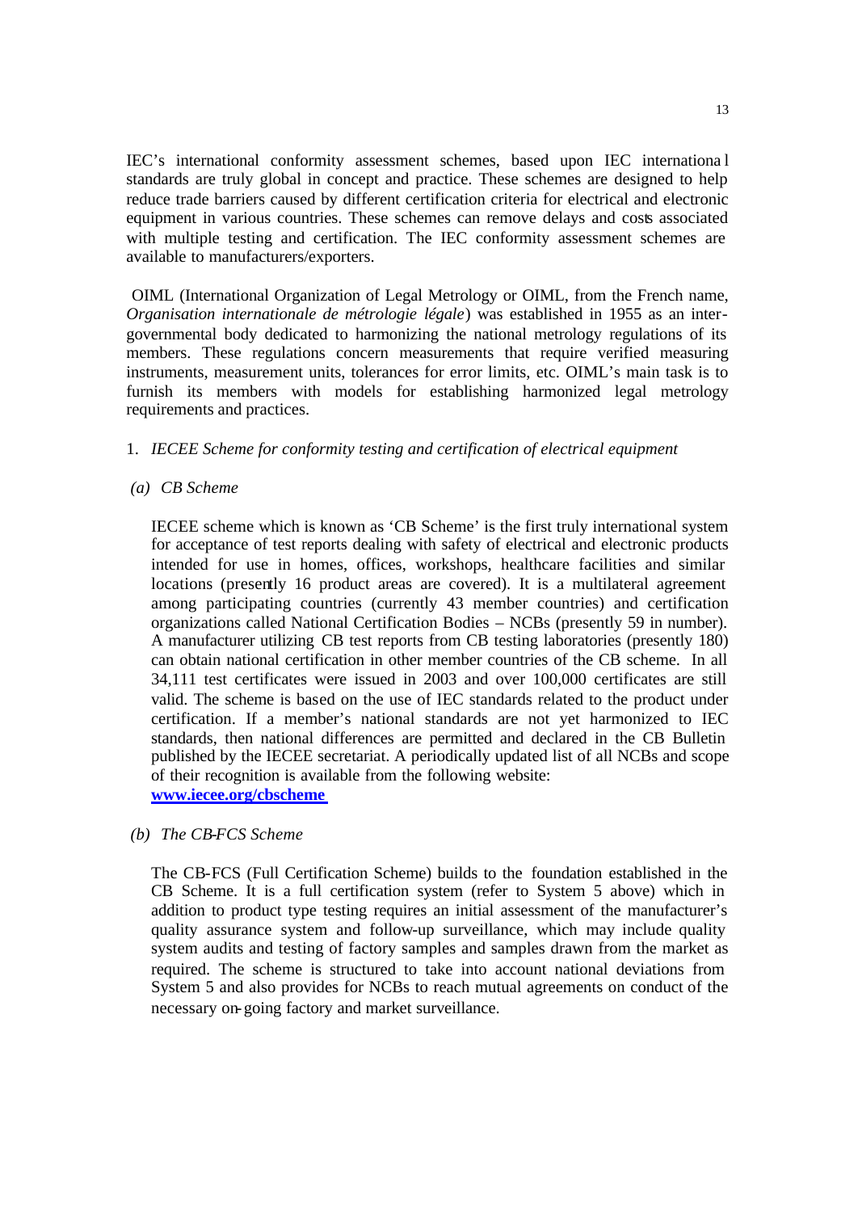IEC's international conformity assessment schemes, based upon IEC international standards are truly global in concept and practice. These schemes are designed to help reduce trade barriers caused by different certification criteria for electrical and electronic equipment in various countries. These schemes can remove delays and costs associated with multiple testing and certification. The IEC conformity assessment schemes are available to manufacturers/exporters.

OIML (International Organization of Legal Metrology or OIML, from the French name, *Organisation internationale de métrologie légale*) was established in 1955 as an inter-governmental body dedicated to harmonizing the national metrology regulations of its members. These regulations concern measurements that require verified measuring instruments, measurement units, tolerances for error limits, etc. OIML's main task is to furnish its members with models for establishing harmonized legal metrology requirements and practices.

1. *IECEE Scheme for conformity testing and certification of electrical equipment*

*(a) CB Scheme*

IECEE scheme which is known as 'CB Scheme' is the first truly international system for acceptance of test reports dealing with safety of electrical and electronic products intended for use in homes, offices, workshops, healthcare facilities and similar locations (presently 16 product areas are covered). It is a multilateral agreement among participating countries (currently 43 member countries) and certification organizations called National Certification Bodies – NCBs (presently 59 in number). A manufacturer utilizing CB test reports from CB testing laboratories (presently 180) can obtain national certification in other member countries of the CB scheme. In all 34,111 test certificates were issued in 2003 and over 100,000 certificates are still valid. The scheme is based on the use of IEC standards related to the product under certification. If a member's national standards are not yet harmonized to IEC standards, then national differences are permitted and declared in the CB Bulletin published by the IECEE secretariat. A periodically updated list of all NCBs and scope of their recognition is available from the following website:
**www.iecee.org/cbscheme**

*(b) The CB-FCS Scheme*

The CB-FCS (Full Certification Scheme) builds to the foundation established in the CB Scheme. It is a full certification system (refer to System 5 above) which in addition to product type testing requires an initial assessment of the manufacturer's quality assurance system and follow-up surveillance, which may include quality system audits and testing of factory samples and samples drawn from the market as required. The scheme is structured to take into account national deviations from System 5 and also provides for NCBs to reach mutual agreements on conduct of the necessary on-going factory and market surveillance.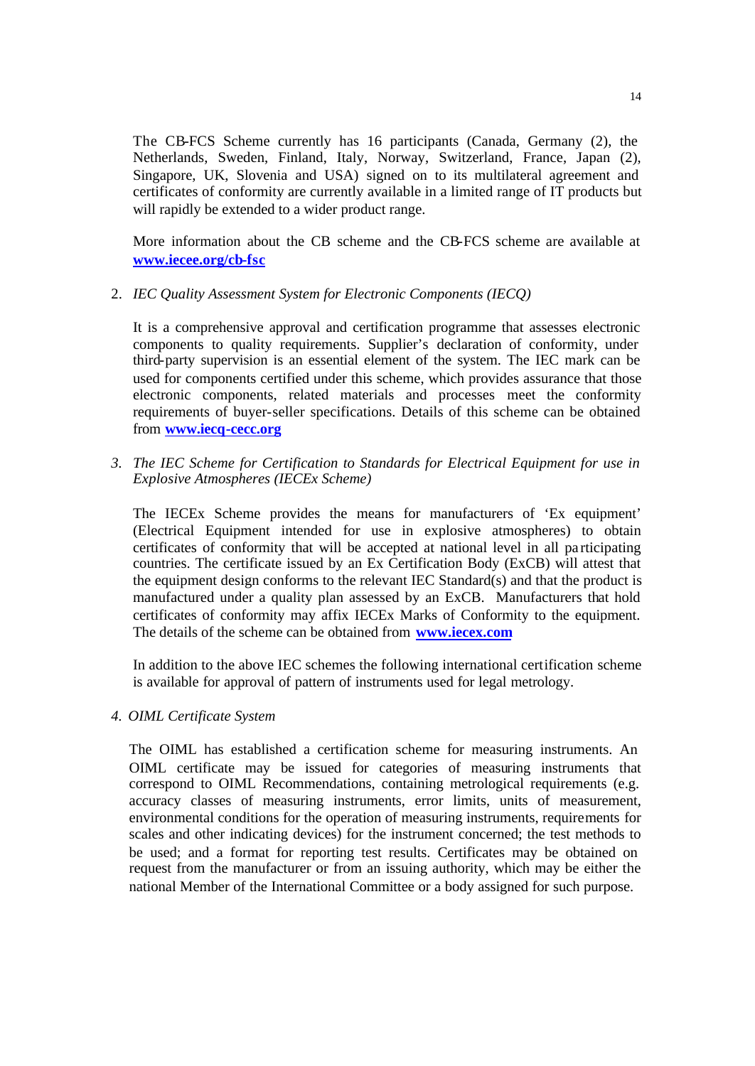The CB-FCS Scheme currently has 16 participants (Canada, Germany (2), the Netherlands, Sweden, Finland, Italy, Norway, Switzerland, France, Japan (2), Singapore, UK, Slovenia and USA) signed on to its multilateral agreement and certificates of conformity are currently available in a limited range of IT products but will rapidly be extended to a wider product range.

More information about the CB scheme and the CB-FCS scheme are available at **www.iecee.org/cb-fsc**

2. *IEC Quality Assessment System for Electronic Components (IECQ)*

   It is a comprehensive approval and certification programme that assesses electronic components to quality requirements. Supplier's declaration of conformity, under third-party supervision is an essential element of the system. The IEC mark can be used for components certified under this scheme, which provides assurance that those electronic components, related materials and processes meet the conformity requirements of buyer-seller specifications. Details of this scheme can be obtained from **www.iecq-cecc.org**

3. *The IEC Scheme for Certification to Standards for Electrical Equipment for use in Explosive Atmospheres (IECEx Scheme)*

   The IECEx Scheme provides the means for manufacturers of 'Ex equipment' (Electrical Equipment intended for use in explosive atmospheres) to obtain certificates of conformity that will be accepted at national level in all participating countries. The certificate issued by an Ex Certification Body (ExCB) will attest that the equipment design conforms to the relevant IEC Standard(s) and that the product is manufactured under a quality plan assessed by an ExCB. Manufacturers that hold certificates of conformity may affix IECEx Marks of Conformity to the equipment. The details of the scheme can be obtained from **www.iecex.com**

   In addition to the above IEC schemes the following international certification scheme is available for approval of pattern of instruments used for legal metrology.

4. *OIML Certificate System*

   The OIML has established a certification scheme for measuring instruments. An OIML certificate may be issued for categories of measuring instruments that correspond to OIML Recommendations, containing metrological requirements (e.g. accuracy classes of measuring instruments, error limits, units of measurement, environmental conditions for the operation of measuring instruments, requirements for scales and other indicating devices) for the instrument concerned; the test methods to be used; and a format for reporting test results. Certificates may be obtained on request from the manufacturer or from an issuing authority, which may be either the national Member of the International Committee or a body assigned for such purpose.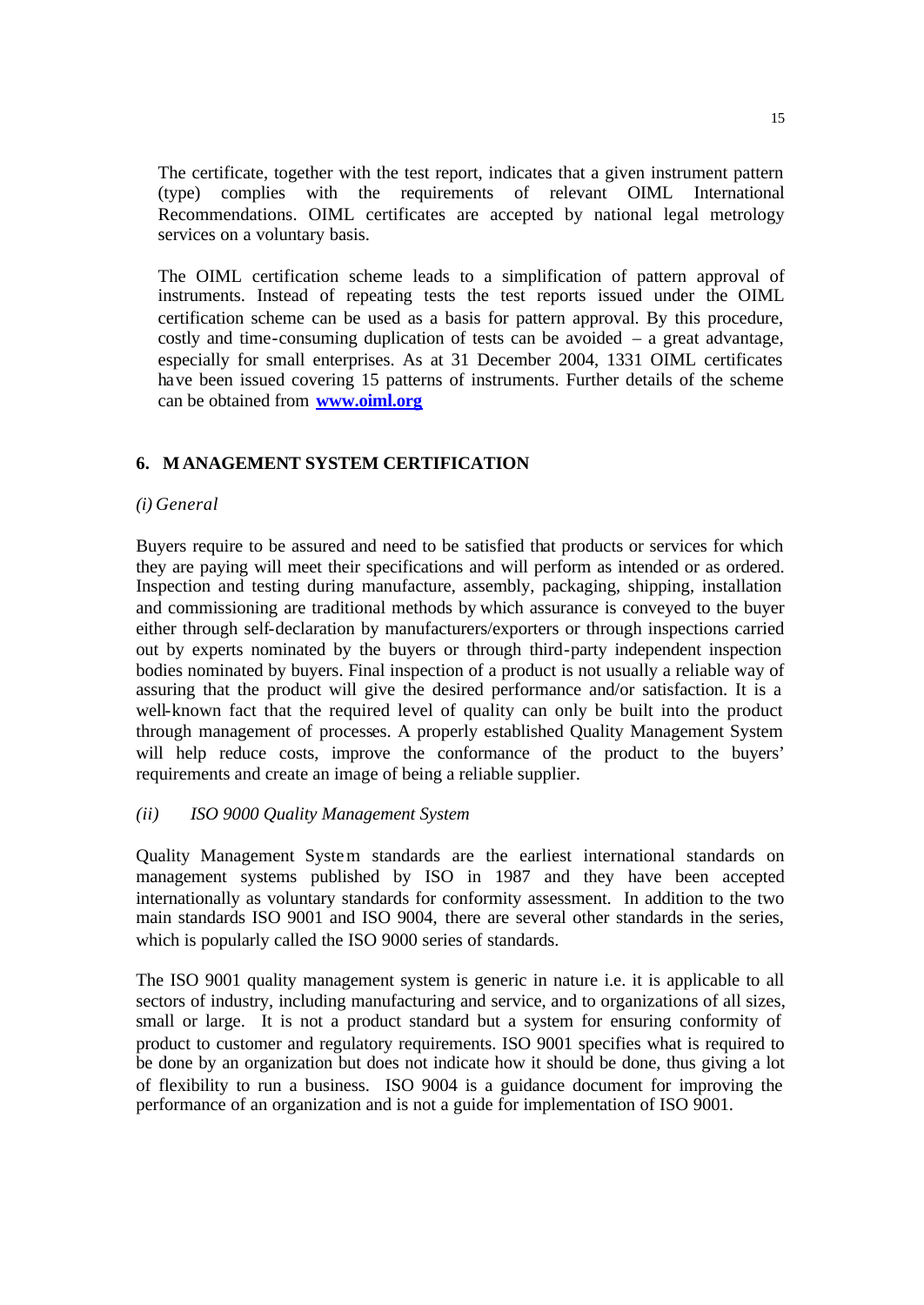The certificate, together with the test report, indicates that a given instrument pattern (type) complies with the requirements of relevant OIML International Recommendations. OIML certificates are accepted by national legal metrology services on a voluntary basis.

The OIML certification scheme leads to a simplification of pattern approval of instruments. Instead of repeating tests the test reports issued under the OIML certification scheme can be used as a basis for pattern approval. By this procedure, costly and time-consuming duplication of tests can be avoided – a great advantage, especially for small enterprises. As at 31 December 2004, 1331 OIML certificates have been issued covering 15 patterns of instruments. Further details of the scheme can be obtained from **www.oiml.org**

## 6. MANAGEMENT SYSTEM CERTIFICATION

*(i) General*

Buyers require to be assured and need to be satisfied that products or services for which they are paying will meet their specifications and will perform as intended or as ordered. Inspection and testing during manufacture, assembly, packaging, shipping, installation and commissioning are traditional methods by which assurance is conveyed to the buyer either through self-declaration by manufacturers/exporters or through inspections carried out by experts nominated by the buyers or through third-party independent inspection bodies nominated by buyers. Final inspection of a product is not usually a reliable way of assuring that the product will give the desired performance and/or satisfaction. It is a well-known fact that the required level of quality can only be built into the product through management of processes. A properly established Quality Management System will help reduce costs, improve the conformance of the product to the buyers' requirements and create an image of being a reliable supplier.

*(ii) ISO 9000 Quality Management System*

Quality Management System standards are the earliest international standards on management systems published by ISO in 1987 and they have been accepted internationally as voluntary standards for conformity assessment. In addition to the two main standards ISO 9001 and ISO 9004, there are several other standards in the series, which is popularly called the ISO 9000 series of standards.

The ISO 9001 quality management system is generic in nature i.e. it is applicable to all sectors of industry, including manufacturing and service, and to organizations of all sizes, small or large. It is not a product standard but a system for ensuring conformity of product to customer and regulatory requirements. ISO 9001 specifies what is required to be done by an organization but does not indicate how it should be done, thus giving a lot of flexibility to run a business. ISO 9004 is a guidance document for improving the performance of an organization and is not a guide for implementation of ISO 9001.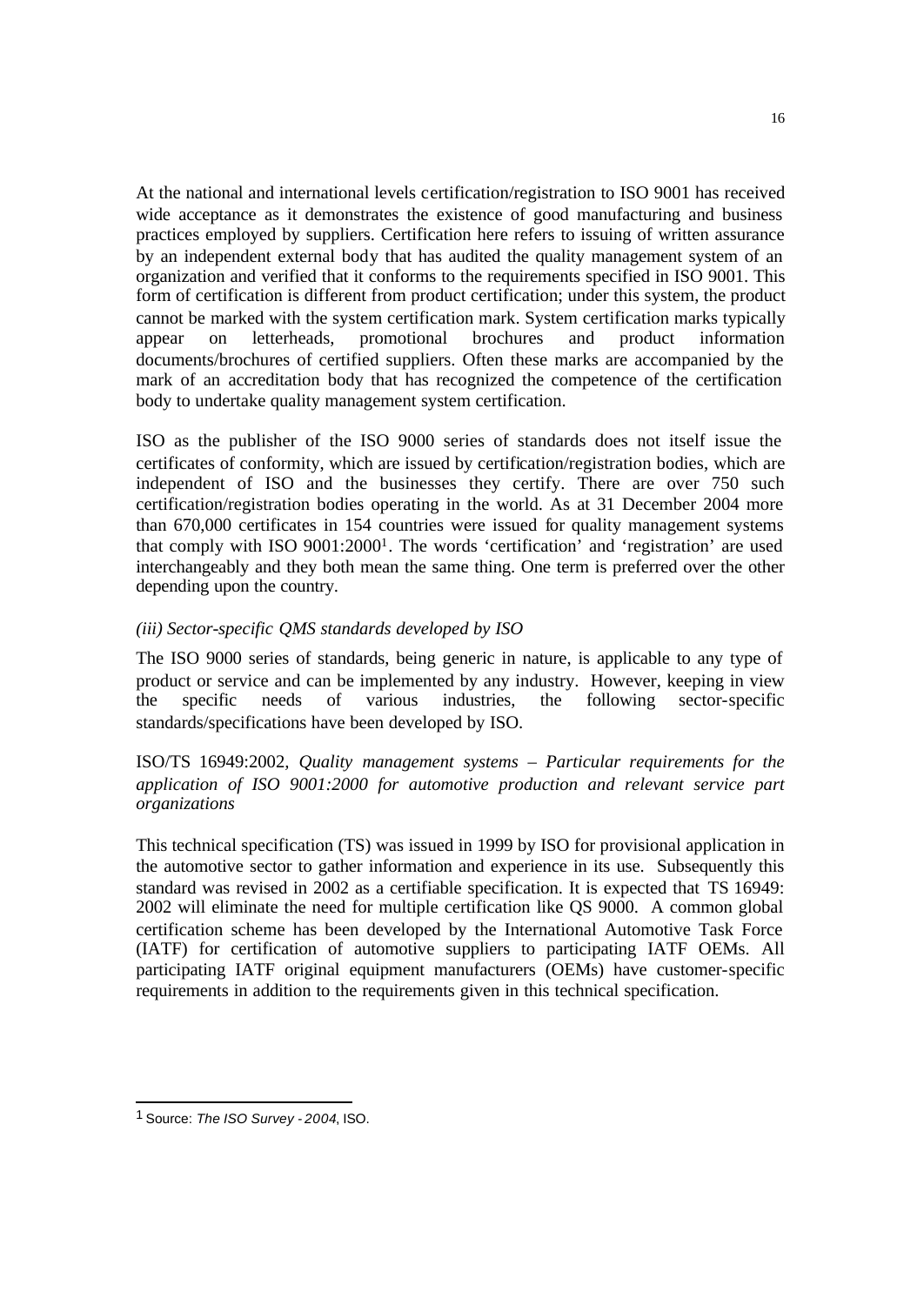At the national and international levels certification/registration to ISO 9001 has received wide acceptance as it demonstrates the existence of good manufacturing and business practices employed by suppliers. Certification here refers to issuing of written assurance by an independent external body that has audited the quality management system of an organization and verified that it conforms to the requirements specified in ISO 9001. This form of certification is different from product certification; under this system, the product cannot be marked with the system certification mark. System certification marks typically appear on letterheads, promotional brochures and product information documents/brochures of certified suppliers. Often these marks are accompanied by the mark of an accreditation body that has recognized the competence of the certification body to undertake quality management system certification.

ISO as the publisher of the ISO 9000 series of standards does not itself issue the certificates of conformity, which are issued by certification/registration bodies, which are independent of ISO and the businesses they certify. There are over 750 such certification/registration bodies operating in the world. As at 31 December 2004 more than 670,000 certificates in 154 countries were issued for quality management systems that comply with ISO 9001:2000[1]. The words 'certification' and 'registration' are used interchangeably and they both mean the same thing. One term is preferred over the other depending upon the country.

*(iii) Sector-specific QMS standards developed by ISO*

The ISO 9000 series of standards, being generic in nature, is applicable to any type of product or service and can be implemented by any industry. However, keeping in view the specific needs of various industries, the following sector-specific standards/specifications have been developed by ISO.

ISO/TS 16949:2002, *Quality management systems – Particular requirements for the application of ISO 9001:2000 for automotive production and relevant service part organizations*

This technical specification (TS) was issued in 1999 by ISO for provisional application in the automotive sector to gather information and experience in its use. Subsequently this standard was revised in 2002 as a certifiable specification. It is expected that TS 16949: 2002 will eliminate the need for multiple certification like QS 9000. A common global certification scheme has been developed by the International Automotive Task Force (IATF) for certification of automotive suppliers to participating IATF OEMs. All participating IATF original equipment manufacturers (OEMs) have customer-specific requirements in addition to the requirements given in this technical specification.

---

[1] Source: *The ISO Survey - 2004*, ISO.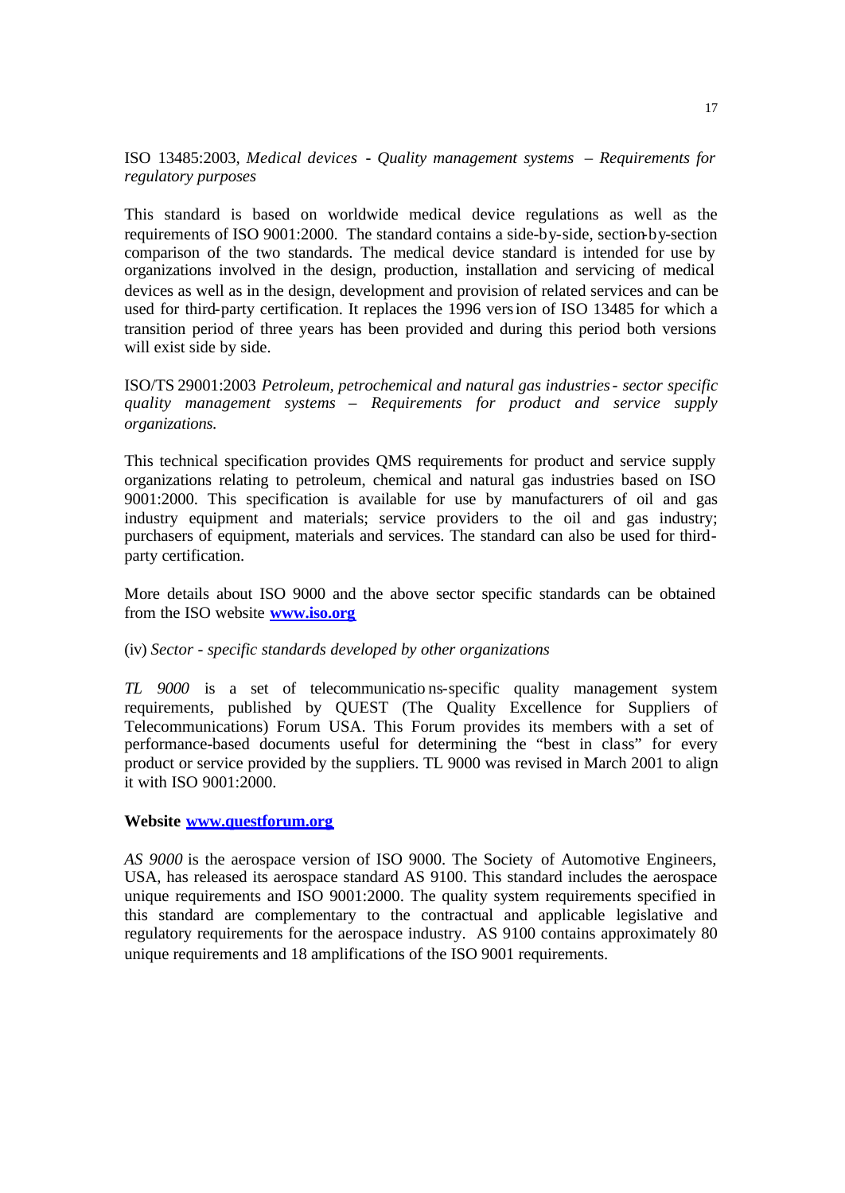ISO 13485:2003, *Medical devices - Quality management systems – Requirements for regulatory purposes*

This standard is based on worldwide medical device regulations as well as the requirements of ISO 9001:2000. The standard contains a side-by-side, section-by-section comparison of the two standards. The medical device standard is intended for use by organizations involved in the design, production, installation and servicing of medical devices as well as in the design, development and provision of related services and can be used for third-party certification. It replaces the 1996 version of ISO 13485 for which a transition period of three years has been provided and during this period both versions will exist side by side.

ISO/TS 29001:2003 *Petroleum, petrochemical and natural gas industries - sector specific quality management systems – Requirements for product and service supply organizations.*

This technical specification provides QMS requirements for product and service supply organizations relating to petroleum, chemical and natural gas industries based on ISO 9001:2000. This specification is available for use by manufacturers of oil and gas industry equipment and materials; service providers to the oil and gas industry; purchasers of equipment, materials and services. The standard can also be used for third-party certification.

More details about ISO 9000 and the above sector specific standards can be obtained from the ISO website **www.iso.org**

(iv) *Sector - specific standards developed by other organizations*

*TL 9000* is a set of telecommunications-specific quality management system requirements, published by QUEST (The Quality Excellence for Suppliers of Telecommunications) Forum USA. This Forum provides its members with a set of performance-based documents useful for determining the "best in class" for every product or service provided by the suppliers. TL 9000 was revised in March 2001 to align it with ISO 9001:2000.

**Website www.questforum.org**

*AS 9000* is the aerospace version of ISO 9000. The Society of Automotive Engineers, USA, has released its aerospace standard AS 9100. This standard includes the aerospace unique requirements and ISO 9001:2000. The quality system requirements specified in this standard are complementary to the contractual and applicable legislative and regulatory requirements for the aerospace industry. AS 9100 contains approximately 80 unique requirements and 18 amplifications of the ISO 9001 requirements.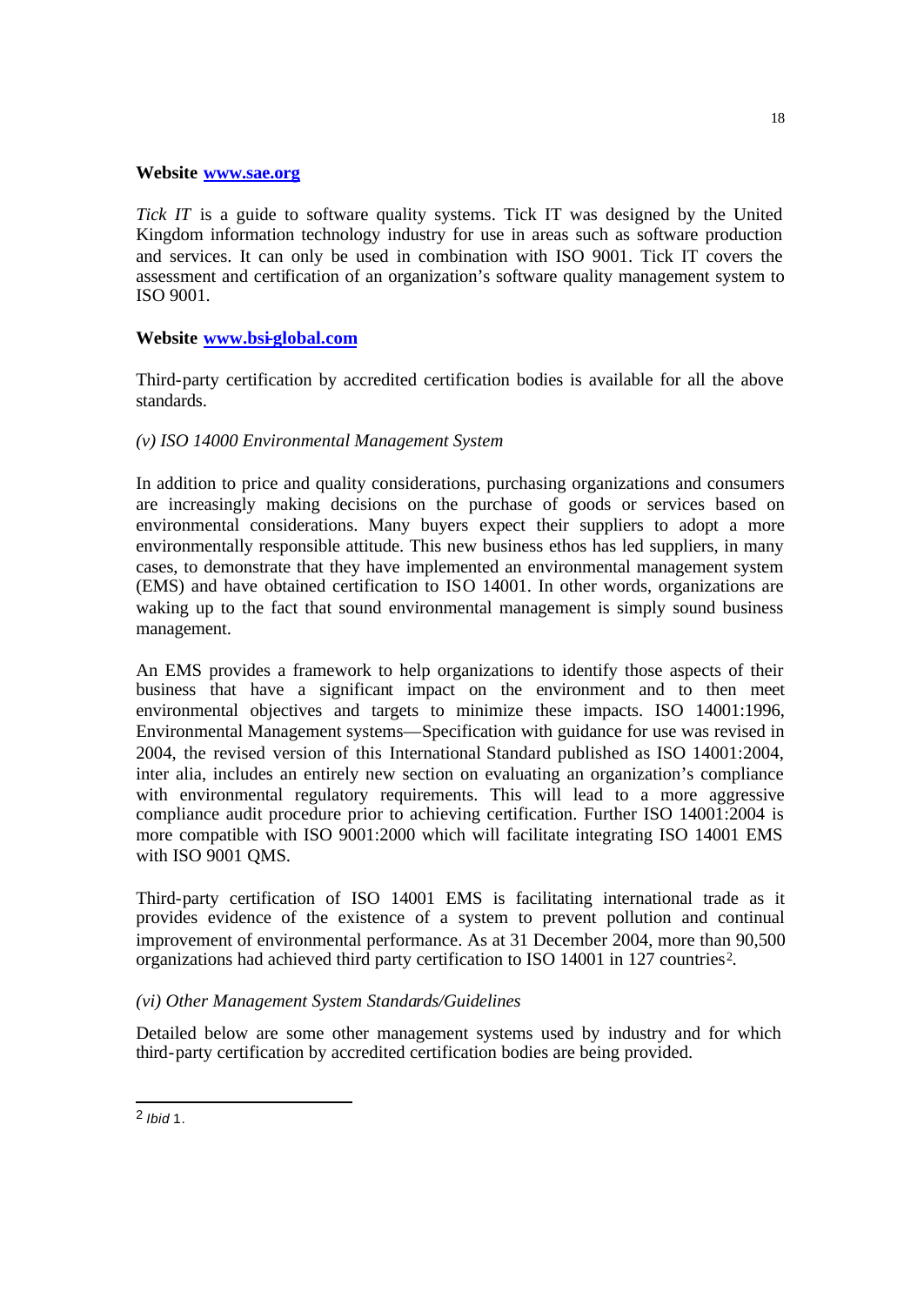**Website [www.sae.org](www.sae.org)**

*Tick IT* is a guide to software quality systems. Tick IT was designed by the United Kingdom information technology industry for use in areas such as software production and services. It can only be used in combination with ISO 9001. Tick IT covers the assessment and certification of an organization's software quality management system to ISO 9001.

**Website [www.bsi-global.com](www.bsi-global.com)**

Third-party certification by accredited certification bodies is available for all the above standards.

*(v) ISO 14000 Environmental Management System*

In addition to price and quality considerations, purchasing organizations and consumers are increasingly making decisions on the purchase of goods or services based on environmental considerations. Many buyers expect their suppliers to adopt a more environmentally responsible attitude. This new business ethos has led suppliers, in many cases, to demonstrate that they have implemented an environmental management system (EMS) and have obtained certification to ISO 14001. In other words, organizations are waking up to the fact that sound environmental management is simply sound business management.

An EMS provides a framework to help organizations to identify those aspects of their business that have a significant impact on the environment and to then meet environmental objectives and targets to minimize these impacts. ISO 14001:1996, Environmental Management systems—Specification with guidance for use was revised in 2004, the revised version of this International Standard published as ISO 14001:2004, inter alia, includes an entirely new section on evaluating an organization's compliance with environmental regulatory requirements. This will lead to a more aggressive compliance audit procedure prior to achieving certification. Further ISO 14001:2004 is more compatible with ISO 9001:2000 which will facilitate integrating ISO 14001 EMS with ISO 9001 QMS.

Third-party certification of ISO 14001 EMS is facilitating international trade as it provides evidence of the existence of a system to prevent pollution and continual improvement of environmental performance. As at 31 December 2004, more than 90,500 organizations had achieved third party certification to ISO 14001 in 127 countries[2].

*(vi) Other Management System Standards/Guidelines*

Detailed below are some other management systems used by industry and for which third-party certification by accredited certification bodies are being provided.

---

[2] *Ibid* 1.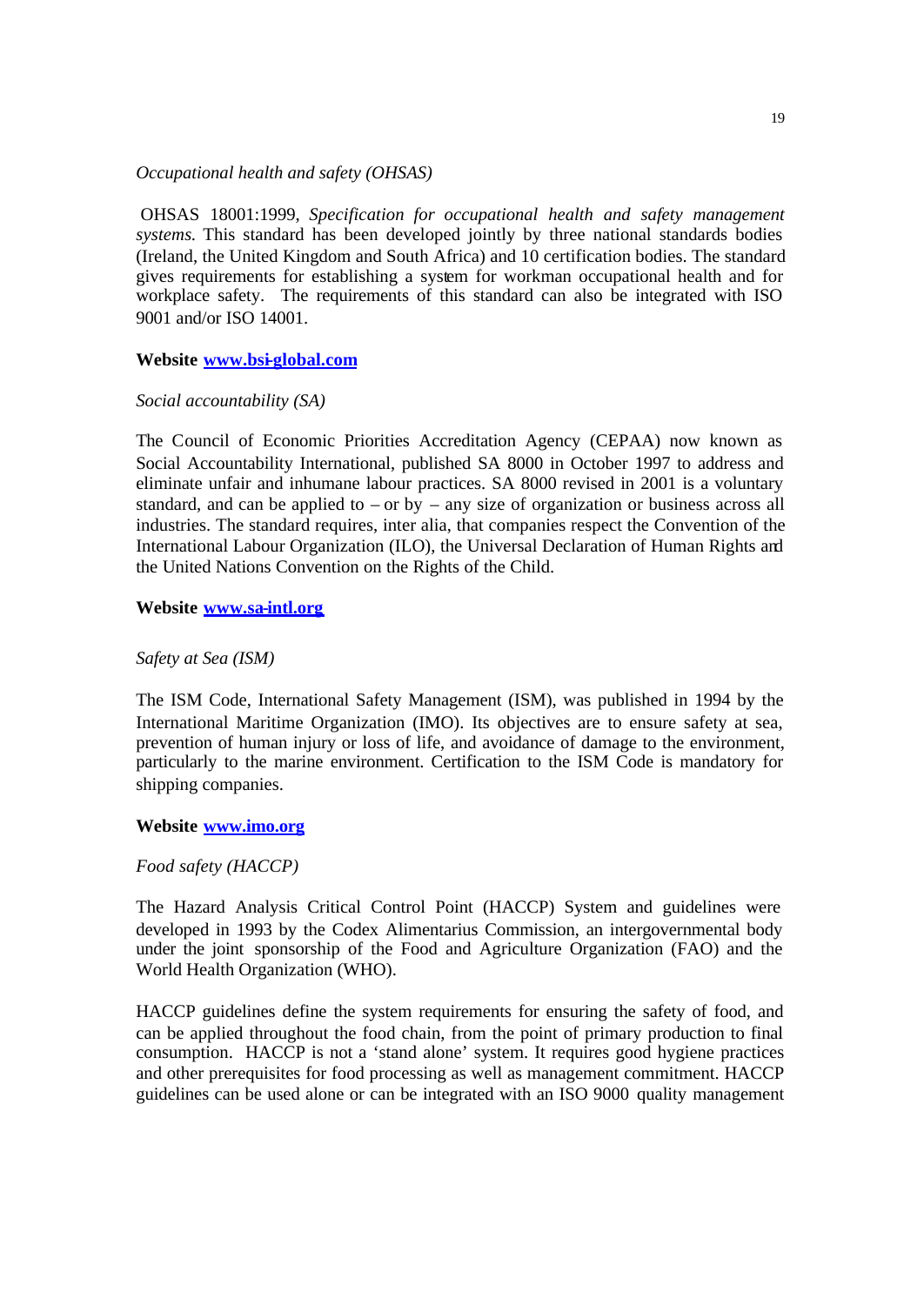*Occupational health and safety (OHSAS)*

OHSAS 18001:1999, *Specification for occupational health and safety management systems.* This standard has been developed jointly by three national standards bodies (Ireland, the United Kingdom and South Africa) and 10 certification bodies. The standard gives requirements for establishing a system for workman occupational health and for workplace safety. The requirements of this standard can also be integrated with ISO 9001 and/or ISO 14001.

**Website [www.bsi-global.com](http://www.bsi-global.com)**

*Social accountability (SA)*

The Council of Economic Priorities Accreditation Agency (CEPAA) now known as Social Accountability International, published SA 8000 in October 1997 to address and eliminate unfair and inhumane labour practices. SA 8000 revised in 2001 is a voluntary standard, and can be applied to – or by – any size of organization or business across all industries. The standard requires, inter alia, that companies respect the Convention of the International Labour Organization (ILO), the Universal Declaration of Human Rights and the United Nations Convention on the Rights of the Child.

**Website [www.sa-intl.org](http://www.sa-intl.org)**

*Safety at Sea (ISM)*

The ISM Code, International Safety Management (ISM), was published in 1994 by the International Maritime Organization (IMO). Its objectives are to ensure safety at sea, prevention of human injury or loss of life, and avoidance of damage to the environment, particularly to the marine environment. Certification to the ISM Code is mandatory for shipping companies.

**Website [www.imo.org](http://www.imo.org)**

*Food safety (HACCP)*

The Hazard Analysis Critical Control Point (HACCP) System and guidelines were developed in 1993 by the Codex Alimentarius Commission, an intergovernmental body under the joint sponsorship of the Food and Agriculture Organization (FAO) and the World Health Organization (WHO).

HACCP guidelines define the system requirements for ensuring the safety of food, and can be applied throughout the food chain, from the point of primary production to final consumption. HACCP is not a 'stand alone' system. It requires good hygiene practices and other prerequisites for food processing as well as management commitment. HACCP guidelines can be used alone or can be integrated with an ISO 9000 quality management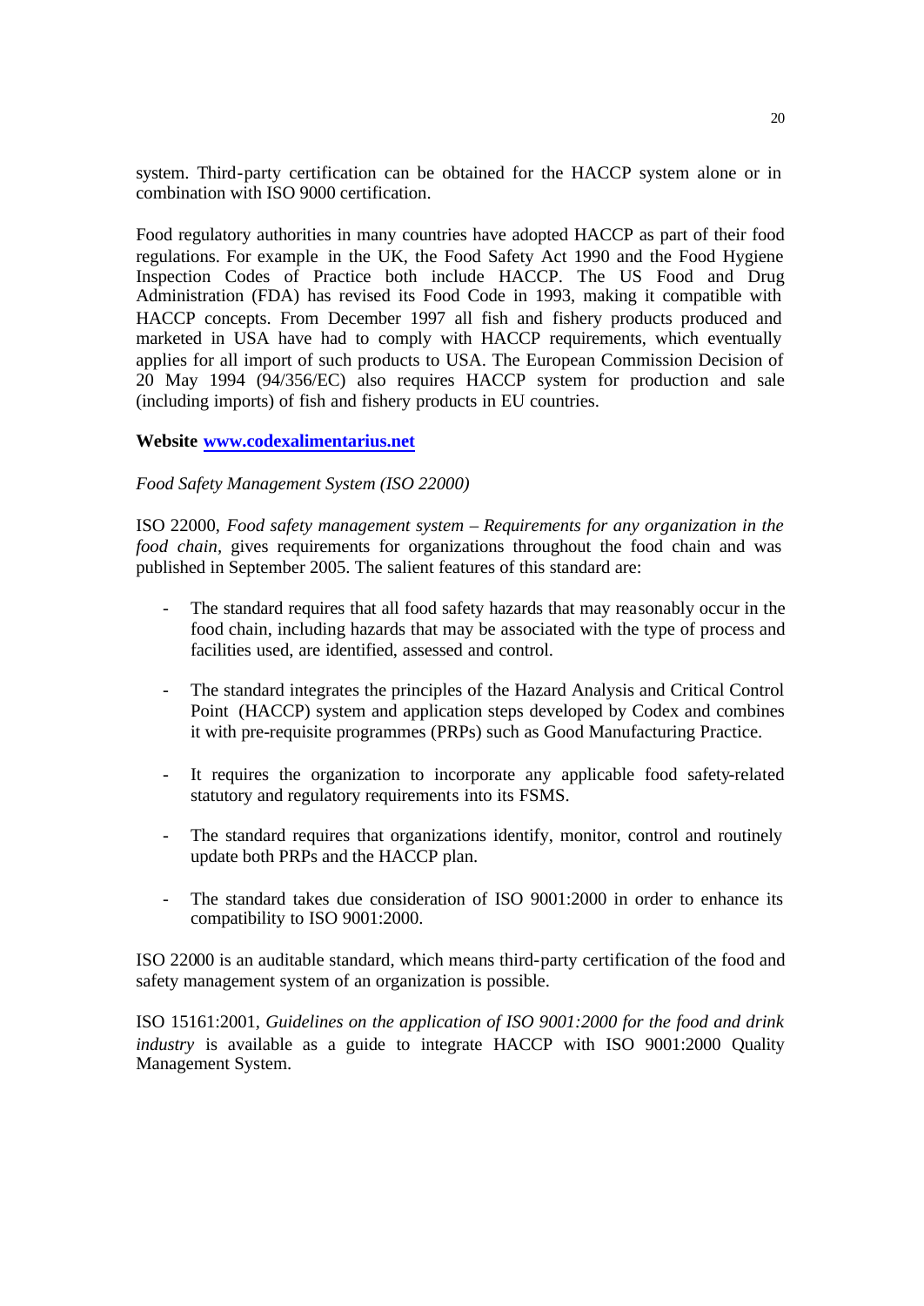system. Third-party certification can be obtained for the HACCP system alone or in combination with ISO 9000 certification.

Food regulatory authorities in many countries have adopted HACCP as part of their food regulations. For example in the UK, the Food Safety Act 1990 and the Food Hygiene Inspection Codes of Practice both include HACCP. The US Food and Drug Administration (FDA) has revised its Food Code in 1993, making it compatible with HACCP concepts. From December 1997 all fish and fishery products produced and marketed in USA have had to comply with HACCP requirements, which eventually applies for all import of such products to USA. The European Commission Decision of 20 May 1994 (94/356/EC) also requires HACCP system for production and sale (including imports) of fish and fishery products in EU countries.

**Website [www.codexalimentarius.net](http://www.codexalimentarius.net)**

*Food Safety Management System (ISO 22000)*

ISO 22000, *Food safety management system – Requirements for any organization in the food chain*, gives requirements for organizations throughout the food chain and was published in September 2005. The salient features of this standard are:

- The standard requires that all food safety hazards that may reasonably occur in the food chain, including hazards that may be associated with the type of process and facilities used, are identified, assessed and control.

- The standard integrates the principles of the Hazard Analysis and Critical Control Point (HACCP) system and application steps developed by Codex and combines it with pre-requisite programmes (PRPs) such as Good Manufacturing Practice.

- It requires the organization to incorporate any applicable food safety-related statutory and regulatory requirements into its FSMS.

- The standard requires that organizations identify, monitor, control and routinely update both PRPs and the HACCP plan.

- The standard takes due consideration of ISO 9001:2000 in order to enhance its compatibility to ISO 9001:2000.

ISO 22000 is an auditable standard, which means third-party certification of the food and safety management system of an organization is possible.

ISO 15161:2001, *Guidelines on the application of ISO 9001:2000 for the food and drink industry* is available as a guide to integrate HACCP with ISO 9001:2000 Quality Management System.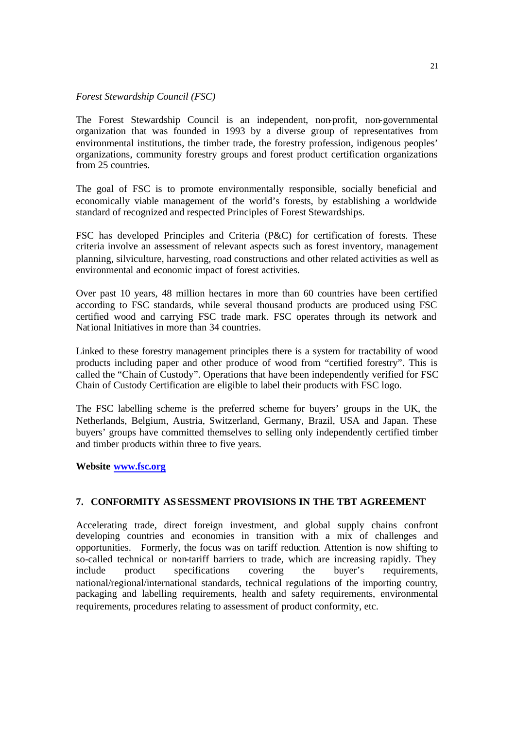*Forest Stewardship Council (FSC)*

The Forest Stewardship Council is an independent, non-profit, non-governmental organization that was founded in 1993 by a diverse group of representatives from environmental institutions, the timber trade, the forestry profession, indigenous peoples' organizations, community forestry groups and forest product certification organizations from 25 countries.

The goal of FSC is to promote environmentally responsible, socially beneficial and economically viable management of the world's forests, by establishing a worldwide standard of recognized and respected Principles of Forest Stewardships.

FSC has developed Principles and Criteria (P&C) for certification of forests. These criteria involve an assessment of relevant aspects such as forest inventory, management planning, silviculture, harvesting, road constructions and other related activities as well as environmental and economic impact of forest activities.

Over past 10 years, 48 million hectares in more than 60 countries have been certified according to FSC standards, while several thousand products are produced using FSC certified wood and carrying FSC trade mark. FSC operates through its network and National Initiatives in more than 34 countries.

Linked to these forestry management principles there is a system for tractability of wood products including paper and other produce of wood from "certified forestry". This is called the "Chain of Custody". Operations that have been independently verified for FSC Chain of Custody Certification are eligible to label their products with FSC logo.

The FSC labelling scheme is the preferred scheme for buyers' groups in the UK, the Netherlands, Belgium, Austria, Switzerland, Germany, Brazil, USA and Japan. These buyers' groups have committed themselves to selling only independently certified timber and timber products within three to five years.

**Website [www.fsc.org](http://www.fsc.org)**

## 7. CONFORMITY ASSESSMENT PROVISIONS IN THE TBT AGREEMENT

Accelerating trade, direct foreign investment, and global supply chains confront developing countries and economies in transition with a mix of challenges and opportunities. Formerly, the focus was on tariff reduction. Attention is now shifting to so-called technical or non-tariff barriers to trade, which are increasing rapidly. They include product specifications covering the buyer's requirements, national/regional/international standards, technical regulations of the importing country, packaging and labelling requirements, health and safety requirements, environmental requirements, procedures relating to assessment of product conformity, etc.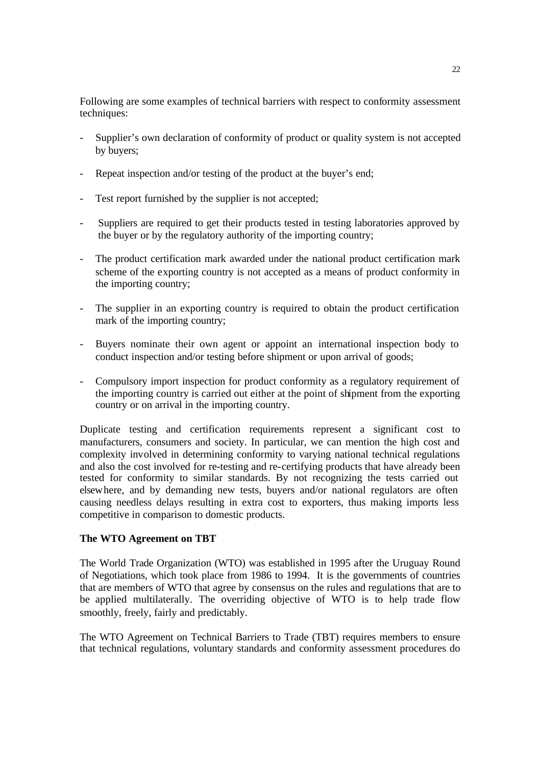Following are some examples of technical barriers with respect to conformity assessment techniques:

- Supplier's own declaration of conformity of product or quality system is not accepted by buyers;
- Repeat inspection and/or testing of the product at the buyer's end;
- Test report furnished by the supplier is not accepted;
- Suppliers are required to get their products tested in testing laboratories approved by the buyer or by the regulatory authority of the importing country;
- The product certification mark awarded under the national product certification mark scheme of the exporting country is not accepted as a means of product conformity in the importing country;
- The supplier in an exporting country is required to obtain the product certification mark of the importing country;
- Buyers nominate their own agent or appoint an international inspection body to conduct inspection and/or testing before shipment or upon arrival of goods;
- Compulsory import inspection for product conformity as a regulatory requirement of the importing country is carried out either at the point of shipment from the exporting country or on arrival in the importing country.

Duplicate testing and certification requirements represent a significant cost to manufacturers, consumers and society. In particular, we can mention the high cost and complexity involved in determining conformity to varying national technical regulations and also the cost involved for re-testing and re-certifying products that have already been tested for conformity to similar standards. By not recognizing the tests carried out elsewhere, and by demanding new tests, buyers and/or national regulators are often causing needless delays resulting in extra cost to exporters, thus making imports less competitive in comparison to domestic products.

**The WTO Agreement on TBT**

The World Trade Organization (WTO) was established in 1995 after the Uruguay Round of Negotiations, which took place from 1986 to 1994. It is the governments of countries that are members of WTO that agree by consensus on the rules and regulations that are to be applied multilaterally. The overriding objective of WTO is to help trade flow smoothly, freely, fairly and predictably.

The WTO Agreement on Technical Barriers to Trade (TBT) requires members to ensure that technical regulations, voluntary standards and conformity assessment procedures do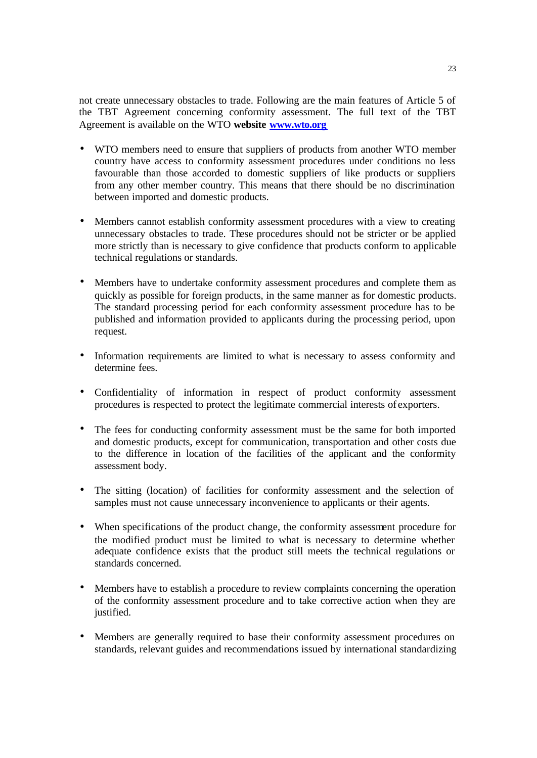not create unnecessary obstacles to trade. Following are the main features of Article 5 of the TBT Agreement concerning conformity assessment. The full text of the TBT Agreement is available on the WTO **website** [www.wto.org](http://www.wto.org)

- WTO members need to ensure that suppliers of products from another WTO member country have access to conformity assessment procedures under conditions no less favourable than those accorded to domestic suppliers of like products or suppliers from any other member country. This means that there should be no discrimination between imported and domestic products.

- Members cannot establish conformity assessment procedures with a view to creating unnecessary obstacles to trade. These procedures should not be stricter or be applied more strictly than is necessary to give confidence that products conform to applicable technical regulations or standards.

- Members have to undertake conformity assessment procedures and complete them as quickly as possible for foreign products, in the same manner as for domestic products. The standard processing period for each conformity assessment procedure has to be published and information provided to applicants during the processing period, upon request.

- Information requirements are limited to what is necessary to assess conformity and determine fees.

- Confidentiality of information in respect of product conformity assessment procedures is respected to protect the legitimate commercial interests of exporters.

- The fees for conducting conformity assessment must be the same for both imported and domestic products, except for communication, transportation and other costs due to the difference in location of the facilities of the applicant and the conformity assessment body.

- The sitting (location) of facilities for conformity assessment and the selection of samples must not cause unnecessary inconvenience to applicants or their agents.

- When specifications of the product change, the conformity assessment procedure for the modified product must be limited to what is necessary to determine whether adequate confidence exists that the product still meets the technical regulations or standards concerned.

- Members have to establish a procedure to review complaints concerning the operation of the conformity assessment procedure and to take corrective action when they are justified.

- Members are generally required to base their conformity assessment procedures on standards, relevant guides and recommendations issued by international standardizing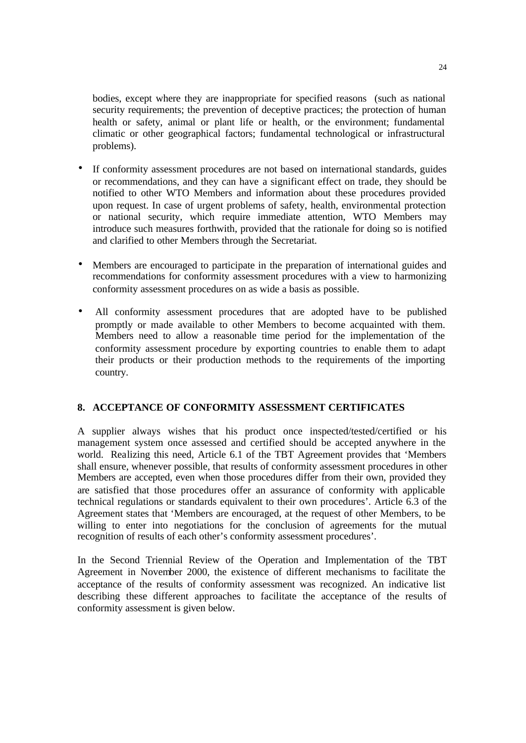bodies, except where they are inappropriate for specified reasons (such as national security requirements; the prevention of deceptive practices; the protection of human health or safety, animal or plant life or health, or the environment; fundamental climatic or other geographical factors; fundamental technological or infrastructural problems).

- If conformity assessment procedures are not based on international standards, guides or recommendations, and they can have a significant effect on trade, they should be notified to other WTO Members and information about these procedures provided upon request. In case of urgent problems of safety, health, environmental protection or national security, which require immediate attention, WTO Members may introduce such measures forthwith, provided that the rationale for doing so is notified and clarified to other Members through the Secretariat.

- Members are encouraged to participate in the preparation of international guides and recommendations for conformity assessment procedures with a view to harmonizing conformity assessment procedures on as wide a basis as possible.

- All conformity assessment procedures that are adopted have to be published promptly or made available to other Members to become acquainted with them. Members need to allow a reasonable time period for the implementation of the conformity assessment procedure by exporting countries to enable them to adapt their products or their production methods to the requirements of the importing country.

## 8. ACCEPTANCE OF CONFORMITY ASSESSMENT CERTIFICATES

A supplier always wishes that his product once inspected/tested/certified or his management system once assessed and certified should be accepted anywhere in the world. Realizing this need, Article 6.1 of the TBT Agreement provides that 'Members shall ensure, whenever possible, that results of conformity assessment procedures in other Members are accepted, even when those procedures differ from their own, provided they are satisfied that those procedures offer an assurance of conformity with applicable technical regulations or standards equivalent to their own procedures'. Article 6.3 of the Agreement states that 'Members are encouraged, at the request of other Members, to be willing to enter into negotiations for the conclusion of agreements for the mutual recognition of results of each other's conformity assessment procedures'.

In the Second Triennial Review of the Operation and Implementation of the TBT Agreement in November 2000, the existence of different mechanisms to facilitate the acceptance of the results of conformity assessment was recognized. An indicative list describing these different approaches to facilitate the acceptance of the results of conformity assessment is given below.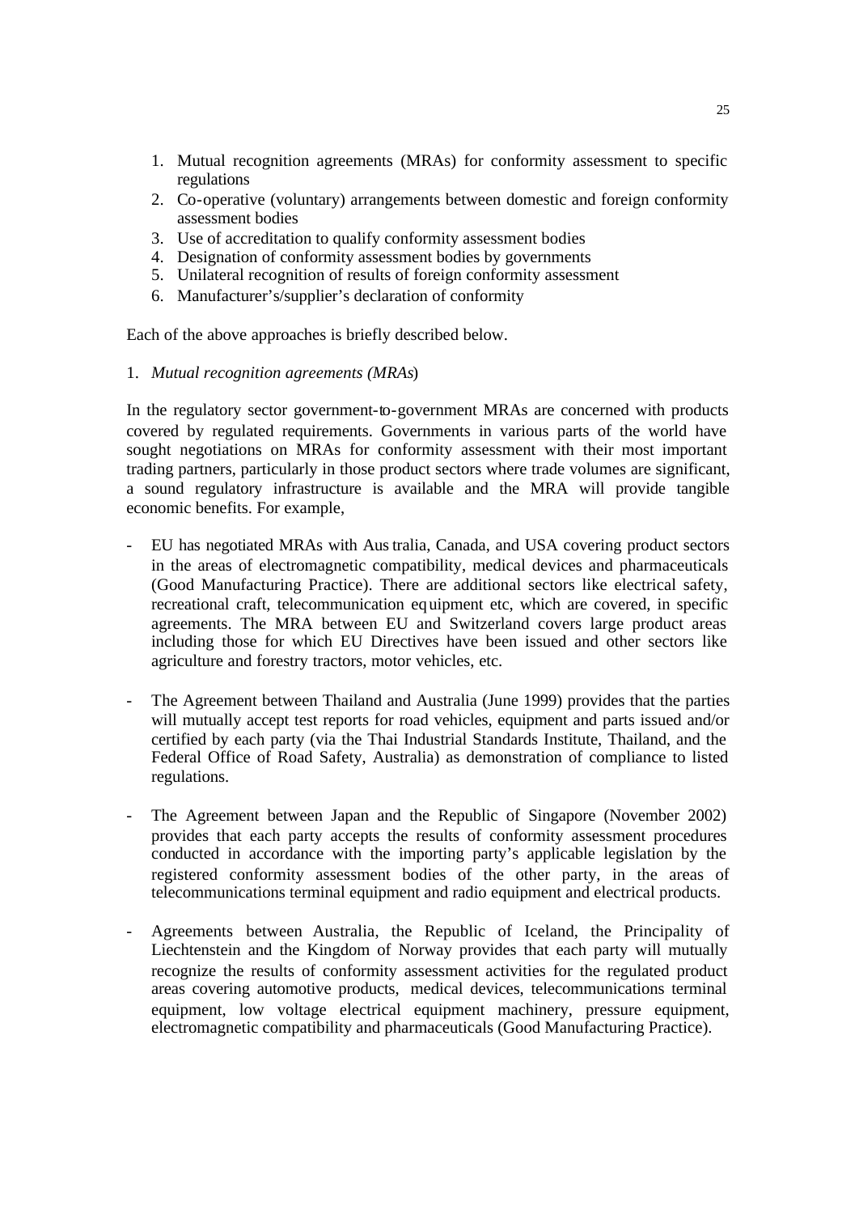1. Mutual recognition agreements (MRAs) for conformity assessment to specific regulations
2. Co-operative (voluntary) arrangements between domestic and foreign conformity assessment bodies
3. Use of accreditation to qualify conformity assessment bodies
4. Designation of conformity assessment bodies by governments
5. Unilateral recognition of results of foreign conformity assessment
6. Manufacturer's/supplier's declaration of conformity

Each of the above approaches is briefly described below.

1. *Mutual recognition agreements (MRAs)*

In the regulatory sector government-to-government MRAs are concerned with products covered by regulated requirements. Governments in various parts of the world have sought negotiations on MRAs for conformity assessment with their most important trading partners, particularly in those product sectors where trade volumes are significant, a sound regulatory infrastructure is available and the MRA will provide tangible economic benefits. For example,

- EU has negotiated MRAs with Australia, Canada, and USA covering product sectors in the areas of electromagnetic compatibility, medical devices and pharmaceuticals (Good Manufacturing Practice). There are additional sectors like electrical safety, recreational craft, telecommunication equipment etc, which are covered, in specific agreements. The MRA between EU and Switzerland covers large product areas including those for which EU Directives have been issued and other sectors like agriculture and forestry tractors, motor vehicles, etc.

- The Agreement between Thailand and Australia (June 1999) provides that the parties will mutually accept test reports for road vehicles, equipment and parts issued and/or certified by each party (via the Thai Industrial Standards Institute, Thailand, and the Federal Office of Road Safety, Australia) as demonstration of compliance to listed regulations.

- The Agreement between Japan and the Republic of Singapore (November 2002) provides that each party accepts the results of conformity assessment procedures conducted in accordance with the importing party's applicable legislation by the registered conformity assessment bodies of the other party, in the areas of telecommunications terminal equipment and radio equipment and electrical products.

- Agreements between Australia, the Republic of Iceland, the Principality of Liechtenstein and the Kingdom of Norway provides that each party will mutually recognize the results of conformity assessment activities for the regulated product areas covering automotive products, medical devices, telecommunications terminal equipment, low voltage electrical equipment machinery, pressure equipment, electromagnetic compatibility and pharmaceuticals (Good Manufacturing Practice).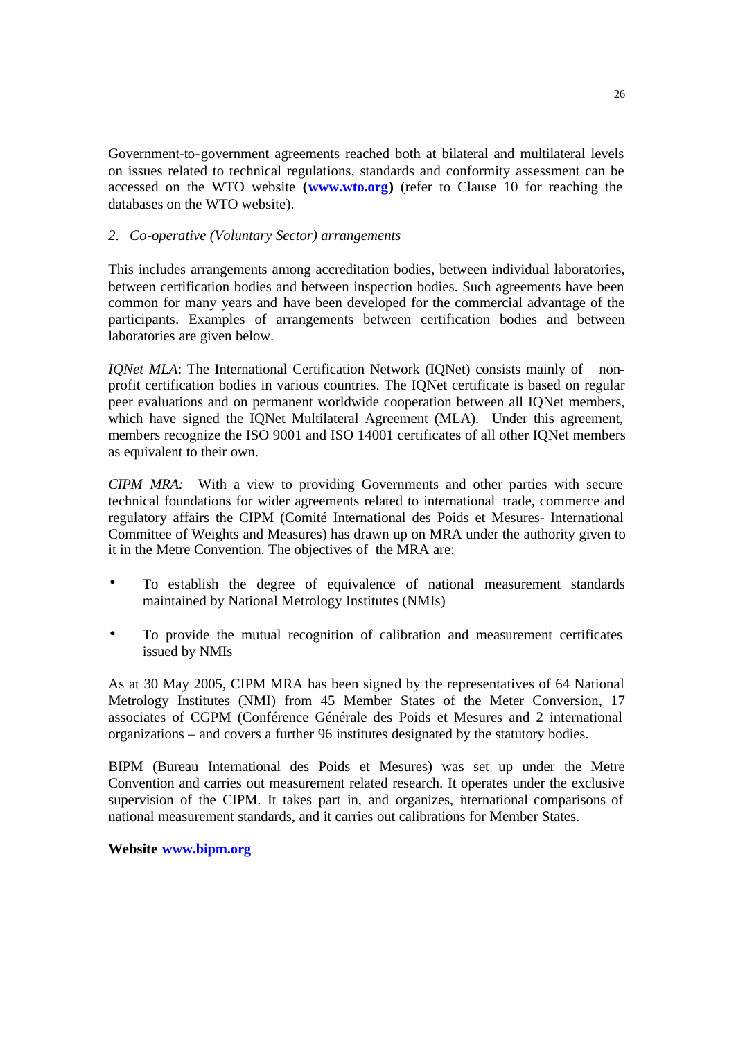Government-to-government agreements reached both at bilateral and multilateral levels on issues related to technical regulations, standards and conformity assessment can be accessed on the WTO website **(www.wto.org)** (refer to Clause 10 for reaching the databases on the WTO website).

*2. Co-operative (Voluntary Sector) arrangements*

This includes arrangements among accreditation bodies, between individual laboratories, between certification bodies and between inspection bodies. Such agreements have been common for many years and have been developed for the commercial advantage of the participants. Examples of arrangements between certification bodies and between laboratories are given below.

*IQNet MLA*: The International Certification Network (IQNet) consists mainly of non-profit certification bodies in various countries. The IQNet certificate is based on regular peer evaluations and on permanent worldwide cooperation between all IQNet members, which have signed the IQNet Multilateral Agreement (MLA). Under this agreement, members recognize the ISO 9001 and ISO 14001 certificates of all other IQNet members as equivalent to their own.

*CIPM MRA:* With a view to providing Governments and other parties with secure technical foundations for wider agreements related to international trade, commerce and regulatory affairs the CIPM (Comité International des Poids et Mesures- International Committee of Weights and Measures) has drawn up on MRA under the authority given to it in the Metre Convention. The objectives of the MRA are:

- To establish the degree of equivalence of national measurement standards maintained by National Metrology Institutes (NMIs)
- To provide the mutual recognition of calibration and measurement certificates issued by NMIs

As at 30 May 2005, CIPM MRA has been signed by the representatives of 64 National Metrology Institutes (NMI) from 45 Member States of the Meter Conversion, 17 associates of CGPM (Conférence Générale des Poids et Mesures and 2 international organizations – and covers a further 96 institutes designated by the statutory bodies.

BIPM (Bureau International des Poids et Mesures) was set up under the Metre Convention and carries out measurement related research. It operates under the exclusive supervision of the CIPM. It takes part in, and organizes, international comparisons of national measurement standards, and it carries out calibrations for Member States.

**Website [www.bipm.org](www.bipm.org)**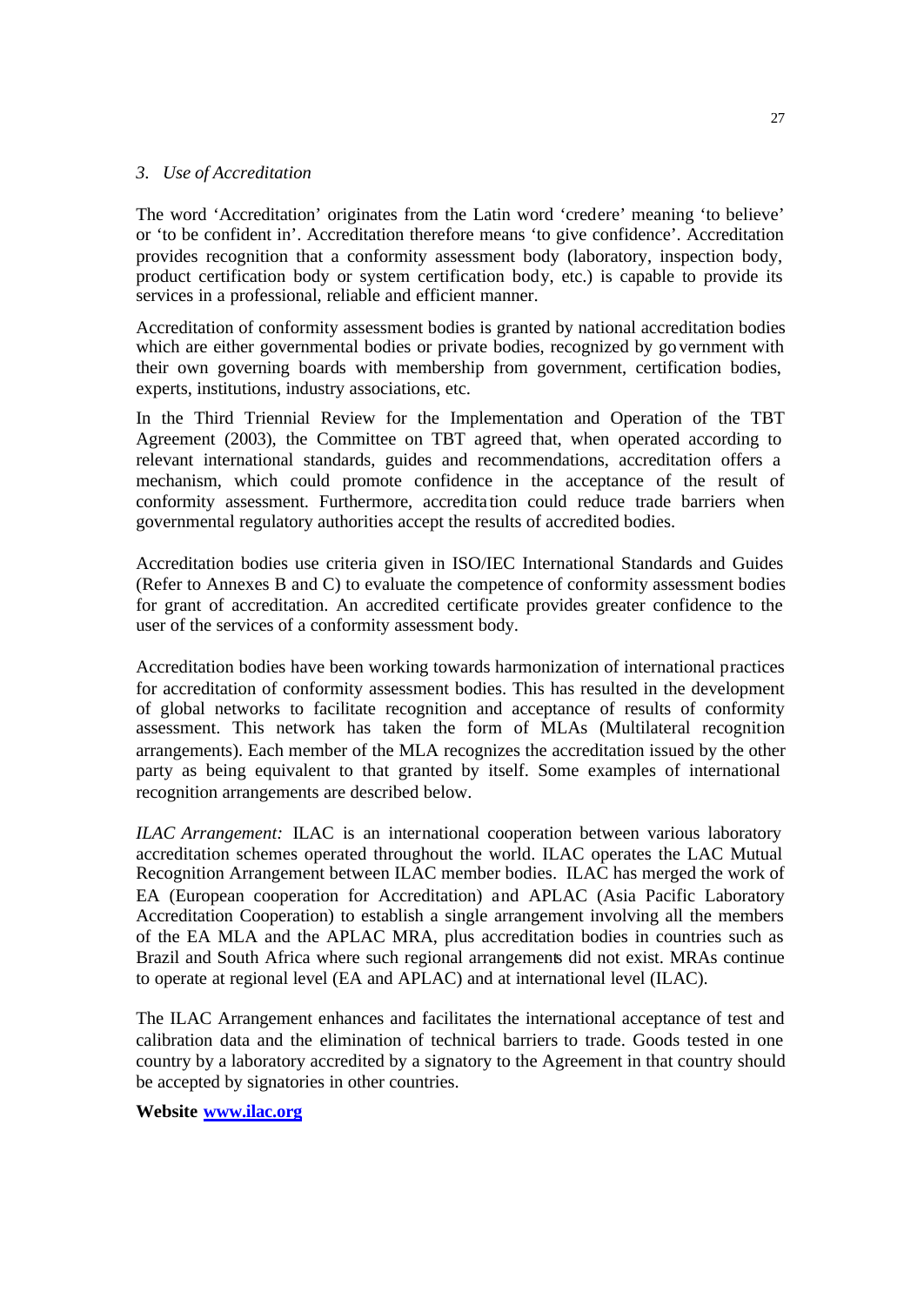### *3. Use of Accreditation*

The word 'Accreditation' originates from the Latin word 'credere' meaning 'to believe' or 'to be confident in'. Accreditation therefore means 'to give confidence'. Accreditation provides recognition that a conformity assessment body (laboratory, inspection body, product certification body or system certification body, etc.) is capable to provide its services in a professional, reliable and efficient manner.

Accreditation of conformity assessment bodies is granted by national accreditation bodies which are either governmental bodies or private bodies, recognized by government with their own governing boards with membership from government, certification bodies, experts, institutions, industry associations, etc.

In the Third Triennial Review for the Implementation and Operation of the TBT Agreement (2003), the Committee on TBT agreed that, when operated according to relevant international standards, guides and recommendations, accreditation offers a mechanism, which could promote confidence in the acceptance of the result of conformity assessment. Furthermore, accreditation could reduce trade barriers when governmental regulatory authorities accept the results of accredited bodies.

Accreditation bodies use criteria given in ISO/IEC International Standards and Guides (Refer to Annexes B and C) to evaluate the competence of conformity assessment bodies for grant of accreditation. An accredited certificate provides greater confidence to the user of the services of a conformity assessment body.

Accreditation bodies have been working towards harmonization of international practices for accreditation of conformity assessment bodies. This has resulted in the development of global networks to facilitate recognition and acceptance of results of conformity assessment. This network has taken the form of MLAs (Multilateral recognition arrangements). Each member of the MLA recognizes the accreditation issued by the other party as being equivalent to that granted by itself. Some examples of international recognition arrangements are described below.

*ILAC Arrangement:* ILAC is an international cooperation between various laboratory accreditation schemes operated throughout the world. ILAC operates the LAC Mutual Recognition Arrangement between ILAC member bodies. ILAC has merged the work of EA (European cooperation for Accreditation) and APLAC (Asia Pacific Laboratory Accreditation Cooperation) to establish a single arrangement involving all the members of the EA MLA and the APLAC MRA, plus accreditation bodies in countries such as Brazil and South Africa where such regional arrangements did not exist. MRAs continue to operate at regional level (EA and APLAC) and at international level (ILAC).

The ILAC Arrangement enhances and facilitates the international acceptance of test and calibration data and the elimination of technical barriers to trade. Goods tested in one country by a laboratory accredited by a signatory to the Agreement in that country should be accepted by signatories in other countries.

**Website [www.ilac.org](http://www.ilac.org)**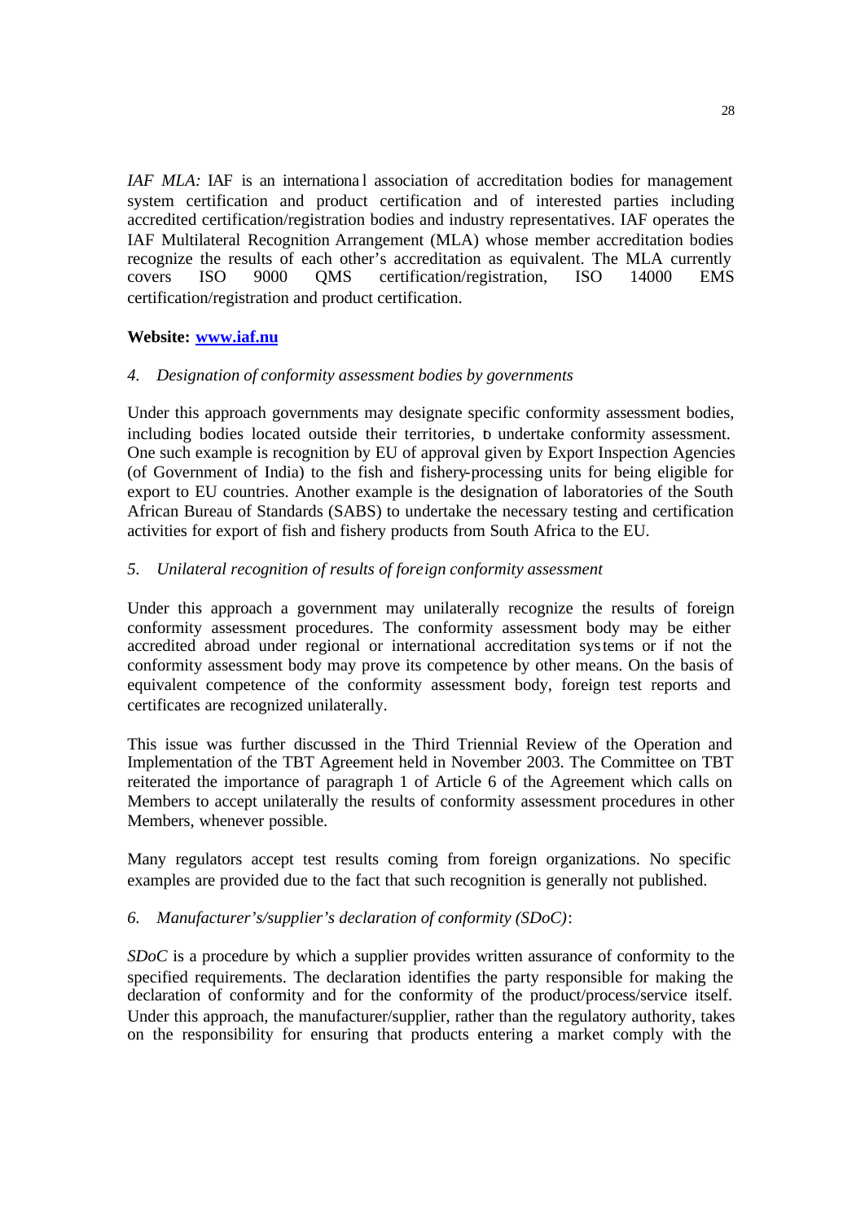*IAF MLA:* IAF is an international association of accreditation bodies for management system certification and product certification and of interested parties including accredited certification/registration bodies and industry representatives. IAF operates the IAF Multilateral Recognition Arrangement (MLA) whose member accreditation bodies recognize the results of each other's accreditation as equivalent. The MLA currently covers ISO 9000 QMS certification/registration, ISO 14000 EMS certification/registration and product certification.

**Website: [www.iaf.nu](http://www.iaf.nu)**

*4. Designation of conformity assessment bodies by governments*

Under this approach governments may designate specific conformity assessment bodies, including bodies located outside their territories, to undertake conformity assessment. One such example is recognition by EU of approval given by Export Inspection Agencies (of Government of India) to the fish and fishery-processing units for being eligible for export to EU countries. Another example is the designation of laboratories of the South African Bureau of Standards (SABS) to undertake the necessary testing and certification activities for export of fish and fishery products from South Africa to the EU.

*5. Unilateral recognition of results of foreign conformity assessment*

Under this approach a government may unilaterally recognize the results of foreign conformity assessment procedures. The conformity assessment body may be either accredited abroad under regional or international accreditation systems or if not the conformity assessment body may prove its competence by other means. On the basis of equivalent competence of the conformity assessment body, foreign test reports and certificates are recognized unilaterally.

This issue was further discussed in the Third Triennial Review of the Operation and Implementation of the TBT Agreement held in November 2003. The Committee on TBT reiterated the importance of paragraph 1 of Article 6 of the Agreement which calls on Members to accept unilaterally the results of conformity assessment procedures in other Members, whenever possible.

Many regulators accept test results coming from foreign organizations. No specific examples are provided due to the fact that such recognition is generally not published.

*6. Manufacturer's/supplier's declaration of conformity (SDoC)*:

*SDoC* is a procedure by which a supplier provides written assurance of conformity to the specified requirements. The declaration identifies the party responsible for making the declaration of conformity and for the conformity of the product/process/service itself. Under this approach, the manufacturer/supplier, rather than the regulatory authority, takes on the responsibility for ensuring that products entering a market comply with the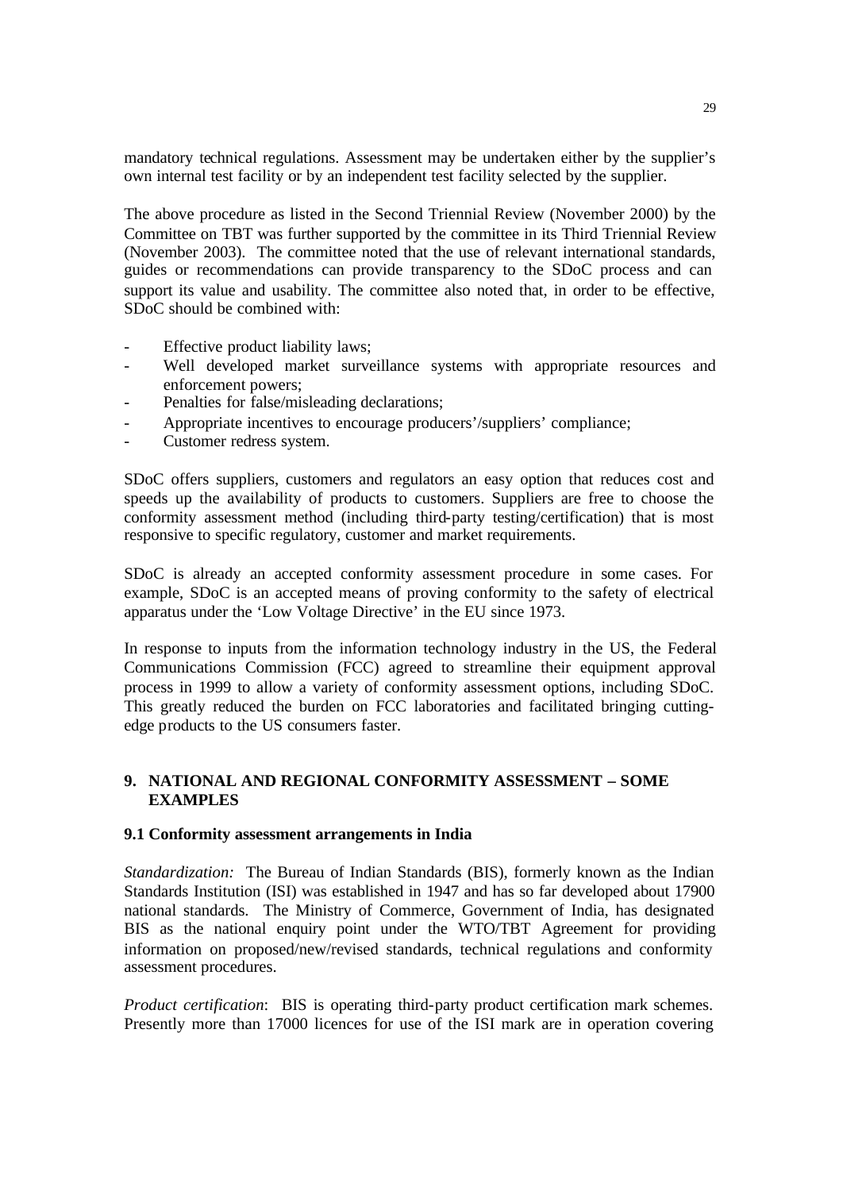mandatory technical regulations. Assessment may be undertaken either by the supplier's own internal test facility or by an independent test facility selected by the supplier.

The above procedure as listed in the Second Triennial Review (November 2000) by the Committee on TBT was further supported by the committee in its Third Triennial Review (November 2003). The committee noted that the use of relevant international standards, guides or recommendations can provide transparency to the SDoC process and can support its value and usability. The committee also noted that, in order to be effective, SDoC should be combined with:

- Effective product liability laws;
- Well developed market surveillance systems with appropriate resources and enforcement powers;
- Penalties for false/misleading declarations;
- Appropriate incentives to encourage producers'/suppliers' compliance;
- Customer redress system.

SDoC offers suppliers, customers and regulators an easy option that reduces cost and speeds up the availability of products to customers. Suppliers are free to choose the conformity assessment method (including third-party testing/certification) that is most responsive to specific regulatory, customer and market requirements.

SDoC is already an accepted conformity assessment procedure in some cases. For example, SDoC is an accepted means of proving conformity to the safety of electrical apparatus under the 'Low Voltage Directive' in the EU since 1973.

In response to inputs from the information technology industry in the US, the Federal Communications Commission (FCC) agreed to streamline their equipment approval process in 1999 to allow a variety of conformity assessment options, including SDoC. This greatly reduced the burden on FCC laboratories and facilitated bringing cutting-edge products to the US consumers faster.

## 9. NATIONAL AND REGIONAL CONFORMITY ASSESSMENT – SOME EXAMPLES

### 9.1 Conformity assessment arrangements in India

*Standardization:* The Bureau of Indian Standards (BIS), formerly known as the Indian Standards Institution (ISI) was established in 1947 and has so far developed about 17900 national standards. The Ministry of Commerce, Government of India, has designated BIS as the national enquiry point under the WTO/TBT Agreement for providing information on proposed/new/revised standards, technical regulations and conformity assessment procedures.

*Product certification*: BIS is operating third-party product certification mark schemes. Presently more than 17000 licences for use of the ISI mark are in operation covering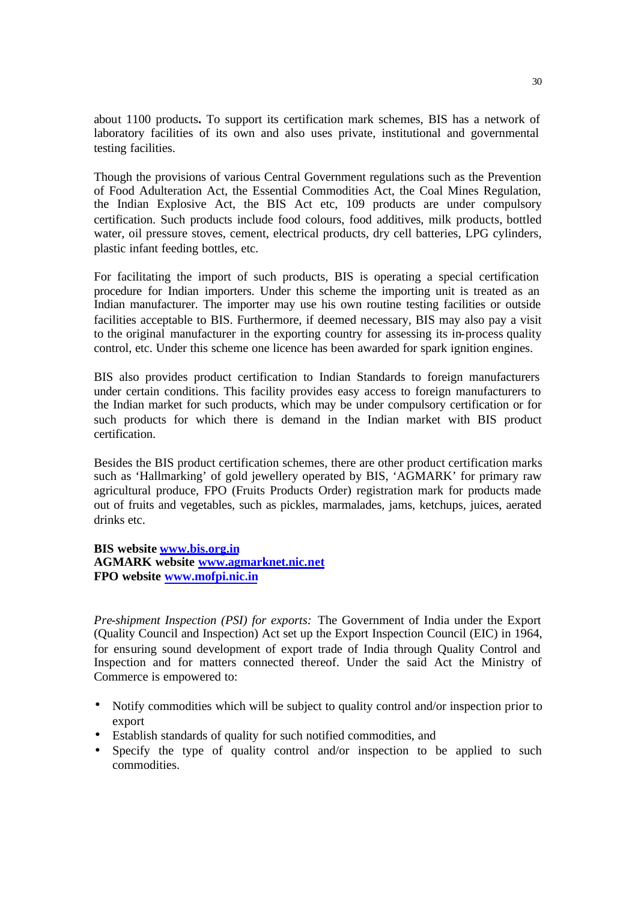about 1100 products**.** To support its certification mark schemes, BIS has a network of laboratory facilities of its own and also uses private, institutional and governmental testing facilities.

Though the provisions of various Central Government regulations such as the Prevention of Food Adulteration Act, the Essential Commodities Act, the Coal Mines Regulation, the Indian Explosive Act, the BIS Act etc, 109 products are under compulsory certification. Such products include food colours, food additives, milk products, bottled water, oil pressure stoves, cement, electrical products, dry cell batteries, LPG cylinders, plastic infant feeding bottles, etc.

For facilitating the import of such products, BIS is operating a special certification procedure for Indian importers. Under this scheme the importing unit is treated as an Indian manufacturer. The importer may use his own routine testing facilities or outside facilities acceptable to BIS. Furthermore, if deemed necessary, BIS may also pay a visit to the original manufacturer in the exporting country for assessing its in-process quality control, etc. Under this scheme one licence has been awarded for spark ignition engines.

BIS also provides product certification to Indian Standards to foreign manufacturers under certain conditions. This facility provides easy access to foreign manufacturers to the Indian market for such products, which may be under compulsory certification or for such products for which there is demand in the Indian market with BIS product certification.

Besides the BIS product certification schemes, there are other product certification marks such as 'Hallmarking' of gold jewellery operated by BIS, 'AGMARK' for primary raw agricultural produce, FPO (Fruits Products Order) registration mark for products made out of fruits and vegetables, such as pickles, marmalades, jams, ketchups, juices, aerated drinks etc.

**BIS website [www.bis.org.in](http://www.bis.org.in)**
**AGMARK website [www.agmarknet.nic.net](http://www.agmarknet.nic.net)**
**FPO website [www.mofpi.nic.in](http://www.mofpi.nic.in)**

*Pre-shipment Inspection (PSI) for exports:* The Government of India under the Export (Quality Council and Inspection) Act set up the Export Inspection Council (EIC) in 1964, for ensuring sound development of export trade of India through Quality Control and Inspection and for matters connected thereof. Under the said Act the Ministry of Commerce is empowered to:

- Notify commodities which will be subject to quality control and/or inspection prior to export
- Establish standards of quality for such notified commodities, and
- Specify the type of quality control and/or inspection to be applied to such commodities.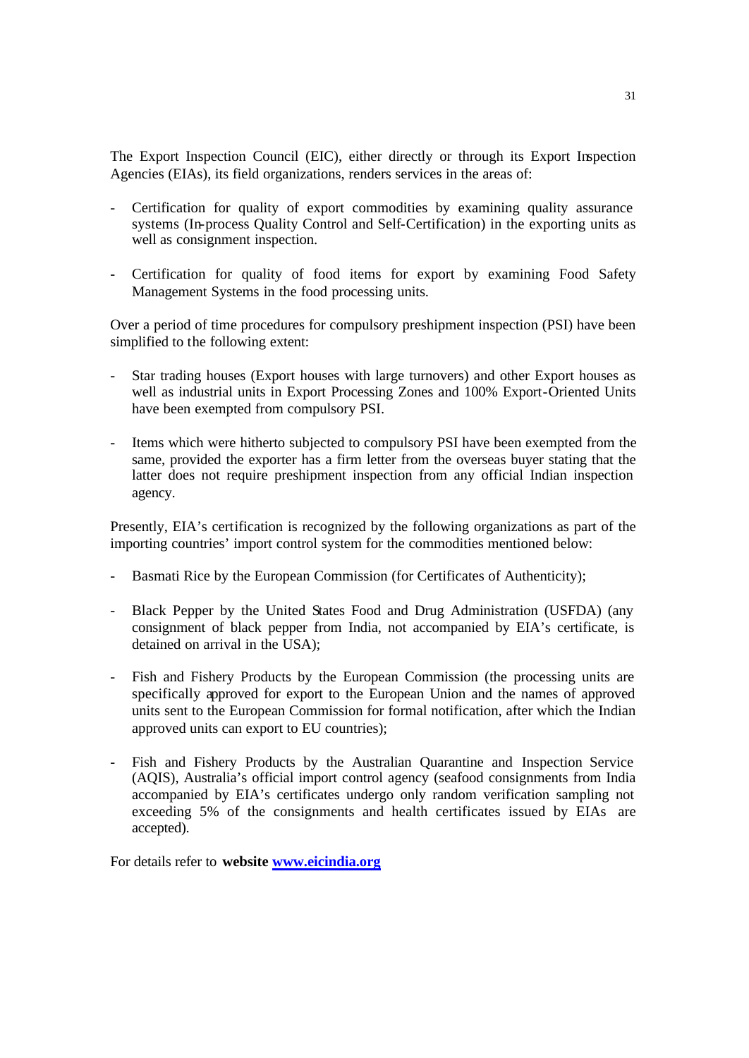The Export Inspection Council (EIC), either directly or through its Export Inspection Agencies (EIAs), its field organizations, renders services in the areas of:

- Certification for quality of export commodities by examining quality assurance systems (In-process Quality Control and Self-Certification) in the exporting units as well as consignment inspection.
- Certification for quality of food items for export by examining Food Safety Management Systems in the food processing units.

Over a period of time procedures for compulsory preshipment inspection (PSI) have been simplified to the following extent:

- Star trading houses (Export houses with large turnovers) and other Export houses as well as industrial units in Export Processing Zones and 100% Export-Oriented Units have been exempted from compulsory PSI.
- Items which were hitherto subjected to compulsory PSI have been exempted from the same, provided the exporter has a firm letter from the overseas buyer stating that the latter does not require preshipment inspection from any official Indian inspection agency.

Presently, EIA's certification is recognized by the following organizations as part of the importing countries' import control system for the commodities mentioned below:

- Basmati Rice by the European Commission (for Certificates of Authenticity);
- Black Pepper by the United States Food and Drug Administration (USFDA) (any consignment of black pepper from India, not accompanied by EIA's certificate, is detained on arrival in the USA);
- Fish and Fishery Products by the European Commission (the processing units are specifically approved for export to the European Union and the names of approved units sent to the European Commission for formal notification, after which the Indian approved units can export to EU countries);
- Fish and Fishery Products by the Australian Quarantine and Inspection Service (AQIS), Australia's official import control agency (seafood consignments from India accompanied by EIA's certificates undergo only random verification sampling not exceeding 5% of the consignments and health certificates issued by EIAs are accepted).

For details refer to **website [www.eicindia.org](http://www.eicindia.org)**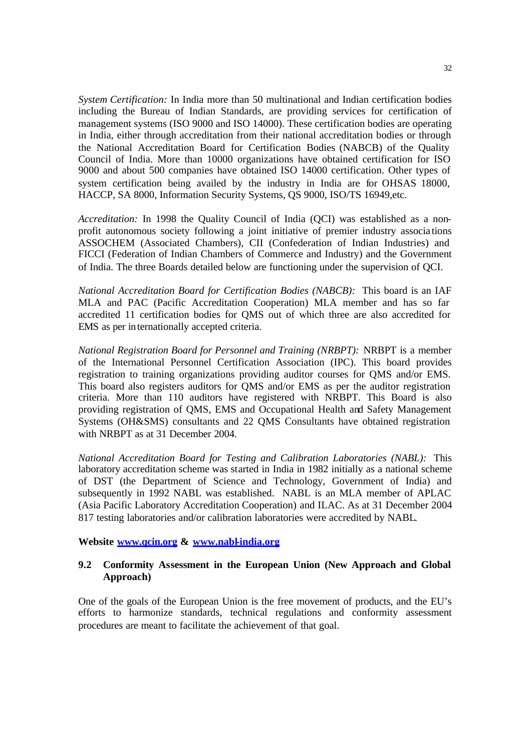*System Certification:* In India more than 50 multinational and Indian certification bodies including the Bureau of Indian Standards, are providing services for certification of management systems (ISO 9000 and ISO 14000). These certification bodies are operating in India, either through accreditation from their national accreditation bodies or through the National Accreditation Board for Certification Bodies (NABCB) of the Quality Council of India. More than 10000 organizations have obtained certification for ISO 9000 and about 500 companies have obtained ISO 14000 certification. Other types of system certification being availed by the industry in India are for OHSAS 18000, HACCP, SA 8000, Information Security Systems, QS 9000, ISO/TS 16949,etc.

*Accreditation:* In 1998 the Quality Council of India (QCI) was established as a non-profit autonomous society following a joint initiative of premier industry associations ASSOCHEM (Associated Chambers), CII (Confederation of Indian Industries) and FICCI (Federation of Indian Chambers of Commerce and Industry) and the Government of India. The three Boards detailed below are functioning under the supervision of QCI.

*National Accreditation Board for Certification Bodies (NABCB):* This board is an IAF MLA and PAC (Pacific Accreditation Cooperation) MLA member and has so far accredited 11 certification bodies for QMS out of which three are also accredited for EMS as per internationally accepted criteria.

*National Registration Board for Personnel and Training (NRBPT):* NRBPT is a member of the International Personnel Certification Association (IPC). This board provides registration to training organizations providing auditor courses for QMS and/or EMS. This board also registers auditors for QMS and/or EMS as per the auditor registration criteria. More than 110 auditors have registered with NRBPT. This Board is also providing registration of QMS, EMS and Occupational Health and Safety Management Systems (OH&SMS) consultants and 22 QMS Consultants have obtained registration with NRBPT as at 31 December 2004.

*National Accreditation Board for Testing and Calibration Laboratories (NABL):* This laboratory accreditation scheme was started in India in 1982 initially as a national scheme of DST (the Department of Science and Technology, Government of India) and subsequently in 1992 NABL was established. NABL is an MLA member of APLAC (Asia Pacific Laboratory Accreditation Cooperation) and ILAC. As at 31 December 2004 817 testing laboratories and/or calibration laboratories were accredited by NABL.

**Website [www.qcin.org](http://www.qcin.org) & [www.nabl-india.org](http://www.nabl-india.org)**

## 9.2 Conformity Assessment in the European Union (New Approach and Global Approach)

One of the goals of the European Union is the free movement of products, and the EU's efforts to harmonize standards, technical regulations and conformity assessment procedures are meant to facilitate the achievement of that goal.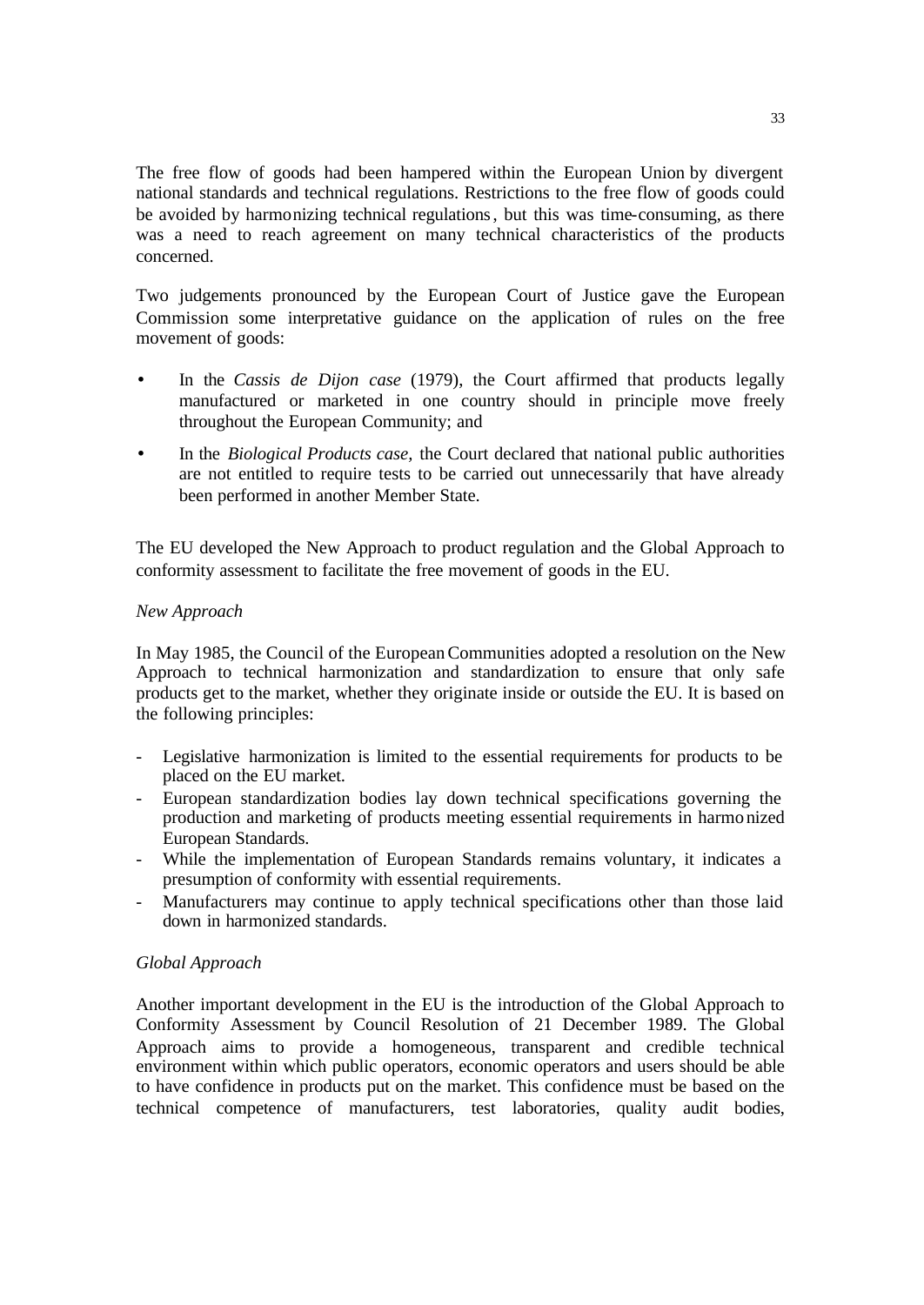The free flow of goods had been hampered within the European Union by divergent national standards and technical regulations. Restrictions to the free flow of goods could be avoided by harmonizing technical regulations, but this was time-consuming, as there was a need to reach agreement on many technical characteristics of the products concerned.

Two judgements pronounced by the European Court of Justice gave the European Commission some interpretative guidance on the application of rules on the free movement of goods:

- In the *Cassis de Dijon case* (1979), the Court affirmed that products legally manufactured or marketed in one country should in principle move freely throughout the European Community; and
- In the *Biological Products case*, the Court declared that national public authorities are not entitled to require tests to be carried out unnecessarily that have already been performed in another Member State.

The EU developed the New Approach to product regulation and the Global Approach to conformity assessment to facilitate the free movement of goods in the EU.

*New Approach*

In May 1985, the Council of the European Communities adopted a resolution on the New Approach to technical harmonization and standardization to ensure that only safe products get to the market, whether they originate inside or outside the EU. It is based on the following principles:

- Legislative harmonization is limited to the essential requirements for products to be placed on the EU market.
- European standardization bodies lay down technical specifications governing the production and marketing of products meeting essential requirements in harmonized European Standards.
- While the implementation of European Standards remains voluntary, it indicates a presumption of conformity with essential requirements.
- Manufacturers may continue to apply technical specifications other than those laid down in harmonized standards.

*Global Approach*

Another important development in the EU is the introduction of the Global Approach to Conformity Assessment by Council Resolution of 21 December 1989. The Global Approach aims to provide a homogeneous, transparent and credible technical environment within which public operators, economic operators and users should be able to have confidence in products put on the market. This confidence must be based on the technical competence of manufacturers, test laboratories, quality audit bodies,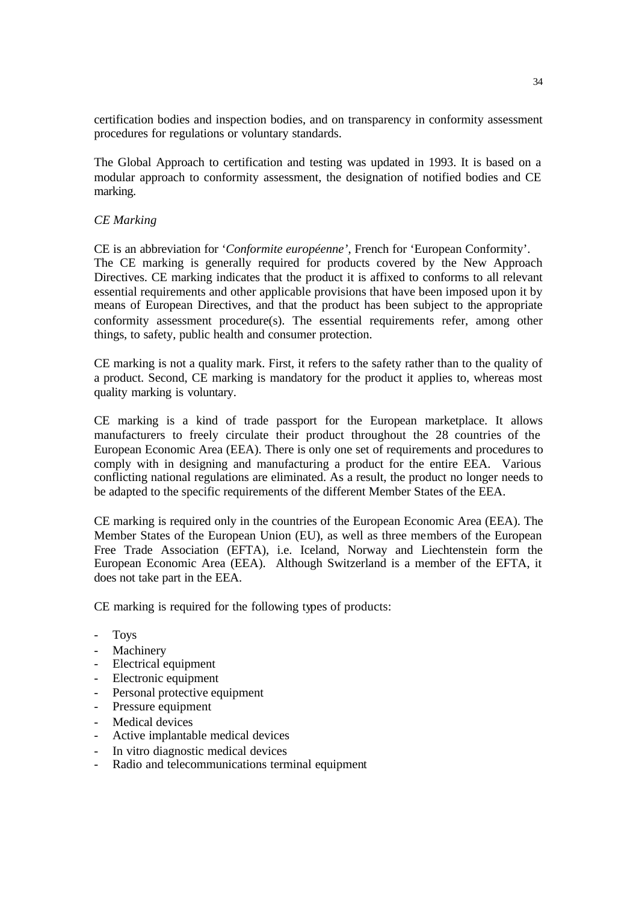certification bodies and inspection bodies, and on transparency in conformity assessment procedures for regulations or voluntary standards.

The Global Approach to certification and testing was updated in 1993. It is based on a modular approach to conformity assessment, the designation of notified bodies and CE marking.

*CE Marking*

CE is an abbreviation for '*Conformite européenne*', French for 'European Conformity'. The CE marking is generally required for products covered by the New Approach Directives. CE marking indicates that the product it is affixed to conforms to all relevant essential requirements and other applicable provisions that have been imposed upon it by means of European Directives, and that the product has been subject to the appropriate conformity assessment procedure(s). The essential requirements refer, among other things, to safety, public health and consumer protection.

CE marking is not a quality mark. First, it refers to the safety rather than to the quality of a product. Second, CE marking is mandatory for the product it applies to, whereas most quality marking is voluntary.

CE marking is a kind of trade passport for the European marketplace. It allows manufacturers to freely circulate their product throughout the 28 countries of the European Economic Area (EEA). There is only one set of requirements and procedures to comply with in designing and manufacturing a product for the entire EEA. Various conflicting national regulations are eliminated. As a result, the product no longer needs to be adapted to the specific requirements of the different Member States of the EEA.

CE marking is required only in the countries of the European Economic Area (EEA). The Member States of the European Union (EU), as well as three members of the European Free Trade Association (EFTA), i.e. Iceland, Norway and Liechtenstein form the European Economic Area (EEA). Although Switzerland is a member of the EFTA, it does not take part in the EEA.

CE marking is required for the following types of products:

- Toys
- Machinery
- Electrical equipment
- Electronic equipment
- Personal protective equipment
- Pressure equipment
- Medical devices
- Active implantable medical devices
- In vitro diagnostic medical devices
- Radio and telecommunications terminal equipment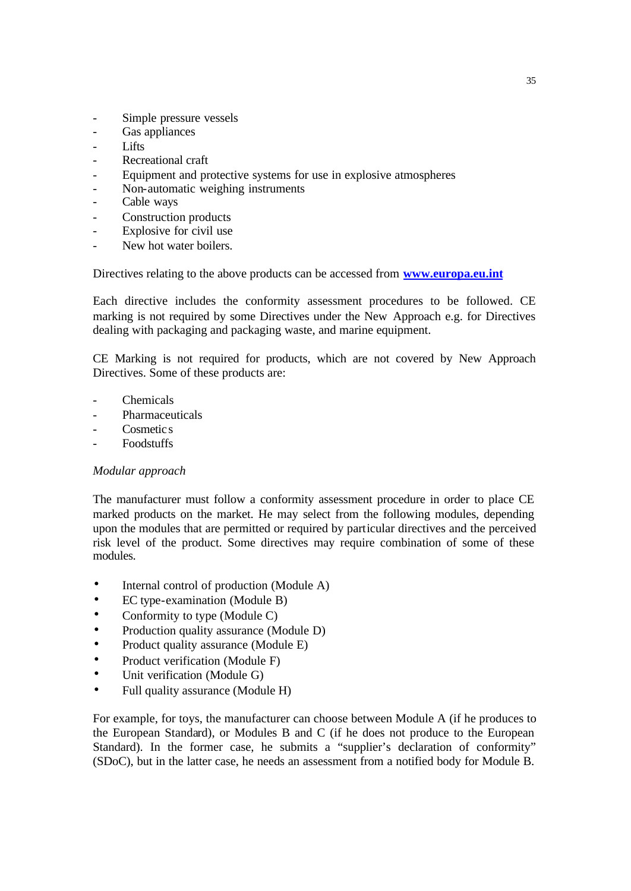- Simple pressure vessels
- Gas appliances
- Lifts
- Recreational craft
- Equipment and protective systems for use in explosive atmospheres
- Non-automatic weighing instruments
- Cable ways
- Construction products
- Explosive for civil use
- New hot water boilers.

Directives relating to the above products can be accessed from **www.europa.eu.int**

Each directive includes the conformity assessment procedures to be followed. CE marking is not required by some Directives under the New Approach e.g. for Directives dealing with packaging and packaging waste, and marine equipment.

CE Marking is not required for products, which are not covered by New Approach Directives. Some of these products are:

- Chemicals
- Pharmaceuticals
- Cosmetics
- Foodstuffs

*Modular approach*

The manufacturer must follow a conformity assessment procedure in order to place CE marked products on the market. He may select from the following modules, depending upon the modules that are permitted or required by particular directives and the perceived risk level of the product. Some directives may require combination of some of these modules.

- Internal control of production (Module A)
- EC type-examination (Module B)
- Conformity to type (Module C)
- Production quality assurance (Module D)
- Product quality assurance (Module E)
- Product verification (Module F)
- Unit verification (Module G)
- Full quality assurance (Module H)

For example, for toys, the manufacturer can choose between Module A (if he produces to the European Standard), or Modules B and C (if he does not produce to the European Standard). In the former case, he submits a "supplier's declaration of conformity" (SDoC), but in the latter case, he needs an assessment from a notified body for Module B.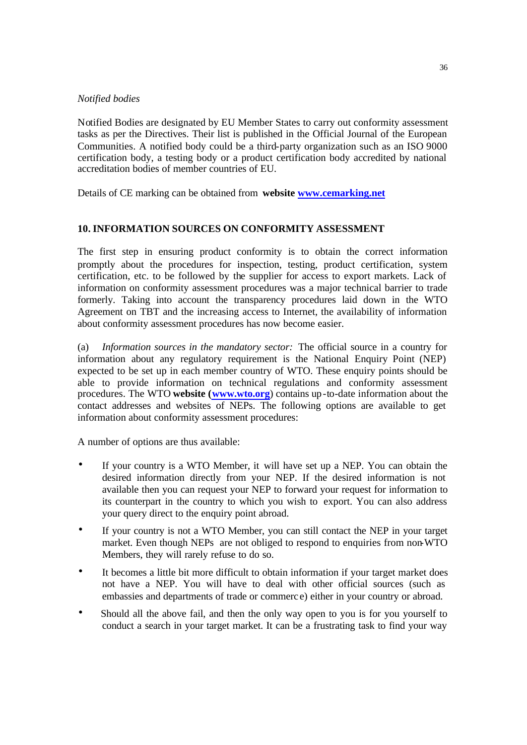*Notified bodies*

Notified Bodies are designated by EU Member States to carry out conformity assessment tasks as per the Directives. Their list is published in the Official Journal of the European Communities. A notified body could be a third-party organization such as an ISO 9000 certification body, a testing body or a product certification body accredited by national accreditation bodies of member countries of EU.

Details of CE marking can be obtained from **website [www.cemarking.net](www.cemarking.net)**

## 10. INFORMATION SOURCES ON CONFORMITY ASSESSMENT

The first step in ensuring product conformity is to obtain the correct information promptly about the procedures for inspection, testing, product certification, system certification, etc. to be followed by the supplier for access to export markets. Lack of information on conformity assessment procedures was a major technical barrier to trade formerly. Taking into account the transparency procedures laid down in the WTO Agreement on TBT and the increasing access to Internet, the availability of information about conformity assessment procedures has now become easier.

(a) *Information sources in the mandatory sector:* The official source in a country for information about any regulatory requirement is the National Enquiry Point (NEP) expected to be set up in each member country of WTO. These enquiry points should be able to provide information on technical regulations and conformity assessment procedures. The WTO **website ([www.wto.org](www.wto.org)**) contains up-to-date information about the contact addresses and websites of NEPs. The following options are available to get information about conformity assessment procedures:

A number of options are thus available:

- If your country is a WTO Member, it will have set up a NEP. You can obtain the desired information directly from your NEP. If the desired information is not available then you can request your NEP to forward your request for information to its counterpart in the country to which you wish to export. You can also address your query direct to the enquiry point abroad.
- If your country is not a WTO Member, you can still contact the NEP in your target market. Even though NEPs are not obliged to respond to enquiries from non-WTO Members, they will rarely refuse to do so.
- It becomes a little bit more difficult to obtain information if your target market does not have a NEP. You will have to deal with other official sources (such as embassies and departments of trade or commerce) either in your country or abroad.
- Should all the above fail, and then the only way open to you is for you yourself to conduct a search in your target market. It can be a frustrating task to find your way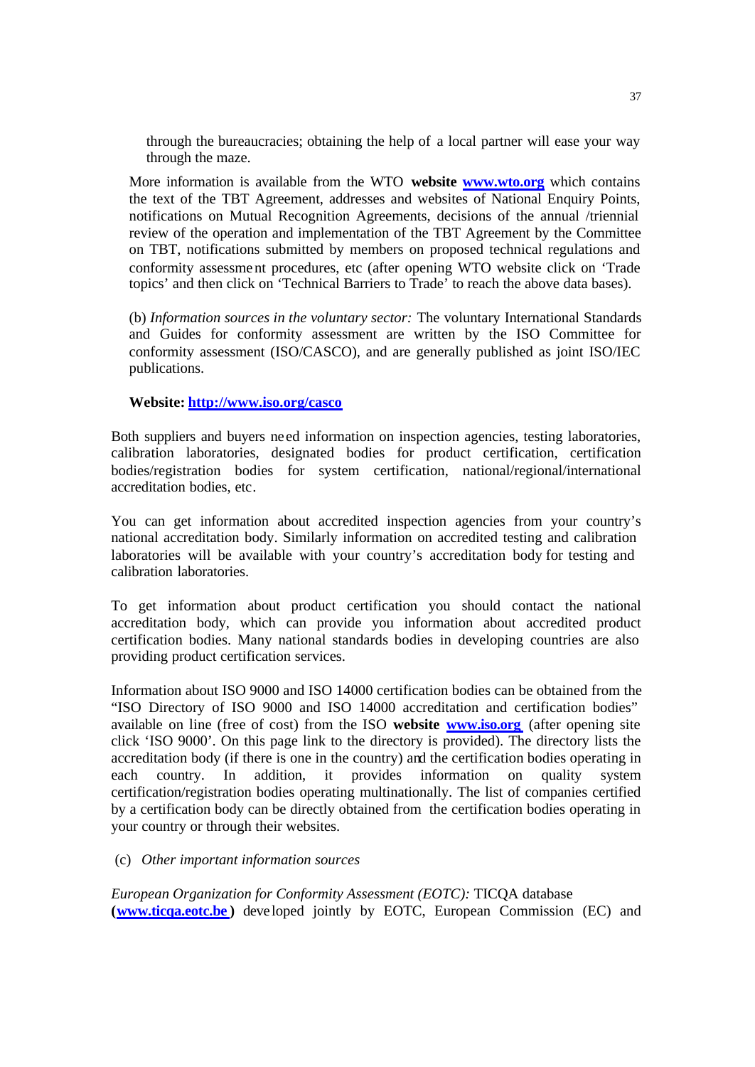through the bureaucracies; obtaining the help of a local partner will ease your way through the maze.

More information is available from the WTO **website** [www.wto.org](http://www.wto.org) which contains the text of the TBT Agreement, addresses and websites of National Enquiry Points, notifications on Mutual Recognition Agreements, decisions of the annual /triennial review of the operation and implementation of the TBT Agreement by the Committee on TBT, notifications submitted by members on proposed technical regulations and conformity assessment procedures, etc (after opening WTO website click on 'Trade topics' and then click on 'Technical Barriers to Trade' to reach the above data bases).

(b) *Information sources in the voluntary sector:* The voluntary International Standards and Guides for conformity assessment are written by the ISO Committee for conformity assessment (ISO/CASCO), and are generally published as joint ISO/IEC publications.

**Website: [http://www.iso.org/casco](http://www.iso.org/casco)**

Both suppliers and buyers need information on inspection agencies, testing laboratories, calibration laboratories, designated bodies for product certification, certification bodies/registration bodies for system certification, national/regional/international accreditation bodies, etc.

You can get information about accredited inspection agencies from your country's national accreditation body. Similarly information on accredited testing and calibration laboratories will be available with your country's accreditation body for testing and calibration laboratories.

To get information about product certification you should contact the national accreditation body, which can provide you information about accredited product certification bodies. Many national standards bodies in developing countries are also providing product certification services.

Information about ISO 9000 and ISO 14000 certification bodies can be obtained from the "ISO Directory of ISO 9000 and ISO 14000 accreditation and certification bodies" available on line (free of cost) from the ISO **website** [www.iso.org](http://www.iso.org) (after opening site click 'ISO 9000'. On this page link to the directory is provided). The directory lists the accreditation body (if there is one in the country) and the certification bodies operating in each country. In addition, it provides information on quality system certification/registration bodies operating multinationally. The list of companies certified by a certification body can be directly obtained from the certification bodies operating in your country or through their websites.

(c) *Other important information sources*

*European Organization for Conformity Assessment (EOTC):* TICQA database **([www.ticqa.eotc.be](http://www.ticqa.eotc.be))** developed jointly by EOTC, European Commission (EC) and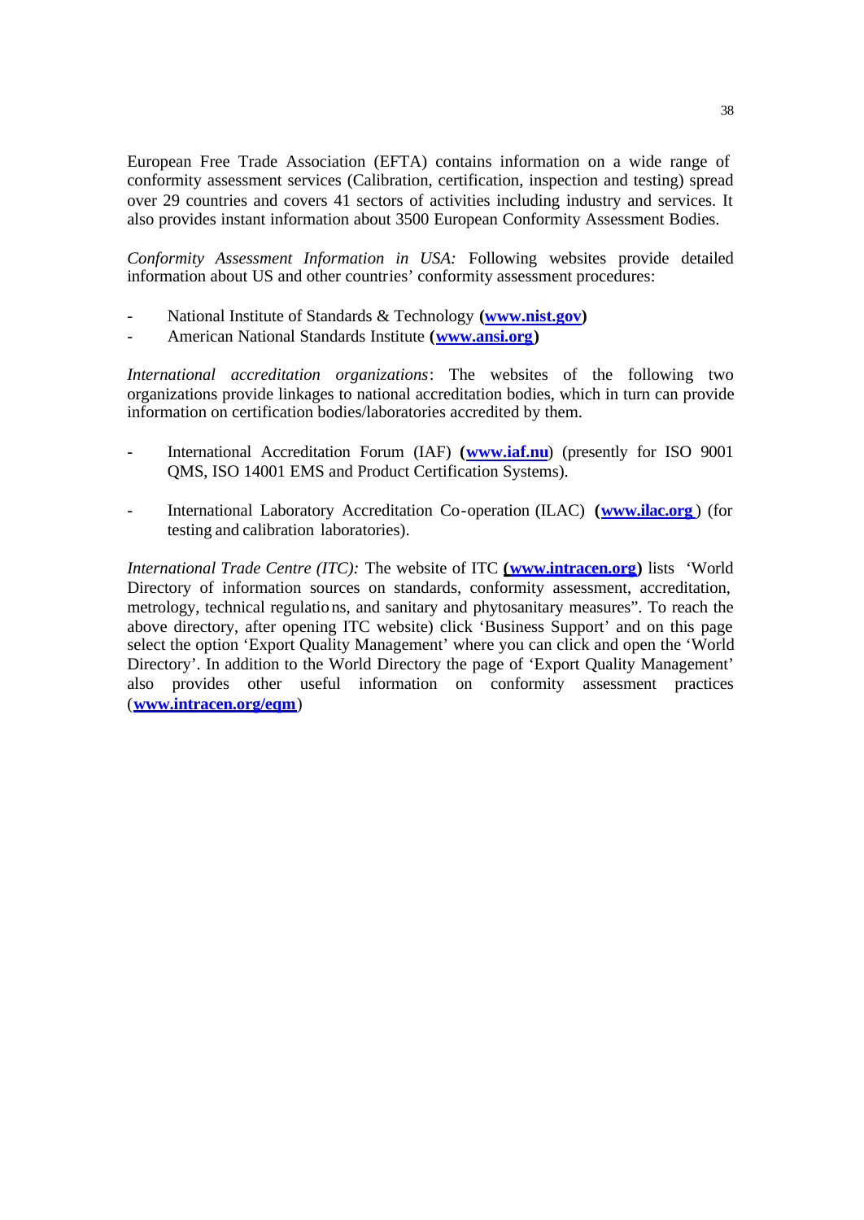European Free Trade Association (EFTA) contains information on a wide range of conformity assessment services (Calibration, certification, inspection and testing) spread over 29 countries and covers 41 sectors of activities including industry and services. It also provides instant information about 3500 European Conformity Assessment Bodies.

*Conformity Assessment Information in USA:* Following websites provide detailed information about US and other countries' conformity assessment procedures:

- National Institute of Standards & Technology **(www.nist.gov)**
- American National Standards Institute **(www.ansi.org)**

*International accreditation organizations*: The websites of the following two organizations provide linkages to national accreditation bodies, which in turn can provide information on certification bodies/laboratories accredited by them.

- International Accreditation Forum (IAF) **(www.iaf.nu)** (presently for ISO 9001 QMS, ISO 14001 EMS and Product Certification Systems).

- International Laboratory Accreditation Co-operation (ILAC) **(www.ilac.org)** (for testing and calibration laboratories).

*International Trade Centre (ITC):* The website of ITC **(www.intracen.org)** lists 'World Directory of information sources on standards, conformity assessment, accreditation, metrology, technical regulations, and sanitary and phytosanitary measures". To reach the above directory, after opening ITC website) click 'Business Support' and on this page select the option 'Export Quality Management' where you can click and open the 'World Directory'. In addition to the World Directory the page of 'Export Quality Management' also provides other useful information on conformity assessment practices (**www.intracen.org/eqm**)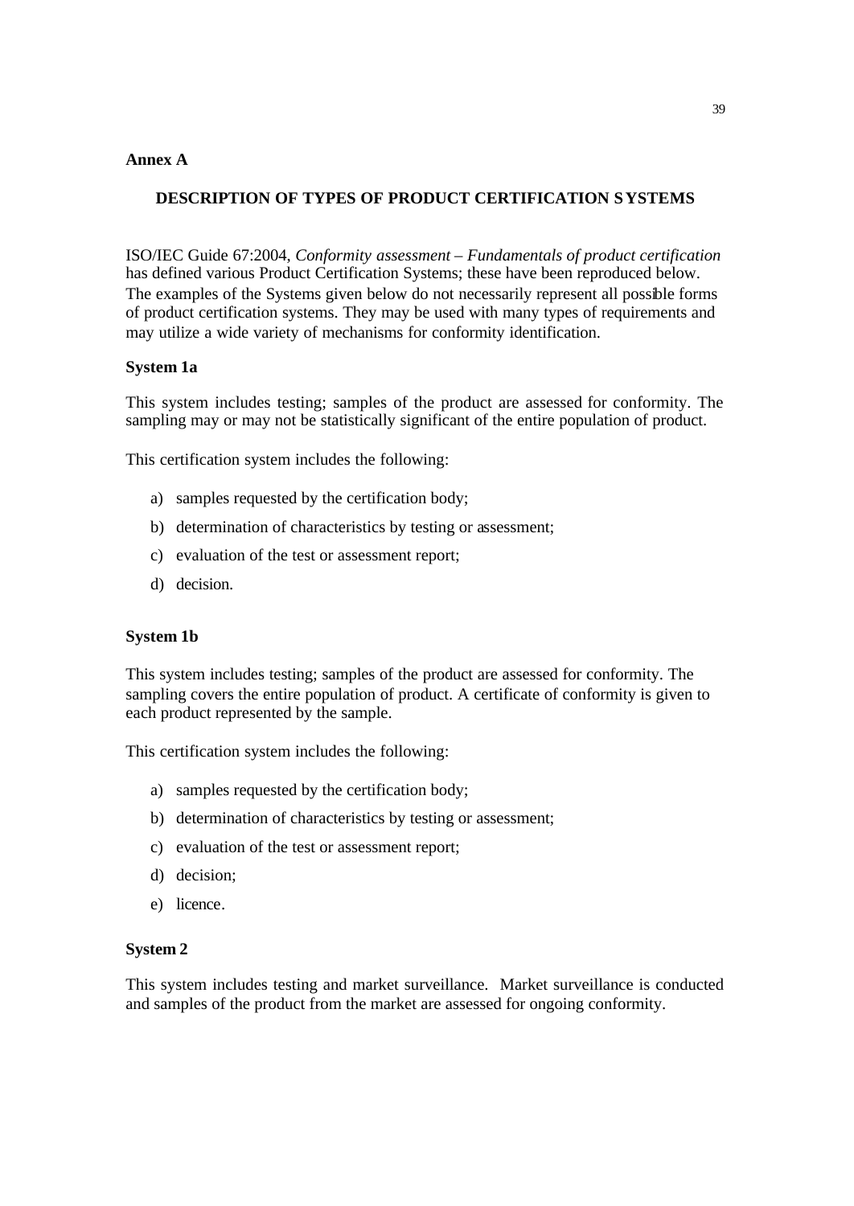**Annex A**

## DESCRIPTION OF TYPES OF PRODUCT CERTIFICATION SYSTEMS

ISO/IEC Guide 67:2004, *Conformity assessment – Fundamentals of product certification* has defined various Product Certification Systems; these have been reproduced below. The examples of the Systems given below do not necessarily represent all possible forms of product certification systems. They may be used with many types of requirements and may utilize a wide variety of mechanisms for conformity identification.

### System 1a

This system includes testing; samples of the product are assessed for conformity. The sampling may or may not be statistically significant of the entire population of product.

This certification system includes the following:

a) samples requested by the certification body;

b) determination of characteristics by testing or assessment;

c) evaluation of the test or assessment report;

d) decision.

### System 1b

This system includes testing; samples of the product are assessed for conformity. The sampling covers the entire population of product. A certificate of conformity is given to each product represented by the sample.

This certification system includes the following:

a) samples requested by the certification body;

b) determination of characteristics by testing or assessment;

c) evaluation of the test or assessment report;

d) decision;

e) licence.

### System 2

This system includes testing and market surveillance. Market surveillance is conducted and samples of the product from the market are assessed for ongoing conformity.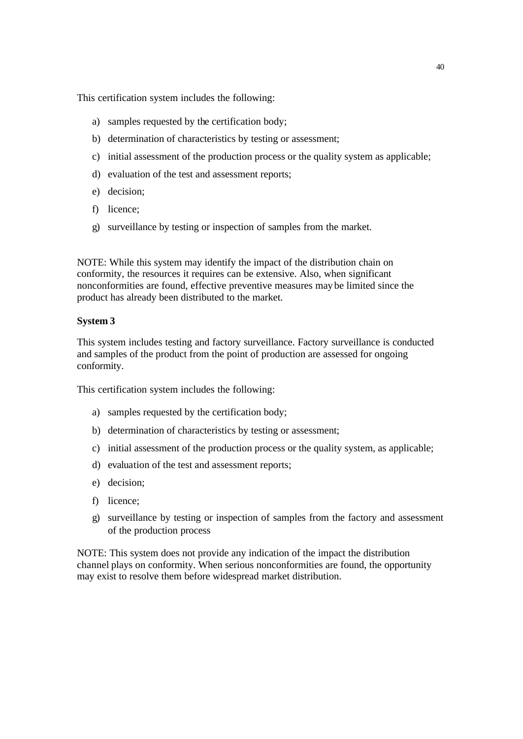This certification system includes the following:

a) samples requested by the certification body;
b) determination of characteristics by testing or assessment;
c) initial assessment of the production process or the quality system as applicable;
d) evaluation of the test and assessment reports;
e) decision;
f) licence;
g) surveillance by testing or inspection of samples from the market.

NOTE: While this system may identify the impact of the distribution chain on conformity, the resources it requires can be extensive. Also, when significant nonconformities are found, effective preventive measures may be limited since the product has already been distributed to the market.

**System 3**

This system includes testing and factory surveillance. Factory surveillance is conducted and samples of the product from the point of production are assessed for ongoing conformity.

This certification system includes the following:

a) samples requested by the certification body;
b) determination of characteristics by testing or assessment;
c) initial assessment of the production process or the quality system, as applicable;
d) evaluation of the test and assessment reports;
e) decision;
f) licence;
g) surveillance by testing or inspection of samples from the factory and assessment of the production process

NOTE: This system does not provide any indication of the impact the distribution channel plays on conformity. When serious nonconformities are found, the opportunity may exist to resolve them before widespread market distribution.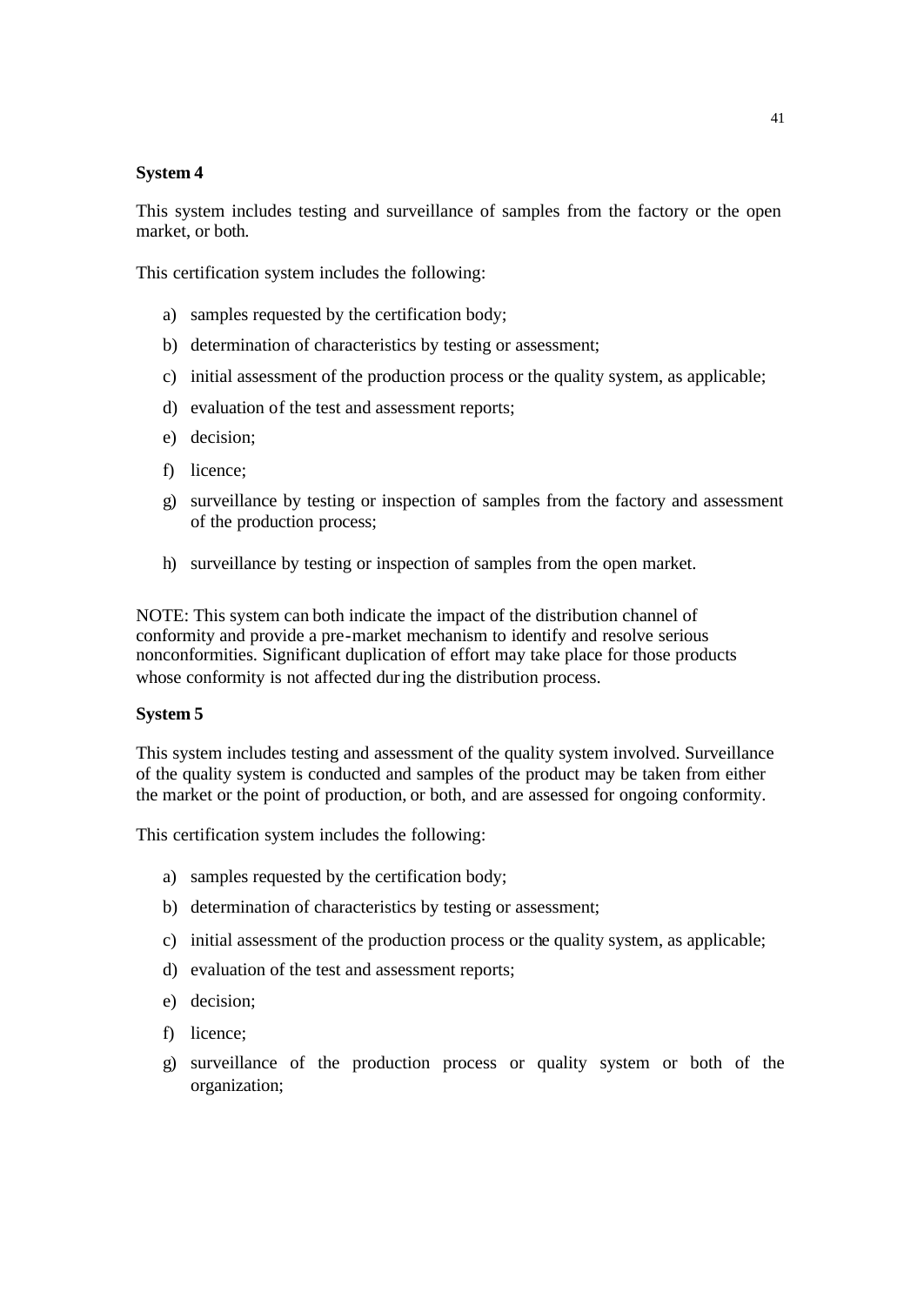**System 4**

This system includes testing and surveillance of samples from the factory or the open market, or both.

This certification system includes the following:

a) samples requested by the certification body;

b) determination of characteristics by testing or assessment;

c) initial assessment of the production process or the quality system, as applicable;

d) evaluation of the test and assessment reports;

e) decision;

f) licence;

g) surveillance by testing or inspection of samples from the factory and assessment of the production process;

h) surveillance by testing or inspection of samples from the open market.

NOTE: This system can both indicate the impact of the distribution channel of conformity and provide a pre-market mechanism to identify and resolve serious nonconformities. Significant duplication of effort may take place for those products whose conformity is not affected during the distribution process.

**System 5**

This system includes testing and assessment of the quality system involved. Surveillance of the quality system is conducted and samples of the product may be taken from either the market or the point of production, or both, and are assessed for ongoing conformity.

This certification system includes the following:

a) samples requested by the certification body;

b) determination of characteristics by testing or assessment;

c) initial assessment of the production process or the quality system, as applicable;

d) evaluation of the test and assessment reports;

e) decision;

f) licence;

g) surveillance of the production process or quality system or both of the organization;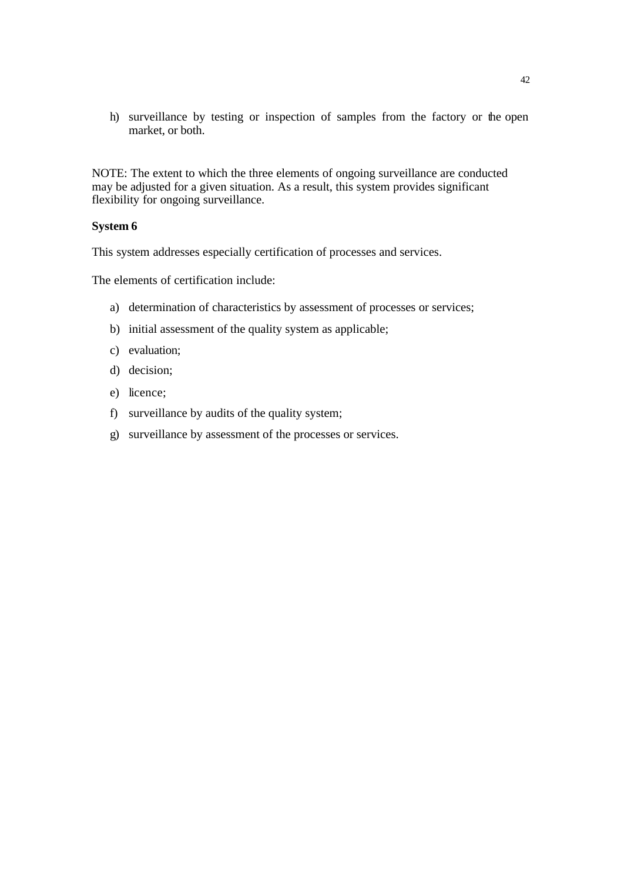h) surveillance by testing or inspection of samples from the factory or the open market, or both.

NOTE: The extent to which the three elements of ongoing surveillance are conducted may be adjusted for a given situation. As a result, this system provides significant flexibility for ongoing surveillance.

**System 6**

This system addresses especially certification of processes and services.

The elements of certification include:

a) determination of characteristics by assessment of processes or services;
b) initial assessment of the quality system as applicable;
c) evaluation;
d) decision;
e) licence;
f) surveillance by audits of the quality system;
g) surveillance by assessment of the processes or services.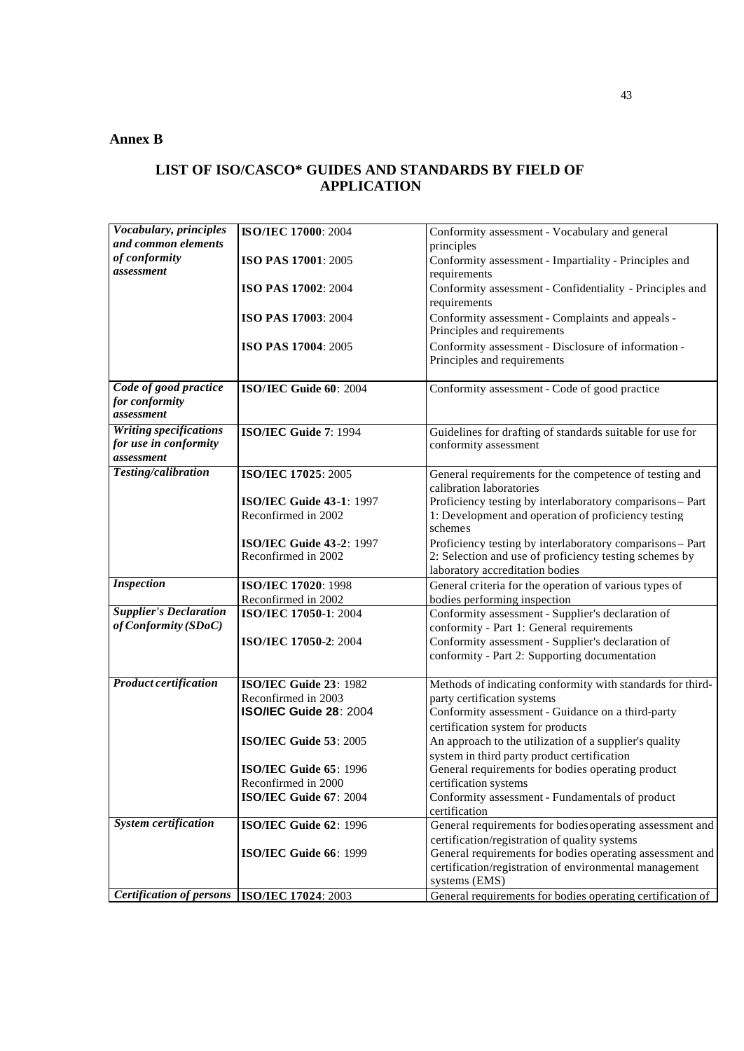## Annex B

### LIST OF ISO/CASCO* GUIDES AND STANDARDS BY FIELD OF APPLICATION

| | | |
|---|---|---|
| ***Vocabulary, principles and common elements of conformity assessment*** | **ISO/IEC 17000**: 2004 | Conformity assessment - Vocabulary and general principles |
| | **ISO PAS 17001**: 2005 | Conformity assessment - Impartiality - Principles and requirements |
| | **ISO PAS 17002**: 2004 | Conformity assessment - Confidentiality - Principles and requirements |
| | **ISO PAS 17003**: 2004 | Conformity assessment - Complaints and appeals - Principles and requirements |
| | **ISO PAS 17004**: 2005 | Conformity assessment - Disclosure of information - Principles and requirements |
| ***Code of good practice for conformity assessment*** | **ISO/IEC Guide 60**: 2004 | Conformity assessment - Code of good practice |
| ***Writing specifications for use in conformity assessment*** | **ISO/IEC Guide 7**: 1994 | Guidelines for drafting of standards suitable for use for conformity assessment |
| ***Testing/calibration*** | **ISO/IEC 17025**: 2005 | General requirements for the competence of testing and calibration laboratories |
| | **ISO/IEC Guide 43-1**: 1997 Reconfirmed in 2002 | Proficiency testing by interlaboratory comparisons – Part 1: Development and operation of proficiency testing schemes |
| | **ISO/IEC Guide 43-2**: 1997 Reconfirmed in 2002 | Proficiency testing by interlaboratory comparisons – Part 2: Selection and use of proficiency testing schemes by laboratory accreditation bodies |
| ***Inspection*** | **ISO/IEC 17020**: 1998 Reconfirmed in 2002 | General criteria for the operation of various types of bodies performing inspection |
| ***Supplier's Declaration of Conformity (SDoC)*** | **ISO/IEC 17050-1**: 2004 | Conformity assessment - Supplier's declaration of conformity - Part 1: General requirements |
| | **ISO/IEC 17050-2**: 2004 | Conformity assessment - Supplier's declaration of conformity - Part 2: Supporting documentation |
| ***Product certification*** | **ISO/IEC Guide 23**: 1982 Reconfirmed in 2003 | Methods of indicating conformity with standards for third-party certification systems |
| | **ISO/IEC Guide 28**: 2004 | Conformity assessment - Guidance on a third-party certification system for products |
| | **ISO/IEC Guide 53**: 2005 | An approach to the utilization of a supplier's quality system in third party product certification |
| | **ISO/IEC Guide 65**: 1996 Reconfirmed in 2000 | General requirements for bodies operating product certification systems |
| | **ISO/IEC Guide 67**: 2004 | Conformity assessment - Fundamentals of product certification |
| ***System certification*** | **ISO/IEC Guide 62**: 1996 | General requirements for bodies operating assessment and certification/registration of quality systems |
| | **ISO/IEC Guide 66**: 1999 | General requirements for bodies operating assessment and certification/registration of environmental management systems (EMS) |
| ***Certification of persons*** | **ISO/IEC 17024**: 2003 | General requirements for bodies operating certification of |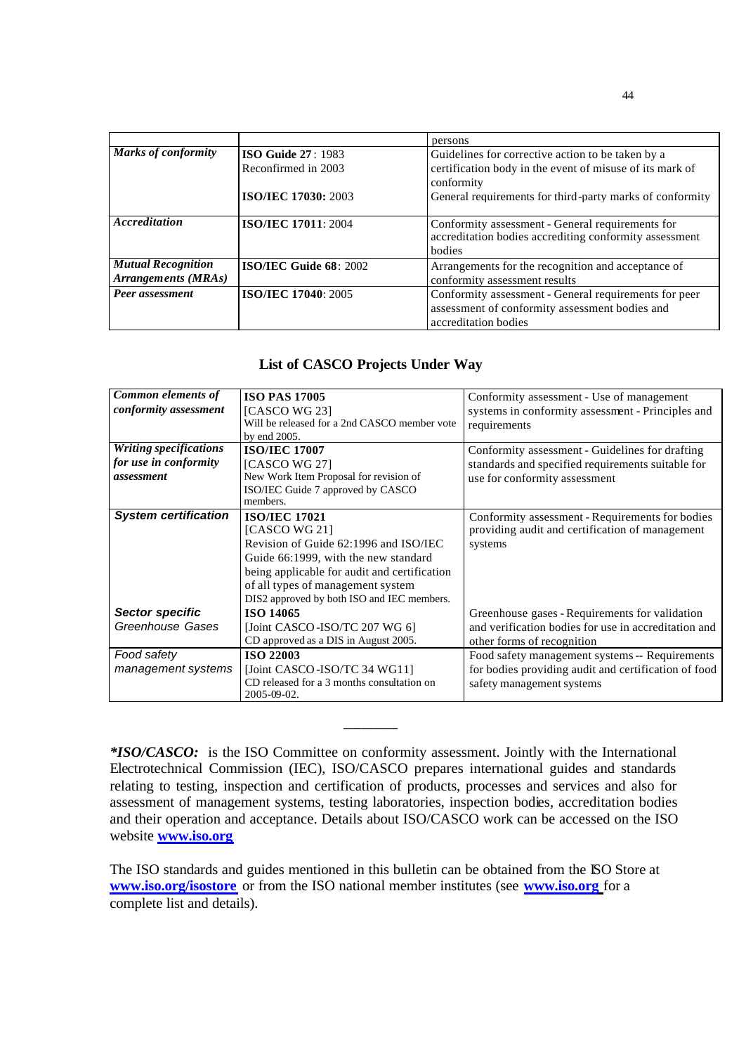| | | persons |
|---|---|---|
| ***Marks of conformity*** | **ISO Guide 27**: 1983<br>Reconfirmed in 2003<br><br>**ISO/IEC 17030:** 2003 | Guidelines for corrective action to be taken by a certification body in the event of misuse of its mark of conformity<br>General requirements for third-party marks of conformity |
| ***Accreditation*** | **ISO/IEC 17011**: 2004 | Conformity assessment - General requirements for accreditation bodies accrediting conformity assessment bodies |
| ***Mutual Recognition Arrangements (MRAs)*** | **ISO/IEC Guide 68**: 2002 | Arrangements for the recognition and acceptance of conformity assessment results |
| ***Peer assessment*** | **ISO/IEC 17040**: 2005 | Conformity assessment - General requirements for peer assessment of conformity assessment bodies and accreditation bodies |

## List of CASCO Projects Under Way

| | | |
|---|---|---|
| ***Common elements of conformity assessment*** | **ISO PAS 17005**<br>[CASCO WG 23]<br>Will be released for a 2nd CASCO member vote by end 2005. | Conformity assessment - Use of management systems in conformity assessment - Principles and requirements |
| ***Writing specifications for use in conformity assessment*** | **ISO/IEC 17007**<br>[CASCO WG 27]<br>New Work Item Proposal for revision of ISO/IEC Guide 7 approved by CASCO members. | Conformity assessment - Guidelines for drafting standards and specified requirements suitable for use for conformity assessment |
| ***System certification*** | **ISO/IEC 17021**<br>[CASCO WG 21]<br>Revision of Guide 62:1996 and ISO/IEC Guide 66:1999, with the new standard being applicable for audit and certification of all types of management system<br>DIS2 approved by both ISO and IEC members. | Conformity assessment - Requirements for bodies providing audit and certification of management systems |
| ***Sector specific***<br>*Greenhouse Gases* | **ISO 14065**<br>[Joint CASCO-ISO/TC 207 WG 6]<br>CD approved as a DIS in August 2005. | Greenhouse gases - Requirements for validation and verification bodies for use in accreditation and other forms of recognition |
| *Food safety management systems* | **ISO 22003**<br>[Joint CASCO-ISO/TC 34 WG11]<br>CD released for a 3 months consultation on 2005-09-02. | Food safety management systems -- Requirements for bodies providing audit and certification of food safety management systems |

________

***ISO/CASCO:*** is the ISO Committee on conformity assessment. Jointly with the International Electrotechnical Commission (IEC), ISO/CASCO prepares international guides and standards relating to testing, inspection and certification of products, processes and services and also for assessment of management systems, testing laboratories, inspection bodies, accreditation bodies and their operation and acceptance. Details about ISO/CASCO work can be accessed on the ISO website **www.iso.org**

The ISO standards and guides mentioned in this bulletin can be obtained from the ISO Store at **www.iso.org/isostore** or from the ISO national member institutes (see **www.iso.org** for a complete list and details).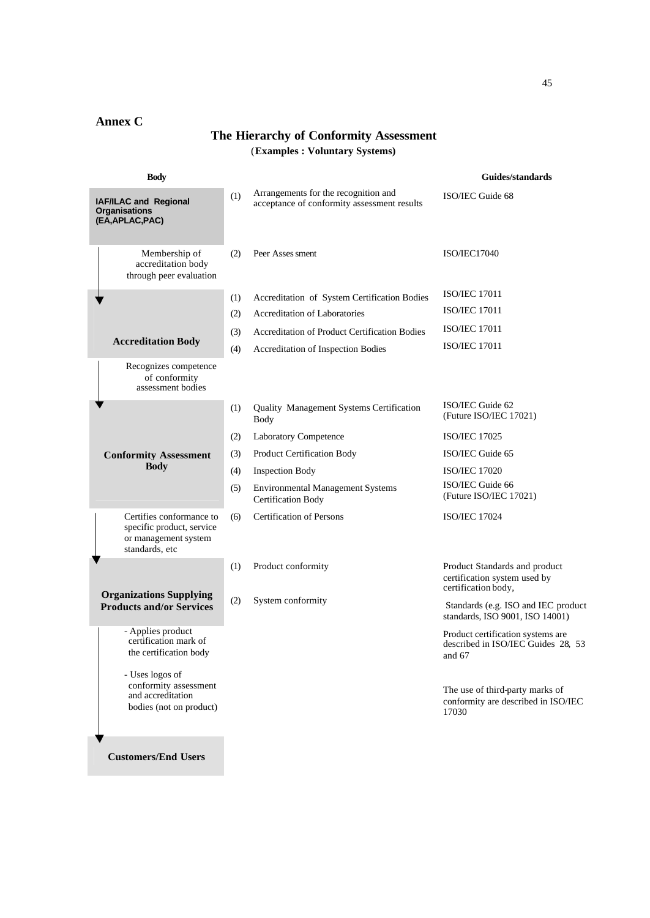**Annex C**

## The Hierarchy of Conformity Assessment

(**Examples : Voluntary Systems)**

| Body | | | Guides/standards |
|---|---|---|---|
| **IAF/ILAC and Regional Organisations (EA,APLAC,PAC)** | (1) | Arrangements for the recognition and acceptance of conformity assessment results | ISO/IEC Guide 68 |
| Membership of accreditation body through peer evaluation | (2) | Peer Assessment | ISO/IEC17040 |
| **Accreditation Body** | (1) | Accreditation of System Certification Bodies | ISO/IEC 17011 |
| | (2) | Accreditation of Laboratories | ISO/IEC 17011 |
| | (3) | Accreditation of Product Certification Bodies | ISO/IEC 17011 |
| | (4) | Accreditation of Inspection Bodies | ISO/IEC 17011 |
| Recognizes competence of conformity assessment bodies | | | |
| **Conformity Assessment Body** | (1) | Quality Management Systems Certification Body | ISO/IEC Guide 62 (Future ISO/IEC 17021) |
| | (2) | Laboratory Competence | ISO/IEC 17025 |
| | (3) | Product Certification Body | ISO/IEC Guide 65 |
| | (4) | Inspection Body | ISO/IEC 17020 |
| | (5) | Environmental Management Systems Certification Body | ISO/IEC Guide 66 (Future ISO/IEC 17021) |
| Certifies conformance to specific product, service or management system standards, etc | (6) | Certification of Persons | ISO/IEC 17024 |
| **Organizations Supplying Products and/or Services** | (1) | Product conformity | Product Standards and product certification system used by certification body, |
| | (2) | System conformity | Standards (e.g. ISO and IEC product standards, ISO 9001, ISO 14001) |
| - Applies product certification mark of the certification body | | | Product certification systems are described in ISO/IEC Guides 28, 53 and 67 |
| - Uses logos of conformity assessment and accreditation bodies (not on product) | | | The use of third-party marks of conformity are described in ISO/IEC 17030 |
| **Customers/End Users** | | | |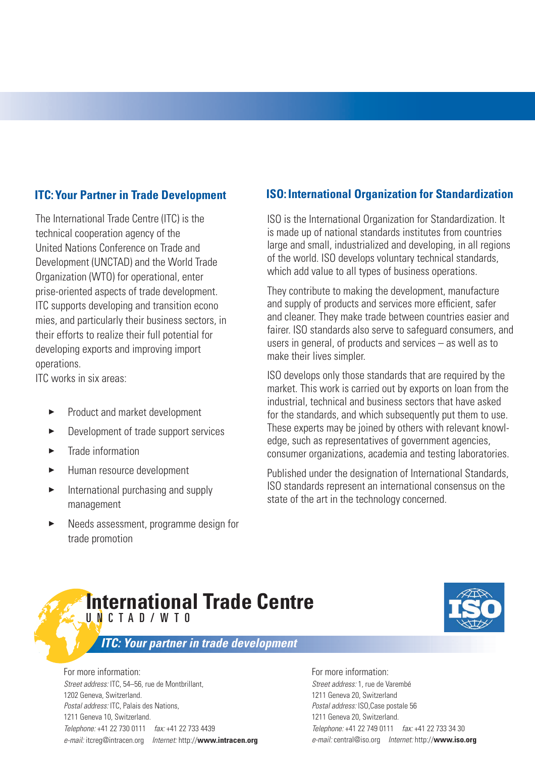## ITC: Your Partner in Trade Development

The International Trade Centre (ITC) is the technical cooperation agency of the United Nations Conference on Trade and Development (UNCTAD) and the World Trade Organization (WTO) for operational, enterprise-oriented aspects of trade development. ITC supports developing and transition economies, and particularly their business sectors, in their efforts to realize their full potential for developing exports and improving import operations.

ITC works in six areas:

- Product and market development
- Development of trade support services
- Trade information
- Human resource development
- International purchasing and supply management
- Needs assessment, programme design for trade promotion

## ISO: International Organization for Standardization

ISO is the International Organization for Standardization. It is made up of national standards institutes from countries large and small, industrialized and developing, in all regions of the world. ISO develops voluntary technical standards, which add value to all types of business operations.

They contribute to making the development, manufacture and supply of products and services more efficient, safer and cleaner. They make trade between countries easier and fairer. ISO standards also serve to safeguard consumers, and users in general, of products and services – as well as to make their lives simpler.

ISO develops only those standards that are required by the market. This work is carried out by exports on loan from the industrial, technical and business sectors that have asked for the standards, and which subsequently put them to use. These experts may be joined by others with relevant knowledge, such as representatives of government agencies, consumer organizations, academia and testing laboratories.

Published under the designation of International Standards, ISO standards represent an international consensus on the state of the art in the technology concerned.

**International Trade Centre**
UNCTAD / WTO

*ITC: Your partner in trade development*

For more information:
*Street address:* ITC, 54–56, rue de Montbrillant, 1202 Geneva, Switzerland.
*Postal address:* ITC, Palais des Nations, 1211 Geneva 10, Switzerland.
*Telephone:* +41 22 730 0111 *fax:* +41 22 733 4439
*e-mail:* itcreg@intracen.org *Internet:* http://**www.intracen.org**

For more information:
*Street address:* 1, rue de Varembé 1211 Geneva 20, Switzerland
*Postal address:* ISO,Case postale 56 1211 Geneva 20, Switzerland.
*Telephone:* +41 22 749 0111 *fax:* +41 22 733 34 30
*e-mail:* central@iso.org *Internet:* http://**www.iso.org**